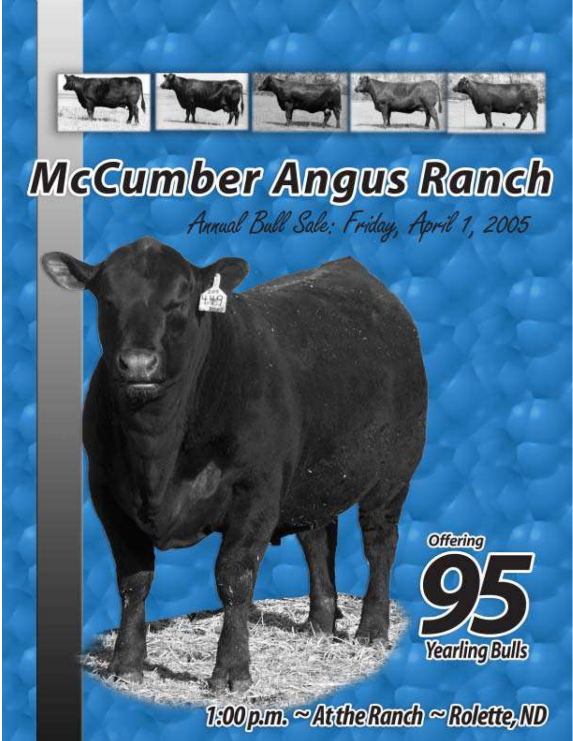# McCumber Angus Ranch

*Annual Bull Sale: Friday, April 1, 2005*

**Offering 95 Yearling Bulls**

1:00 p.m. ~ At the Ranch ~ Rolette, ND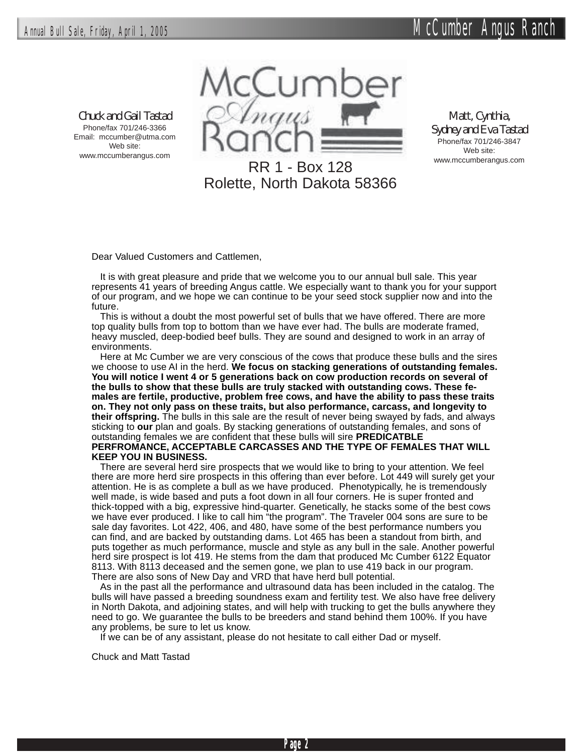Chuck and Gail Tastad
Phone/fax 701/246-3366
Email: mccumber@utma.com
Web site:
www.mccumberangus.com

McCumber Angus Ranch

RR 1 - Box 128
Rolette, North Dakota 58366

Matt, Cynthia,
Sydney and Eva Tastad
Phone/fax 701/246-3847
Web site:
www.mccumberangus.com

Dear Valued Customers and Cattlemen,

It is with great pleasure and pride that we welcome you to our annual bull sale. This year represents 41 years of breeding Angus cattle. We especially want to thank you for your support of our program, and we hope we can continue to be your seed stock supplier now and into the future.

This is without a doubt the most powerful set of bulls that we have offered. There are more top quality bulls from top to bottom than we have ever had. The bulls are moderate framed, heavy muscled, deep-bodied beef bulls. They are sound and designed to work in an array of environments.

Here at Mc Cumber we are very conscious of the cows that produce these bulls and the sires we choose to use AI in the herd. **We focus on stacking generations of outstanding females. You will notice I went 4 or 5 generations back on cow production records on several of the bulls to show that these bulls are truly stacked with outstanding cows. These females are fertile, productive, problem free cows, and have the ability to pass these traits on. They not only pass on these traits, but also performance, carcass, and longevity to their offspring.** The bulls in this sale are the result of never being swayed by fads, and always sticking to **our** plan and goals. By stacking generations of outstanding females, and sons of outstanding females we are confident that these bulls will sire **PREDICATBLE PERFROMANCE, ACCEPTABLE CARCASSES AND THE TYPE OF FEMALES THAT WILL KEEP YOU IN BUSINESS.**

There are several herd sire prospects that we would like to bring to your attention. We feel there are more herd sire prospects in this offering than ever before. Lot 449 will surely get your attention. He is as complete a bull as we have produced. Phenotypically, he is tremendously well made, is wide based and puts a foot down in all four corners. He is super fronted and thick-topped with a big, expressive hind-quarter. Genetically, he stacks some of the best cows we have ever produced. I like to call him "the program". The Traveler 004 sons are sure to be sale day favorites. Lot 422, 406, and 480, have some of the best performance numbers you can find, and are backed by outstanding dams. Lot 465 has been a standout from birth, and puts together as much performance, muscle and style as any bull in the sale. Another powerful herd sire prospect is lot 419. He stems from the dam that produced Mc Cumber 6122 Equator 8113. With 8113 deceased and the semen gone, we plan to use 419 back in our program. There are also sons of New Day and VRD that have herd bull potential.

As in the past all the performance and ultrasound data has been included in the catalog. The bulls will have passed a breeding soundness exam and fertility test. We also have free delivery in North Dakota, and adjoining states, and will help with trucking to get the bulls anywhere they need to go. We guarantee the bulls to be breeders and stand behind them 100%. If you have any problems, be sure to let us know.

If we can be of any assistant, please do not hesitate to call either Dad or myself.

Chuck and Matt Tastad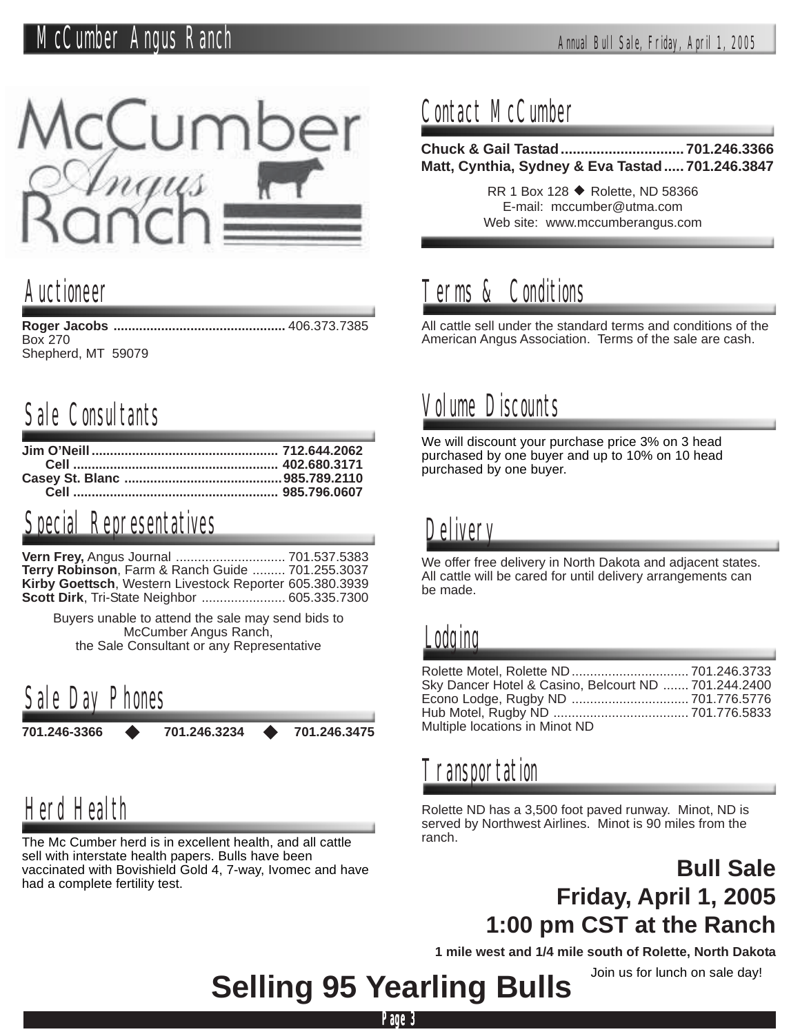## Auctioneer

**Roger Jacobs** ............................................. 406.373.7385
Box 270
Shepherd, MT 59079

## Sale Consultants

**Jim O'Neill** .................................................. **712.644.2062**
**Cell** ....................................................... **402.680.3171**
**Casey St. Blanc** ........................................... **985.789.2110**
**Cell** ....................................................... **985.796.0607**

## Special Representatives

**Vern Frey,** Angus Journal ............................. 701.537.5383
**Terry Robinson**, Farm & Ranch Guide ......... 701.255.3037
**Kirby Goettsch**, Western Livestock Reporter 605.380.3939
**Scott Dirk**, Tri-State Neighbor ...................... 605.335.7300

Buyers unable to attend the sale may send bids to McCumber Angus Ranch, the Sale Consultant or any Representative

## Sale Day Phones

**701.246-3366** ◆ **701.246.3234** ◆ **701.246.3475**

## Herd Health

The Mc Cumber herd is in excellent health, and all cattle sell with interstate health papers. Bulls have been vaccinated with Bovishield Gold 4, 7-way, Ivomec and have had a complete fertility test.

## Contact McCumber

**Chuck & Gail Tastad** ............................... **701.246.3366**
**Matt, Cynthia, Sydney & Eva Tastad** ..... **701.246.3847**

RR 1 Box 128 ◆ Rolette, ND 58366
E-mail: mccumber@utma.com
Web site: www.mccumberangus.com

## Terms & Conditions

All cattle sell under the standard terms and conditions of the American Angus Association. Terms of the sale are cash.

## Volume Discounts

We will discount your purchase price 3% on 3 head purchased by one buyer and up to 10% on 10 head purchased by one buyer.

## Delivery

We offer free delivery in North Dakota and adjacent states. All cattle will be cared for until delivery arrangements can be made.

## Lodging

Rolette Motel, Rolette ND ............................... 701.246.3733
Sky Dancer Hotel & Casino, Belcourt ND ....... 701.244.2400
Econo Lodge, Rugby ND ................................ 701.776.5776
Hub Motel, Rugby ND .................................... 701.776.5833
Multiple locations in Minot ND

## Transportation

Rolette ND has a 3,500 foot paved runway. Minot, ND is served by Northwest Airlines. Minot is 90 miles from the ranch.

**Bull Sale**
**Friday, April 1, 2005**
**1:00 pm CST at the Ranch**

**1 mile west and 1/4 mile south of Rolette, North Dakota**

Join us for lunch on sale day!

# Selling 95 Yearling Bulls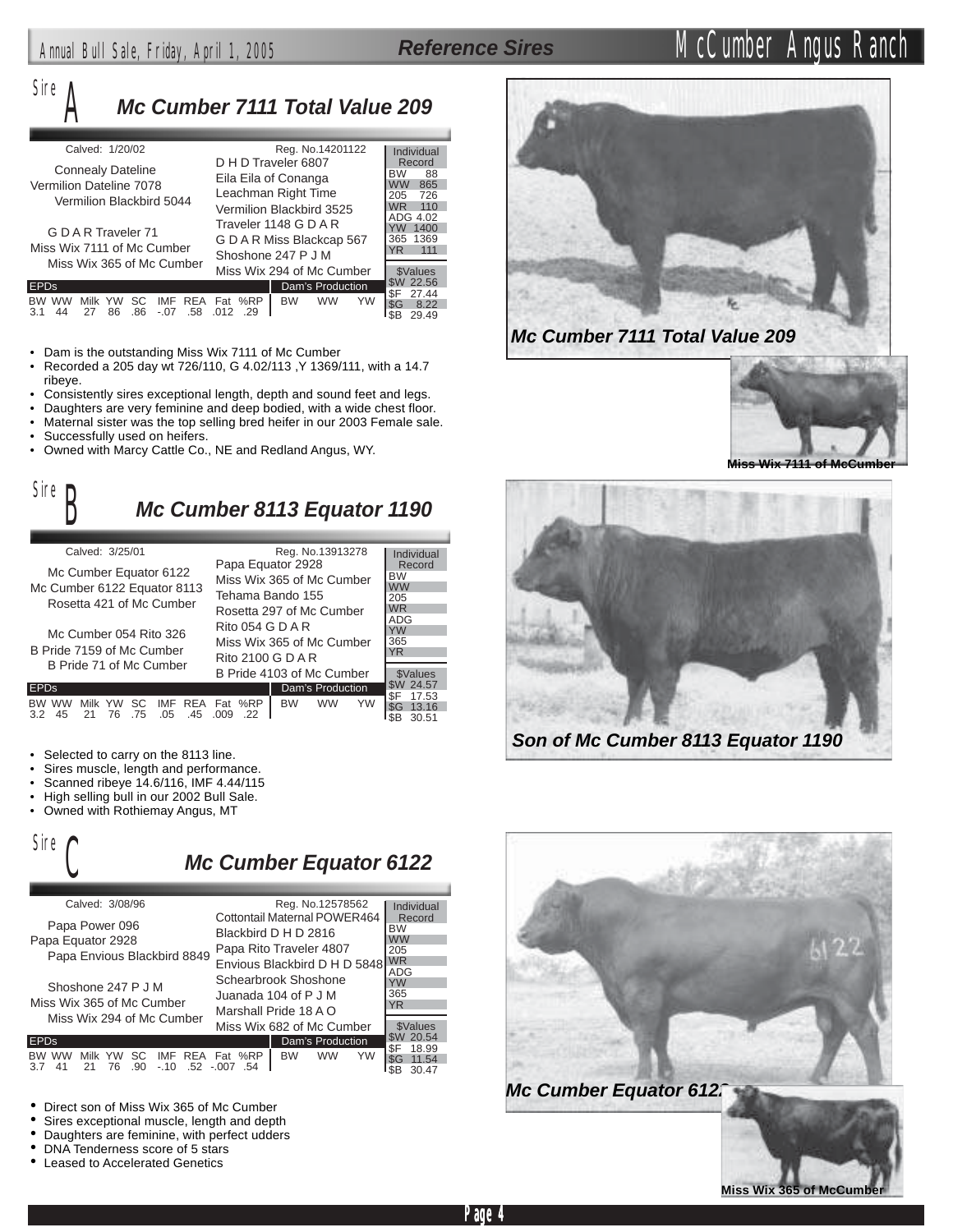## Reference Sires

## Sire A — Mc Cumber 7111 Total Value 209

Calved: 1/20/02 — Reg. No.14201122

**Pedigree:**

- Sire: Vermilion Dateline 7078
  - Connealy Dateline
    - D H D Traveler 6807
    - Eila Eila of Conanga
  - Vermilion Blackbird 5044
    - Leachman Right Time
    - Vermilion Blackbird 3525
- Dam: Miss Wix 7111 of Mc Cumber
  - G D A R Traveler 71
    - Traveler 1148 G D A R
    - G D A R Miss Blackcap 567
  - Miss Wix 365 of Mc Cumber
    - Shoshone 247 P J M
    - Miss Wix 294 of Mc Cumber

| Individual Record | |
|---|---|
| BW | 88 |
| WW | 865 |
| 205 | 726 |
| WR | 110 |
| ADG | 4.02 |
| YW | 1400 |
| 365 | 1369 |
| YR | 111 |

| $Values | |
|---|---|
| $W | 22.56 |
| $F | 27.44 |
| $G | 8.22 |
| $B | 29.49 |

| EPDs | | | | | | | | | | Dam's Production | | |
|---|---|---|---|---|---|---|---|---|---|---|---|---|
| BW | WW | Milk | YW | SC | IMF | REA | Fat | %RP | | BW | WW | YW |
| 3.1 | 44 | 27 | 86 | .86 | -.07 | .58 | .012 | .29 | | | | |

- Dam is the outstanding Miss Wix 7111 of Mc Cumber
- Recorded a 205 day wt 726/110, G 4.02/113 ,Y 1369/111, with a 14.7 ribeye.
- Consistently sires exceptional length, depth and sound feet and legs.
- Daughters are very feminine and deep bodied, with a wide chest floor.
- Maternal sister was the top selling bred heifer in our 2003 Female sale.
- Successfully used on heifers.
- Owned with Marcy Cattle Co., NE and Redland Angus, WY.

Mc Cumber 7111 Total Value 209

Miss Wix 7111 of McCumber

## Sire B — Mc Cumber 8113 Equator 1190

Calved: 3/25/01 — Reg. No.13913278

**Pedigree:**

- Sire: Mc Cumber 6122 Equator 8113
  - Mc Cumber Equator 6122
    - Papa Equator 2928
    - Miss Wix 365 of Mc Cumber
  - Rosetta 421 of Mc Cumber
    - Tehama Bando 155
    - Rosetta 297 of Mc Cumber
- Dam: B Pride 7159 of Mc Cumber
  - Mc Cumber 054 Rito 326
    - Rito 054 G D A R
    - Miss Wix 365 of Mc Cumber
  - B Pride 71 of Mc Cumber
    - Rito 2100 G D A R
    - B Pride 4103 of Mc Cumber

| Individual Record | |
|---|---|
| BW | |
| WW | |
| 205 | |
| WR | |
| ADG | |
| YW | |
| 365 | |
| YR | |

| $Values | |
|---|---|
| $W | 24.57 |
| $F | 17.53 |
| $G | 13.16 |
| $B | 30.51 |

| EPDs | | | | | | | | | | Dam's Production | | |
|---|---|---|---|---|---|---|---|---|---|---|---|---|
| BW | WW | Milk | YW | SC | IMF | REA | Fat | %RP | | BW | WW | YW |
| 3.2 | 45 | 21 | 76 | .75 | .05 | .45 | .009 | .22 | | | | |

- Selected to carry on the 8113 line.
- Sires muscle, length and performance.
- Scanned ribeye 14.6/116, IMF 4.44/115
- High selling bull in our 2002 Bull Sale.
- Owned with Rothiemay Angus, MT

Son of Mc Cumber 8113 Equator 1190

## Sire C — Mc Cumber Equator 6122

Calved: 3/08/96 — Reg. No.12578562

**Pedigree:**

- Sire: Papa Equator 2928
  - Papa Power 096
    - Cottontail Maternal POWER464
    - Blackbird D H D 2816
  - Papa Envious Blackbird 8849
    - Papa Rito Traveler 4807
    - Envious Blackbird D H D 5848
- Dam: Miss Wix 365 of Mc Cumber
  - Shoshone 247 P J M
    - Schearbrook Shoshone
    - Juanada 104 of P J M
  - Miss Wix 294 of Mc Cumber
    - Marshall Pride 18 A O
    - Miss Wix 682 of Mc Cumber

| Individual Record | |
|---|---|
| BW | |
| WW | |
| 205 | |
| WR | |
| ADG | |
| YW | |
| 365 | |
| YR | |

| $Values | |
|---|---|
| $W | 20.54 |
| $F | 18.99 |
| $G | 11.54 |
| $B | 30.47 |

| EPDs | | | | | | | | | | Dam's Production | | |
|---|---|---|---|---|---|---|---|---|---|---|---|---|
| BW | WW | Milk | YW | SC | IMF | REA | Fat | %RP | | BW | WW | YW |
| 3.7 | 41 | 21 | 76 | .90 | -.10 | .52 | -.007 | .54 | | | | |

- Direct son of Miss Wix 365 of Mc Cumber
- Sires exceptional muscle, length and depth
- Daughters are feminine, with perfect udders
- DNA Tenderness score of 5 stars
- Leased to Accelerated Genetics

Mc Cumber Equator 6122

Miss Wix 365 of McCumber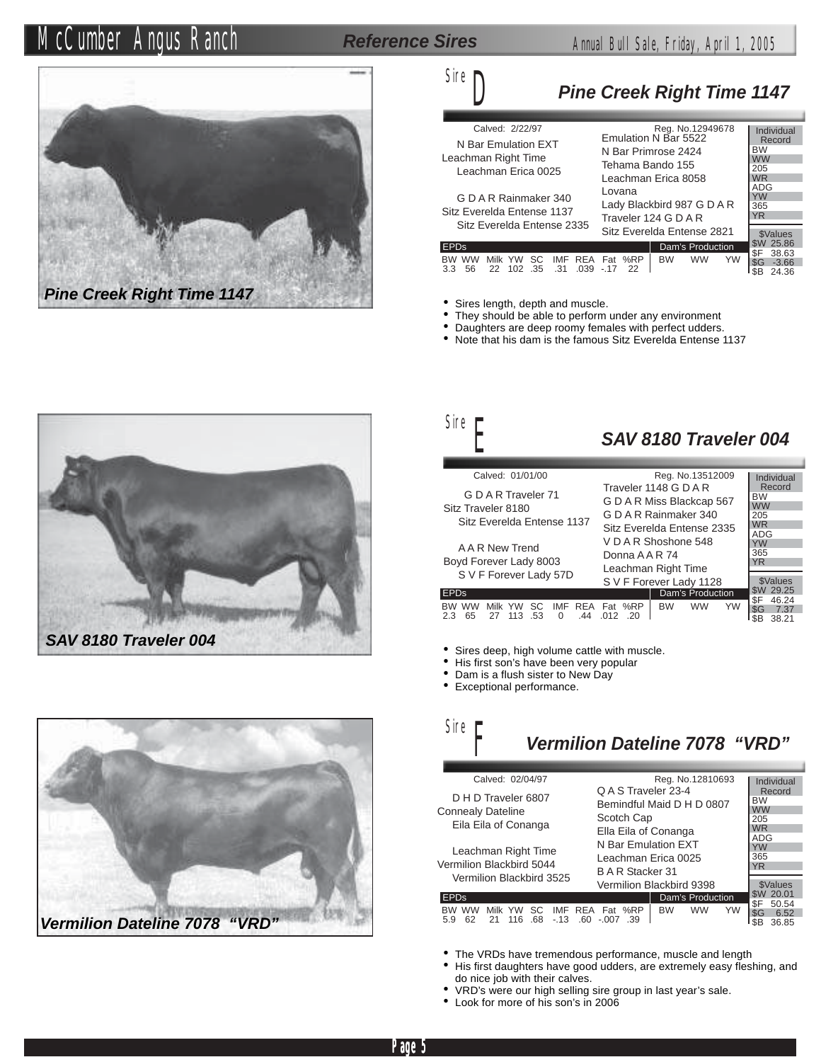## Reference Sires

### Sire D — *Pine Creek Right Time 1147*

Pine Creek Right Time 1147

Calved: 2/22/97 — Reg. No.12949678

**Pedigree**

- Sire: Leachman Right Time
  - N Bar Emulation EXT
    - Emulation N Bar 5522
    - N Bar Primrose 2424
  - Leachman Erica 0025
    - Tehama Bando 155
    - Leachman Erica 8058
- Dam: Sitz Everelda Entense 1137
  - G D A R Rainmaker 340
    - Lovana
    - Lady Blackbird 987 G D A R
  - Sitz Everelda Entense 2335
    - Traveler 124 G D A R
    - Sitz Everelda Entense 2821

**EPDs**

| BW | WW | Milk | YW | SC | IMF | REA | Fat | %RP |
|---|---|---|---|---|---|---|---|---|
| 3.3 | 56 | 22 | 102 | .35 | .31 | .039 | -.17 | 22 |

**Dam's Production:** BW | WW | YW

**Individual Record:** BW, WW, 205, WR, ADG, YW, 365, YR

**$Values:** $W 25.86, $F 38.63, $G -3.66, $B 24.36

- Sires length, depth and muscle.
- They should be able to perform under any environment
- Daughters are deep roomy females with perfect udders.
- Note that his dam is the famous Sitz Everelda Entense 1137

### Sire E — *SAV 8180 Traveler 004*

SAV 8180 Traveler 004

Calved: 01/01/00 — Reg. No.13512009

**Pedigree**

- Sire: Sitz Traveler 8180
  - G D A R Traveler 71
    - Traveler 1148 G D A R
    - G D A R Miss Blackcap 567
  - Sitz Everelda Entense 1137
    - G D A R Rainmaker 340
    - Sitz Everelda Entense 2335
- Dam: Boyd Forever Lady 8003
  - A A R New Trend
    - V D A R Shoshone 548
    - Donna A A R 74
  - S V F Forever Lady 57D
    - Leachman Right Time
    - S V F Forever Lady 1128

**EPDs**

| BW | WW | Milk | YW | SC | IMF | REA | Fat | %RP |
|---|---|---|---|---|---|---|---|---|
| 2.3 | 65 | 27 | 113 | .53 | 0 | .44 | .012 | .20 |

**Dam's Production:** BW | WW | YW

**Individual Record:** BW, WW, 205, WR, ADG, YW, 365, YR

**$Values:** $W 29.25, $F 46.24, $G 7.37, $B 38.21

- Sires deep, high volume cattle with muscle.
- His first son's have been very popular
- Dam is a flush sister to New Day
- Exceptional performance.

### Sire F — *Vermilion Dateline 7078 "VRD"*

Vermilion Dateline 7078 "VRD"

Calved: 02/04/97 — Reg. No.12810693

**Pedigree**

- Sire: Connealy Dateline
  - D H D Traveler 6807
    - Q A S Traveler 23-4
    - Bemindful Maid D H D 0807
  - Eila Eila of Conanga
    - Scotch Cap
    - Ella Eila of Conanga
- Dam: Vermilion Blackbird 5044
  - Leachman Right Time
    - N Bar Emulation EXT
    - Leachman Erica 0025
  - Vermilion Blackbird 3525
    - B A R Stacker 31
    - Vermilion Blackbird 9398

**EPDs**

| BW | WW | Milk | YW | SC | IMF | REA | Fat | %RP |
|---|---|---|---|---|---|---|---|---|
| 5.9 | 62 | 21 | 116 | .68 | -.13 | .60 | -.007 | .39 |

**Dam's Production:** BW | WW | YW

**Individual Record:** BW, WW, 205, WR, ADG, YW, 365, YR

**$Values:** $W 20.01, $F 50.54, $G 6.52, $B 36.85

- The VRDs have tremendous performance, muscle and length
- His first daughters have good udders, are extremely easy fleshing, and do nice job with their calves.
- VRD's were our high selling sire group in last year's sale.
- Look for more of his son's in 2006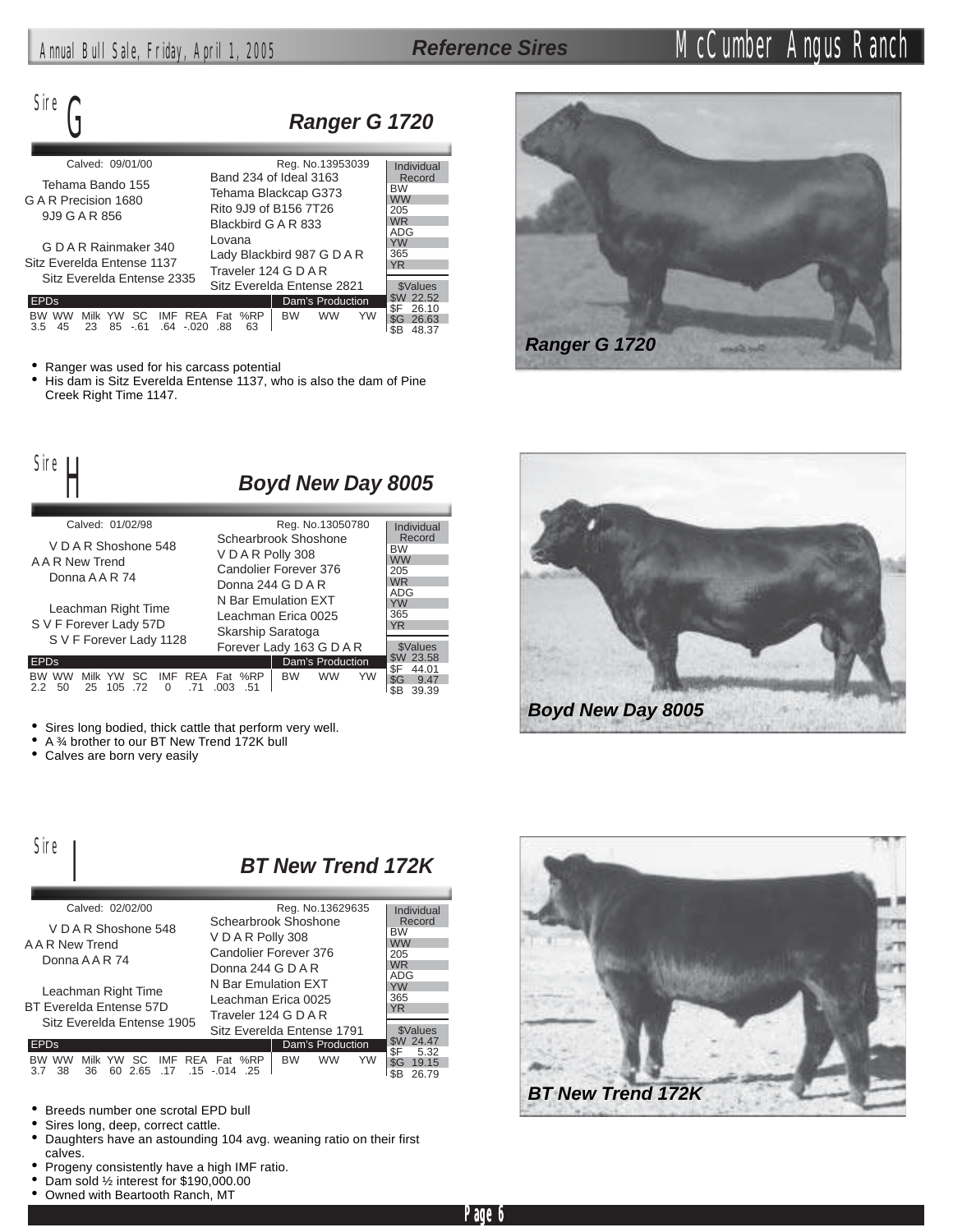## Sire G

### Ranger G 1720

Calved: 09/01/00 — Reg. No.13953039

**Pedigree:**

- Tehama Bando 155
- G A R Precision 1680
- 9J9 G A R 856
- G D A R Rainmaker 340
- Sitz Everelda Entense 1137
- Sitz Everelda Entense 2335

- Band 234 of Ideal 3163
- Tehama Blackcap G373
- Rito 9J9 of B156 7T26
- Blackbird G A R 833
- Lovana
- Lady Blackbird 987 G D A R
- Traveler 124 G D A R
- Sitz Everelda Entense 2821

Individual Record: BW, WW, 205, WR, ADG, YW, 365, YR

| EPDs | | | | | | | | | | Dam's Production | | |
|---|---|---|---|---|---|---|---|---|---|---|---|---|
| BW | WW | Milk | YW | SC | IMF | REA | Fat | %RP | | BW | WW | YW |
| 3.5 | 45 | 23 | 85 | -.61 | .64 | -.020 | .88 | 63 | | | | |

| $Values | |
|---|---|
| $W | 22.52 |
| $F | 26.10 |
| $G | 26.63 |
| $B | 48.37 |

- Ranger was used for his carcass potential
- His dam is Sitz Everelda Entense 1137, who is also the dam of Pine Creek Right Time 1147.

Ranger G 1720

## Sire H

### Boyd New Day 8005

Calved: 01/02/98 — Reg. No.13050780

**Pedigree:**

- V D A R Shoshone 548
- A A R New Trend
- Donna A A R 74
- Leachman Right Time
- S V F Forever Lady 57D
- S V F Forever Lady 1128

- Schearbrook Shoshone
- V D A R Polly 308
- Candolier Forever 376
- Donna 244 G D A R
- N Bar Emulation EXT
- Leachman Erica 0025
- Skarship Saratoga
- Forever Lady 163 G D A R

Individual Record: BW, WW, 205, WR, ADG, YW, 365, YR

| EPDs | | | | | | | | | | Dam's Production | | |
|---|---|---|---|---|---|---|---|---|---|---|---|---|
| BW | WW | Milk | YW | SC | IMF | REA | Fat | %RP | | BW | WW | YW |
| 2.2 | 50 | 25 | 105 | .72 | 0 | .71 | .003 | .51 | | | | |

| $Values | |
|---|---|
| $W | 23.58 |
| $F | 44.01 |
| $G | 9.47 |
| $B | 39.39 |

- Sires long bodied, thick cattle that perform very well.
- A ¾ brother to our BT New Trend 172K bull
- Calves are born very easily

Boyd New Day 8005

## Sire I

### BT New Trend 172K

Calved: 02/02/00 — Reg. No.13629635

**Pedigree:**

- V D A R Shoshone 548
- A A R New Trend
- Donna A A R 74
- Leachman Right Time
- BT Everelda Entense 57D
- Sitz Everelda Entense 1905

- Schearbrook Shoshone
- V D A R Polly 308
- Candolier Forever 376
- Donna 244 G D A R
- N Bar Emulation EXT
- Leachman Erica 0025
- Traveler 124 G D A R
- Sitz Everelda Entense 1791

Individual Record: BW, WW, 205, WR, ADG, YW, 365, YR

| EPDs | | | | | | | | | | Dam's Production | | |
|---|---|---|---|---|---|---|---|---|---|---|---|---|
| BW | WW | Milk | YW | SC | IMF | REA | Fat | %RP | | BW | WW | YW |
| 3.7 | 38 | 36 | 60 | 2.65 | .17 | .15 | -.014 | .25 | | | | |

| $Values | |
|---|---|
| $W | 24.47 |
| $F | 5.32 |
| $G | 19.15 |
| $B | 26.79 |

- Breeds number one scrotal EPD bull
- Sires long, deep, correct cattle.
- Daughters have an astounding 104 avg. weaning ratio on their first calves.
- Progeny consistently have a high IMF ratio.
- Dam sold ½ interest for $190,000.00
- Owned with Beartooth Ranch, MT

BT New Trend 172K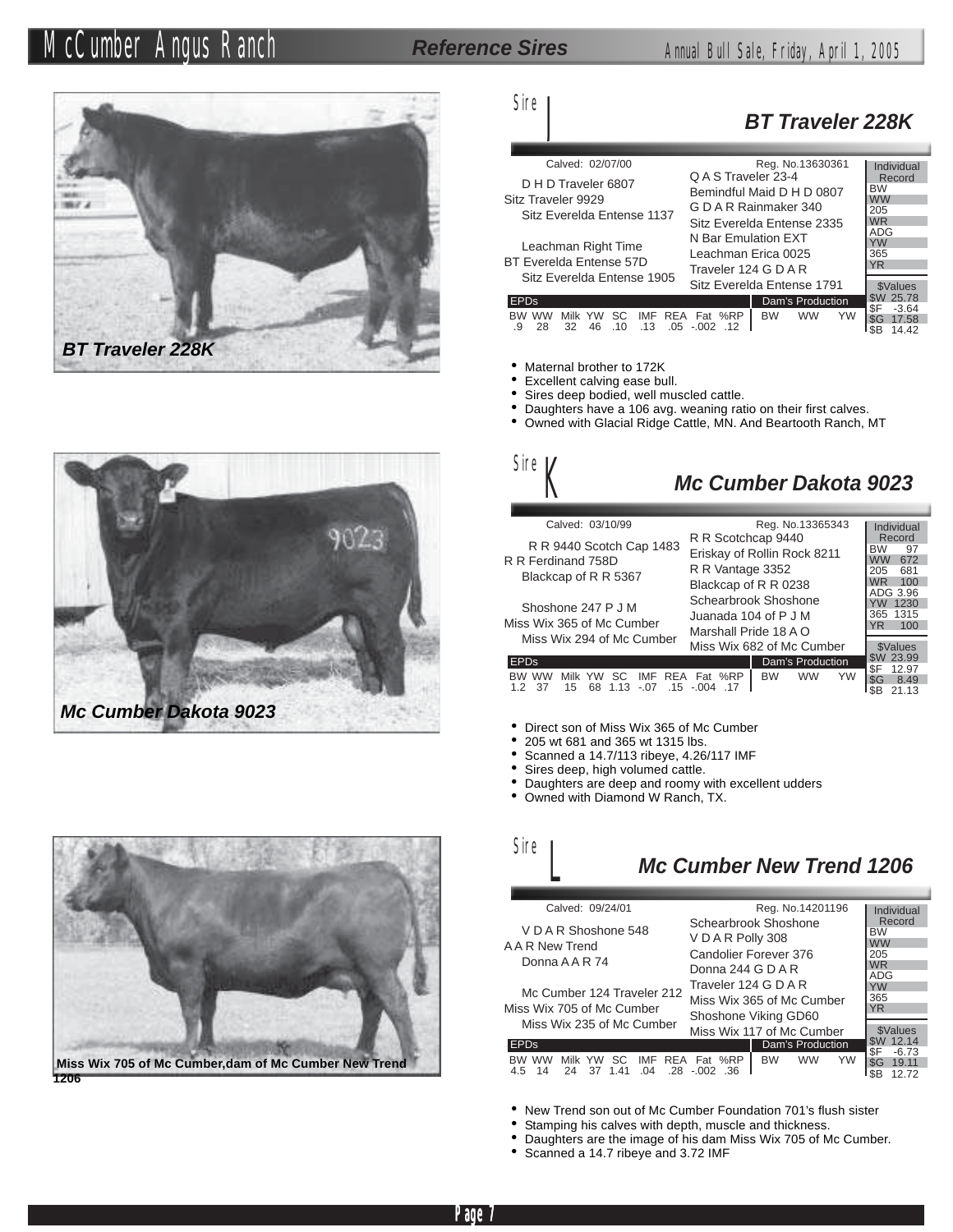## Reference Sires

BT Traveler 228K

### Sire I — BT Traveler 228K

Calved: 02/07/00 — Reg. No.13630361

**Pedigree**

- Sire: Sitz Traveler 9929
  - D H D Traveler 6807
    - Q A S Traveler 23-4
    - Bemindful Maid D H D 0807
  - Sitz Everelda Entense 1137
    - G D A R Rainmaker 340
    - Sitz Everelda Entense 2335
- Dam: BT Everelda Entense 57D
  - Leachman Right Time
    - N Bar Emulation EXT
    - Leachman Erica 0025
  - Sitz Everelda Entense 1905
    - Traveler 124 G D A R
    - Sitz Everelda Entense 1791

**EPDs**

| BW | WW | Milk | YW | SC | IMF | REA | Fat | %RP |
|---|---|---|---|---|---|---|---|---|
| .9 | 28 | 32 | 46 | .10 | .13 | .05 | -.002 | .12 |

**Dam's Production**

| BW | WW | YW |
|---|---|---|
| | | |

**Individual Record**

| BW | WW | 205 | WR | ADG | YW | 365 | YR |
|---|---|---|---|---|---|---|---|
| | | | | | | | |

**$Values**

| $W | $F | $G | $B |
|---|---|---|---|
| 25.78 | -3.64 | 17.58 | 14.42 |

- Maternal brother to 172K
- Excellent calving ease bull.
- Sires deep bodied, well muscled cattle.
- Daughters have a 106 avg. weaning ratio on their first calves.
- Owned with Glacial Ridge Cattle, MN. And Beartooth Ranch, MT

Mc Cumber Dakota 9023

### Sire K — Mc Cumber Dakota 9023

Calved: 03/10/99 — Reg. No.13365343

**Pedigree**

- Sire: R R Ferdinand 758D
  - R R 9440 Scotch Cap 1483
    - R R Scotchcap 9440
    - Eriskay of Rollin Rock 8211
  - Blackcap of R R 5367
    - R R Vantage 3352
    - Blackcap of R R 0238
- Dam: Miss Wix 365 of Mc Cumber
  - Shoshone 247 P J M
    - Schearbrook Shoshone
    - Juanada 104 of P J M
  - Miss Wix 294 of Mc Cumber
    - Marshall Pride 18 A O
    - Miss Wix 682 of Mc Cumber

**EPDs**

| BW | WW | Milk | YW | SC | IMF | REA | Fat | %RP |
|---|---|---|---|---|---|---|---|---|
| 1.2 | 37 | 15 | 68 | 1.13 | -.07 | .15 | -.004 | .17 |

**Dam's Production**

| BW | WW | YW |
|---|---|---|
| | | |

**Individual Record**

| BW | WW | 205 | WR | ADG | YW | 365 | YR |
|---|---|---|---|---|---|---|---|
| 97 | 672 | 681 | 100 | 3.96 | 1230 | 1315 | 100 |

**$Values**

| $W | $F | $G | $B |
|---|---|---|---|
| 23.99 | 12.97 | 8.49 | 21.13 |

- Direct son of Miss Wix 365 of Mc Cumber
- 205 wt 681 and 365 wt 1315 lbs.
- Scanned a 14.7/113 ribeye, 4.26/117 IMF
- Sires deep, high volumed cattle.
- Daughters are deep and roomy with excellent udders
- Owned with Diamond W Ranch, TX.

Miss Wix 705 of Mc Cumber,dam of Mc Cumber New Trend 1206

### Sire L — Mc Cumber New Trend 1206

Calved: 09/24/01 — Reg. No.14201196

**Pedigree**

- Sire: A A R New Trend
  - V D A R Shoshone 548
    - Schearbrook Shoshone
    - V D A R Polly 308
  - Donna A A R 74
    - Candolier Forever 376
    - Donna 244 G D A R
- Dam: Miss Wix 705 of Mc Cumber
  - Mc Cumber 124 Traveler 212
    - Traveler 124 G D A R
    - Miss Wix 365 of Mc Cumber
  - Miss Wix 235 of Mc Cumber
    - Shoshone Viking GD60
    - Miss Wix 117 of Mc Cumber

**EPDs**

| BW | WW | Milk | YW | SC | IMF | REA | Fat | %RP |
|---|---|---|---|---|---|---|---|---|
| 4.5 | 14 | 24 | 37 | 1.41 | .04 | .28 | -.002 | .36 |

**Dam's Production**

| BW | WW | YW |
|---|---|---|
| | | |

**Individual Record**

| BW | WW | 205 | WR | ADG | YW | 365 | YR |
|---|---|---|---|---|---|---|---|
| | | | | | | | |

**$Values**

| $W | $F | $G | $B |
|---|---|---|---|
| 12.14 | -6.73 | 19.11 | 12.72 |

- New Trend son out of Mc Cumber Foundation 701's flush sister
- Stamping his calves with depth, muscle and thickness.
- Daughters are the image of his dam Miss Wix 705 of Mc Cumber.
- Scanned a 14.7 ribeye and 3.72 IMF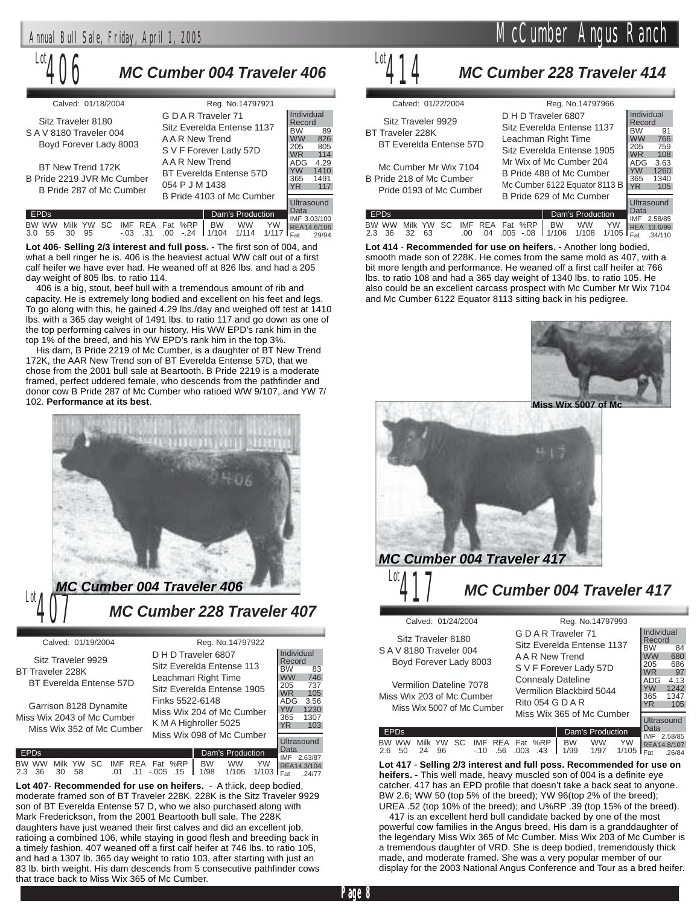## Lot 406 — MC Cumber 004 Traveler 406

Calved: 01/18/2004 — Reg. No.14797921

Pedigree:
- Sire: S A V 8180 Traveler 004
  - Sitz Traveler 8180
    - G D A R Traveler 71
    - Sitz Everelda Entense 1137
  - Boyd Forever Lady 8003
    - A A R New Trend
    - S V F Forever Lady 57D
- Dam: B Pride 2219 JVR Mc Cumber
  - BT New Trend 172K
    - A A R New Trend
    - BT Everelda Entense 57D
  - B Pride 287 of Mc Cumber
    - 054 P J M 1438
    - B Pride 4103 of Mc Cumber

| Individual Record | |
|---|---|
| BW | 89 |
| WW | 826 |
| 205 | 805 |
| WR | 114 |
| ADG | 4.29 |
| YW | 1410 |
| 365 | 1491 |
| YR | 117 |

| Ultrasound Data | |
|---|---|
| IMF | 3.03/100 |
| REA | 14.6/106 |
| Fat | .29/94 |

| BW | WW | Milk | YW | SC | IMF | REA | Fat | %RP |
|---|---|---|---|---|---|---|---|---|
| 3.0 | 55 | 30 | 95 | | -.03 | .31 | .00 | -.24 |

| Dam's Production | BW | WW | YW |
|---|---|---|---|
| | 1/104 | 1/114 | 1/117 |

**Lot 406- Selling 2/3 interest and full poss. -** The first son of 004, and what a bell ringer he is. 406 is the heaviest actual WW calf out of a first calf heifer we have ever had. He weaned off at 826 lbs. and had a 205 day weight of 805 lbs. to ratio 114.

406 is a big, stout, beef bull with a tremendous amount of rib and capacity. He is extremely long bodied and excellent on his feet and legs. To go along with this, he gained 4.29 lbs./day and weighed off test at 1410 lbs. with a 365 day weight of 1491 lbs. to ratio 117 and go down as one of the top performing calves in our history. His WW EPD's rank him in the top 1% of the breed, and his YW EPD's rank him in the top 3%.

His dam, B Pride 2219 of Mc Cumber, is a daughter of BT New Trend 172K, the AAR New Trend son of BT Everelda Entense 57D, that we chose from the 2001 bull sale at Beartooth. B Pride 2219 is a moderate framed, perfect uddered female, who descends from the pathfinder and donor cow B Pride 287 of Mc Cumber who ratioed WW 9/107, and YW 7/102. **Performance at its best**.

*MC Cumber 004 Traveler 406*

## Lot 407 — MC Cumber 228 Traveler 407

Calved: 01/19/2004 — Reg. No.14797922

Pedigree:
- Sire: BT Traveler 228K
  - Sitz Traveler 9929
    - D H D Traveler 6807
    - Sitz Everelda Entense 113
  - BT Everelda Entense 57D
    - Leachman Right Time
    - Sitz Everelda Entense 1905
- Dam: Miss Wix 2043 of Mc Cumber
  - Garrison 8128 Dynamite
    - Finks 5522-6148
    - Miss Wix 204 of Mc Cumber
  - Miss Wix 352 of Mc Cumber
    - K M A Highroller 5025
    - Miss Wix 098 of Mc Cumber

| Individual Record | |
|---|---|
| BW | 83 |
| WW | 746 |
| 205 | 737 |
| WR | 105 |
| ADG | 3.56 |
| YW | 1230 |
| 365 | 1307 |
| YR | 103 |

| Ultrasound Data | |
|---|---|
| IMF | 2.63/87 |
| REA | 14.3/104 |
| Fat | .24/77 |

| BW | WW | Milk | YW | SC | IMF | REA | Fat | %RP |
|---|---|---|---|---|---|---|---|---|
| 2.3 | 36 | 30 | 58 | | .01 | .11 | -.005 | .15 |

| Dam's Production | BW | WW | YW |
|---|---|---|---|
| | 1/98 | 1/105 | 1/103 |

**Lot 407- Recommended for use on heifers.** - A thick, deep bodied, moderate framed son of BT Traveler 228K. 228K is the Sitz Traveler 9929 son of BT Everelda Entense 57 D, who we also purchased along with Mark Frederickson, from the 2001 Beartooth bull sale. The 228K daughters have just weaned their first calves and did an excellent job, ratioing a combined 106, while staying in good flesh and breeding back in a timely fashion. 407 weaned off a first calf heifer at 746 lbs. to ratio 105, and had a 1307 lb. 365 day weight to ratio 103, after starting with just an 83 lb. birth weight. His dam descends from 5 consecutive pathfinder cows that trace back to Miss Wix 365 of Mc Cumber.

## Lot 414 — MC Cumber 228 Traveler 414

Calved: 01/22/2004 — Reg. No.14797966

Pedigree:
- Sire: BT Traveler 228K
  - Sitz Traveler 9929
    - D H D Traveler 6807
    - Sitz Everelda Entense 1137
  - BT Everelda Entense 57D
    - Leachman Right Time
    - Sitz Everelda Entense 1905
- Dam: B Pride 218 of Mc Cumber
  - Mc Cumber Mr Wix 7104
    - Mr Wix of Mc Cumber 204
    - B Pride 488 of Mc Cumber
  - Pride 0193 of Mc Cumber
    - Mc Cumber 6122 Equator 8113 B
    - B Pride 629 of Mc Cumber

| Individual Record | |
|---|---|
| BW | 91 |
| WW | 766 |
| 205 | 759 |
| WR | 108 |
| ADG | 3.63 |
| YW | 1260 |
| 365 | 1340 |
| YR | 105 |

| Ultrasound Data | |
|---|---|
| IMF | 2.58/85 |
| REA | 13.6/99 |
| Fat | .34/110 |

| BW | WW | Milk | YW | SC | IMF | REA | Fat | %RP |
|---|---|---|---|---|---|---|---|---|
| 2.3 | 36 | 32 | 63 | | .00 | .04 | .005 | -.08 |

| Dam's Production | BW | WW | YW |
|---|---|---|---|
| | 1/106 | 1/108 | 1/105 |

**Lot 414** - **Recommended for use on heifers. -** Another long bodied, smooth made son of 228K. He comes from the same mold as 407, with a bit more length and performance. He weaned off a first calf heifer at 766 lbs. to ratio 108 and had a 365 day weight of 1340 lbs. to ratio 105. He also could be an excellent carcass prospect with Mc Cumber Mr Wix 7104 and Mc Cumber 6122 Equator 8113 sitting back in his pedigree.

*Miss Wix 5007 of Mc*

*MC Cumber 004 Traveler 417*

## Lot 417 — MC Cumber 004 Traveler 417

Calved: 01/24/2004 — Reg. No.14797993

Pedigree:
- Sire: S A V 8180 Traveler 004
  - Sitz Traveler 8180
    - G D A R Traveler 71
    - Sitz Everelda Entense 1137
  - Boyd Forever Lady 8003
    - A A R New Trend
    - S V F Forever Lady 57D
- Dam: Miss Wix 203 of Mc Cumber
  - Vermilion Dateline 7078
    - Connealy Dateline
    - Vermilion Blackbird 5044
  - Miss Wix 5007 of Mc Cumber
    - Rito 054 G D A R
    - Miss Wix 365 of Mc Cumber

| Individual Record | |
|---|---|
| BW | 84 |
| WW | 680 |
| 205 | 686 |
| WR | 97 |
| ADG | 4.13 |
| YW | 1242 |
| 365 | 1347 |
| YR | 105 |

| Ultrasound Data | |
|---|---|
| IMF | 2.58/85 |
| REA | 14.8/107 |
| Fat | .26/84 |

| BW | WW | Milk | YW | SC | IMF | REA | Fat | %RP |
|---|---|---|---|---|---|---|---|---|
| 2.6 | 50 | 24 | 96 | | -.10 | .56 | .003 | .43 |

| Dam's Production | BW | WW | YW |
|---|---|---|---|
| | 1/99 | 1/97 | 1/105 |

**Lot 417** - **Selling 2/3 interest and full poss. Recommended for use on heifers. -** This well made, heavy muscled son of 004 is a definite eye catcher. 417 has an EPD profile that doesn't take a back seat to anyone. BW 2.6; WW 50 (top 5% of the breed); YW 96(top 2% of the breed); UREA .52 (top 10% of the breed); and U%RP .39 (top 15% of the breed).

417 is an excellent herd bull candidate backed by one of the most powerful cow families in the Angus breed. His dam is a granddaughter of the legendary Miss Wix 365 of Mc Cumber. Miss Wix 203 of Mc Cumber is a tremendous daughter of VRD. She is deep bodied, tremendously thick made, and moderate framed. She was a very popular member of our display for the 2003 National Angus Conference and Tour as a bred heifer.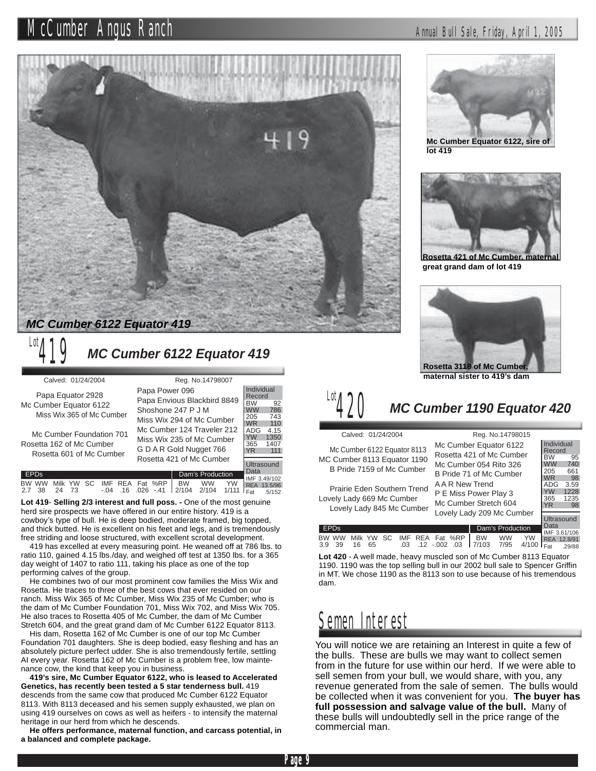*MC Cumber 6122 Equator 419*

Mc Cumber Equator 6122, sire of lot 419

Rosetta 421 of Mc Cumber, maternal great grand dam of lot 419

Rosetta 3118 of Mc Cumber, maternal sister to 419's dam

## Lot 419 *MC Cumber 6122 Equator 419*

Calved: 01/24/2004 Reg. No.14798007

| Sire/Dam | Grandparents | Great-Grandparents |
|---|---|---|
| | Papa Equator 2928 | Papa Power 096 |
| | | Papa Envious Blackbird 8849 |
| Mc Cumber Equator 6122 | | |
| | Miss Wix 365 of Mc Cumber | Shoshone 247 P J M |
| | | Miss Wix 294 of Mc Cumber |
| | Mc Cumber Foundation 701 | Mc Cumber 124 Traveler 212 |
| | | Miss Wix 235 of Mc Cumber |
| Rosetta 162 of Mc Cumber | | |
| | Rosetta 601 of Mc Cumber | G D A R Gold Nugget 766 |
| | | Rosetta 421 of Mc Cumber |

| Individual Record | |
|---|---|
| BW | 92 |
| WW | 786 |
| 205 | 743 |
| WR | 110 |
| ADG | 4.15 |
| YW | 1350 |
| 365 | 1407 |
| YR | 111 |

| Ultrasound Data | |
|---|---|
| IMF | 3.49/102 |
| REA | 13.5/96 |
| Fat | .5/152 |

| EPDs | | | | | | | | | Dam's Production | | |
|---|---|---|---|---|---|---|---|---|---|---|---|
| BW | WW | Milk | YW | SC | IMF | REA | Fat | %RP | BW | WW | YW |
| 2.7 | 38 | 24 | 73 | | -.04 | .16 | .026 | -.41 | 2/104 | 2/104 | 1/111 |

**Lot 419- Selling 2/3 interest and full poss. -** One of the most genuine herd sire prospects we have offered in our entire history. 419 is a cowboy's type of bull. He is deep bodied, moderate framed, big topped, and thick butted. He is excellent on his feet and legs, and is tremendously free striding and loose structured, with excellent scrotal development.

419 has excelled at every measuring point. He weaned off at 786 lbs. to ratio 110, gained 4.15 lbs./day, and weighed off test at 1350 lbs. for a 365 day weight of 1407 to ratio 111, taking his place as one of the top performing calves of the group.

He combines two of our most prominent cow families the Miss Wix and Rosetta. He traces to three of the best cows that ever resided on our ranch. Miss Wix 365 of Mc Cumber, Miss Wix 235 of Mc Cumber; who is the dam of Mc Cumber Foundation 701, Miss Wix 702, and Miss Wix 705. He also traces to Rosetta 405 of Mc Cumber, the dam of Mc Cumber Stretch 604, and the great grand dam of Mc Cumber 6122 Equator 8113.

His dam, Rosetta 162 of Mc Cumber is one of our top Mc Cumber Foundation 701 daughters. She is deep bodied, easy fleshing and has an absolutely picture perfect udder. She is also tremendously fertile, settling AI every year. Rosetta 162 of Mc Cumber is a problem free, low maintenance cow, the kind that keep you in business.

**419's sire, Mc Cumber Equator 6122, who is leased to Accelerated Genetics, has recently been tested a 5 star tenderness bull.** 419 descends from the same cow that produced Mc Cumber 6122 Equator 8113. With 8113 deceased and his semen supply exhausted, we plan on using 419 ourselves on cows as well as heifers - to intensify the maternal heritage in our herd from which he descends.

**He offers performance, maternal function, and carcass potential, in a balanced and complete package.**

## Lot 420 *MC Cumber 1190 Equator 420*

Calved: 01/24/2004 Reg. No.14798015

| Sire/Dam | Grandparents | Great-Grandparents |
|---|---|---|
| | Mc Cumber 6122 Equator 8113 | Mc Cumber Equator 6122 |
| | | Rosetta 421 of Mc Cumber |
| MC Cumber 8113 Equator 1190 | | |
| | B Pride 7159 of Mc Cumber | Mc Cumber 054 Rito 326 |
| | | B Pride 71 of Mc Cumber |
| | Prairie Eden Southern Trend | A A R New Trend |
| | | P E Miss Power Play 3 |
| Lovely Lady 669 Mc Cumber | | |
| | Lovely Lady 845 Mc Cumber | Mc Cumber Stretch 604 |
| | | Lovely Lady 209 Mc Cumber |

| Individual Record | |
|---|---|
| BW | 95 |
| WW | 740 |
| 205 | 661 |
| WR | 98 |
| ADG | 3.59 |
| YW | 1228 |
| 365 | 1235 |
| YR | 98 |

| Ultrasound Data | |
|---|---|
| IMF | 3.61/106 |
| REA | 12.8/91 |
| Fat | .29/88 |

| EPDs | | | | | | | | | Dam's Production | | |
|---|---|---|---|---|---|---|---|---|---|---|---|
| BW | WW | Milk | YW | SC | IMF | REA | Fat | %RP | BW | WW | YW |
| 3.9 | 39 | 16 | 65 | | .03 | .12 | -.002 | .03 | 7/103 | 7/95 | 4/100 |

**Lot 420** - A well made, heavy muscled son of Mc Cumber 8113 Equator 1190. 1190 was the top selling bull in our 2002 bull sale to Spencer Griffin in MT. We chose 1190 as the 8113 son to use because of his tremendous dam.

## Semen Interest

You will notice we are retaining an Interest in quite a few of the bulls. These are bulls we may want to collect semen from in the future for use within our herd. If we were able to sell semen from your bull, we would share, with you, any revenue generated from the sale of semen. The bulls would be collected when it was convenient for you. **The buyer has full possession and salvage value of the bull.** Many of these bulls will undoubtedly sell in the price range of the commercial man.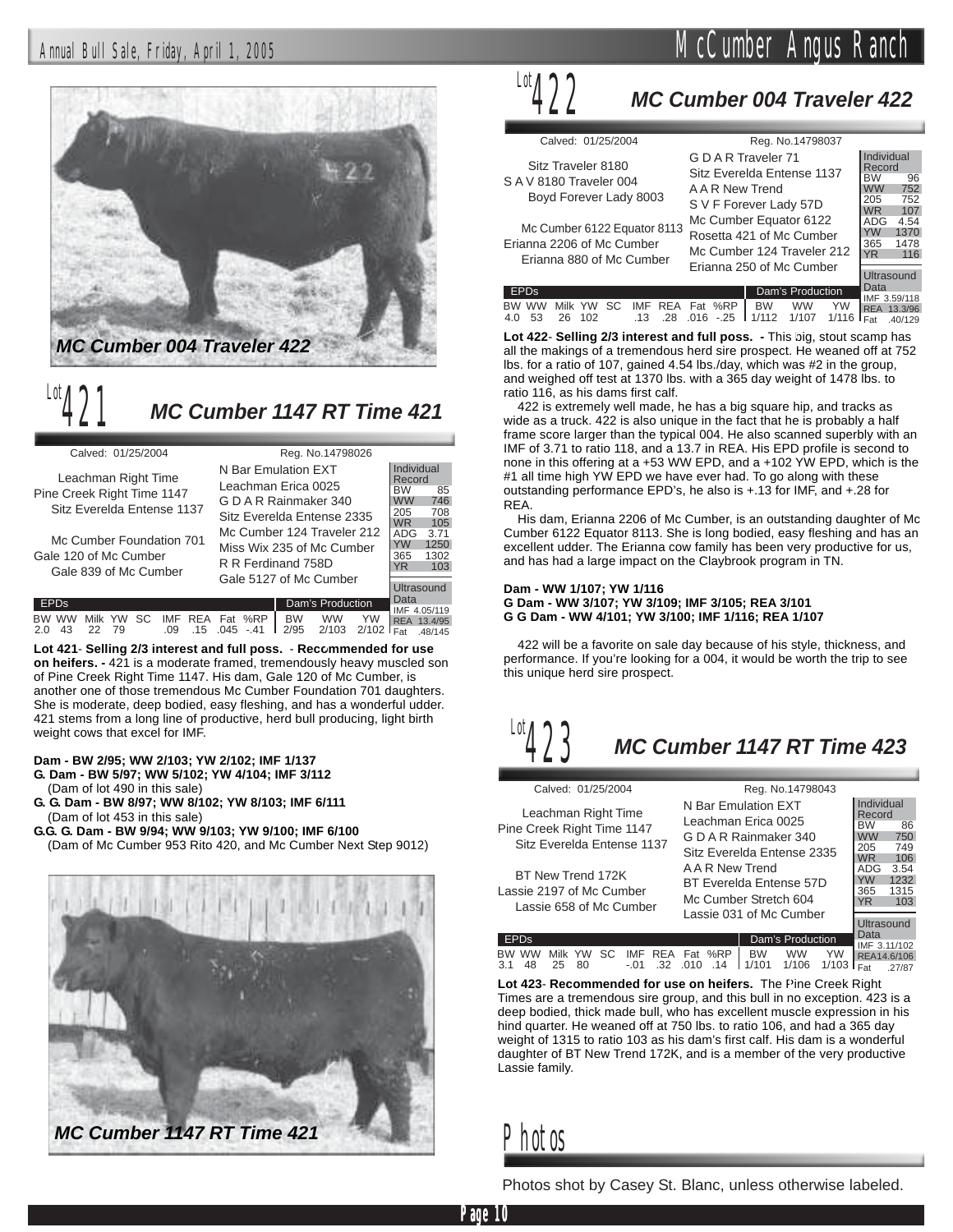MC Cumber 004 Traveler 422

# Lot 421 MC Cumber 1147 RT Time 421

Calved: 01/25/2004 — Reg. No.14798026

| Sire/Dam | Grandparents |
|---|---|
| Leachman Right Time | N Bar Emulation EXT |
| | Leachman Erica 0025 |
| Pine Creek Right Time 1147 | G D A R Rainmaker 340 |
| Sitz Everelda Entense 1137 | Sitz Everelda Entense 2335 |
| Mc Cumber Foundation 701 | Mc Cumber 124 Traveler 212 |
| | Miss Wix 235 of Mc Cumber |
| Gale 120 of Mc Cumber | R R Ferdinand 758D |
| Gale 839 of Mc Cumber | Gale 5127 of Mc Cumber |

| Individual Record | |
|---|---|
| BW | 85 |
| WW | 746 |
| 205 | 708 |
| WR | 105 |
| ADG | 3.71 |
| YW | 1250 |
| 365 | 1302 |
| YR | 103 |

| EPDs | | | | | | | | | Dam's Production | | |
|---|---|---|---|---|---|---|---|---|---|---|---|
| BW | WW | Milk | YW | SC | IMF | REA | Fat | %RP | BW | WW | YW |
| 2.0 | 43 | 22 | 79 | | .09 | .15 | .045 | -.41 | 2/95 | 2/103 | 2/102 |

Ultrasound Data: IMF 4.05/119; REA 13.4/95; Fat .48/145

**Lot 421- Selling 2/3 interest and full poss.** - **Recommended for use on heifers. -** 421 is a moderate framed, tremendously heavy muscled son of Pine Creek Right Time 1147. His dam, Gale 120 of Mc Cumber, is another one of those tremendous Mc Cumber Foundation 701 daughters. She is moderate, deep bodied, easy fleshing, and has a wonderful udder. 421 stems from a long line of productive, herd bull producing, light birth weight cows that excel for IMF.

**Dam - BW 2/95; WW 2/103; YW 2/102; IMF 1/137**
**G. Dam - BW 5/97; WW 5/102; YW 4/104; IMF 3/112**
(Dam of lot 490 in this sale)
**G. G. Dam - BW 8/97; WW 8/102; YW 8/103; IMF 6/111**
(Dam of lot 453 in this sale)
**G.G. G. Dam - BW 9/94; WW 9/103; YW 9/100; IMF 6/100**
(Dam of Mc Cumber 953 Rito 420, and Mc Cumber Next Step 9012)

MC Cumber 1147 RT Time 421

# Lot 422 MC Cumber 004 Traveler 422

Calved: 01/25/2004 — Reg. No.14798037

| Sire/Dam | Grandparents |
|---|---|
| Sitz Traveler 8180 | G D A R Traveler 71 |
| | Sitz Everelda Entense 1137 |
| S A V 8180 Traveler 004 | A A R New Trend |
| Boyd Forever Lady 8003 | S V F Forever Lady 57D |
| Mc Cumber 6122 Equator 8113 | Mc Cumber Equator 6122 |
| | Rosetta 421 of Mc Cumber |
| Erianna 2206 of Mc Cumber | Mc Cumber 124 Traveler 212 |
| Erianna 880 of Mc Cumber | Erianna 250 of Mc Cumber |

| Individual Record | |
|---|---|
| BW | 96 |
| WW | 752 |
| 205 | 752 |
| WR | 107 |
| ADG | 4.54 |
| YW | 1370 |
| 365 | 1478 |
| YR | 116 |

| EPDs | | | | | | | | | Dam's Production | | |
|---|---|---|---|---|---|---|---|---|---|---|---|
| BW | WW | Milk | YW | SC | IMF | REA | Fat | %RP | BW | WW | YW |
| 4.0 | 53 | 26 | 102 | | .13 | .28 | .016 | -.25 | 1/112 | 1/107 | 1/116 |

Ultrasound Data: IMF 3.59/118; REA 13.3/96; Fat .40/129

**Lot 422- Selling 2/3 interest and full poss. -** This big, stout scamp has all the makings of a tremendous herd sire prospect. He weaned off at 752 lbs. for a ratio of 107, gained 4.54 lbs./day, which was #2 in the group, and weighed off test at 1370 lbs. with a 365 day weight of 1478 lbs. to ratio 116, as his dams first calf.

422 is extremely well made, he has a big square hip, and tracks as wide as a truck. 422 is also unique in the fact that he is probably a half frame score larger than the typical 004. He also scanned superbly with an IMF of 3.71 to ratio 118, and a 13.7 in REA. His EPD profile is second to none in this offering at a +53 WW EPD, and a +102 YW EPD, which is the #1 all time high YW EPD we have ever had. To go along with these outstanding performance EPD's, he also is +.13 for IMF, and +.28 for REA.

His dam, Erianna 2206 of Mc Cumber, is an outstanding daughter of Mc Cumber 6122 Equator 8113. She is long bodied, easy fleshing and has an excellent udder. The Erianna cow family has been very productive for us, and has had a large impact on the Claybrook program in TN.

**Dam - WW 1/107; YW 1/116**
**G Dam - WW 3/107; YW 3/109; IMF 3/105; REA 3/101**
**G G Dam - WW 4/101; YW 3/100; IMF 1/116; REA 1/107**

422 will be a favorite on sale day because of his style, thickness, and performance. If you're looking for a 004, it would be worth the trip to see this unique herd sire prospect.

# Lot 423 MC Cumber 1147 RT Time 423

Calved: 01/25/2004 — Reg. No.14798043

| Sire/Dam | Grandparents |
|---|---|
| Leachman Right Time | N Bar Emulation EXT |
| | Leachman Erica 0025 |
| Pine Creek Right Time 1147 | G D A R Rainmaker 340 |
| Sitz Everelda Entense 1137 | Sitz Everelda Entense 2335 |
| BT New Trend 172K | A A R New Trend |
| | BT Everelda Entense 57D |
| Lassie 2197 of Mc Cumber | Mc Cumber Stretch 604 |
| Lassie 658 of Mc Cumber | Lassie 031 of Mc Cumber |

| Individual Record | |
|---|---|
| BW | 86 |
| WW | 750 |
| 205 | 749 |
| WR | 106 |
| ADG | 3.54 |
| YW | 1232 |
| 365 | 1315 |
| YR | 103 |

| EPDs | | | | | | | | | Dam's Production | | |
|---|---|---|---|---|---|---|---|---|---|---|---|
| BW | WW | Milk | YW | SC | IMF | REA | Fat | %RP | BW | WW | YW |
| 3.1 | 48 | 25 | 80 | | -.01 | .32 | .010 | .14 | 1/101 | 1/106 | 1/103 |

Ultrasound Data: IMF 3.11/102; REA 14.6/106; Fat .27/87

**Lot 423- Recommended for use on heifers.** The Pine Creek Right Times are a tremendous sire group, and this bull in no exception. 423 is a deep bodied, thick made bull, who has excellent muscle expression in his hind quarter. He weaned off at 750 lbs. to ratio 106, and had a 365 day weight of 1315 to ratio 103 as his dam's first calf. His dam is a wonderful daughter of BT New Trend 172K, and is a member of the very productive Lassie family.

# Photos

Photos shot by Casey St. Blanc, unless otherwise labeled.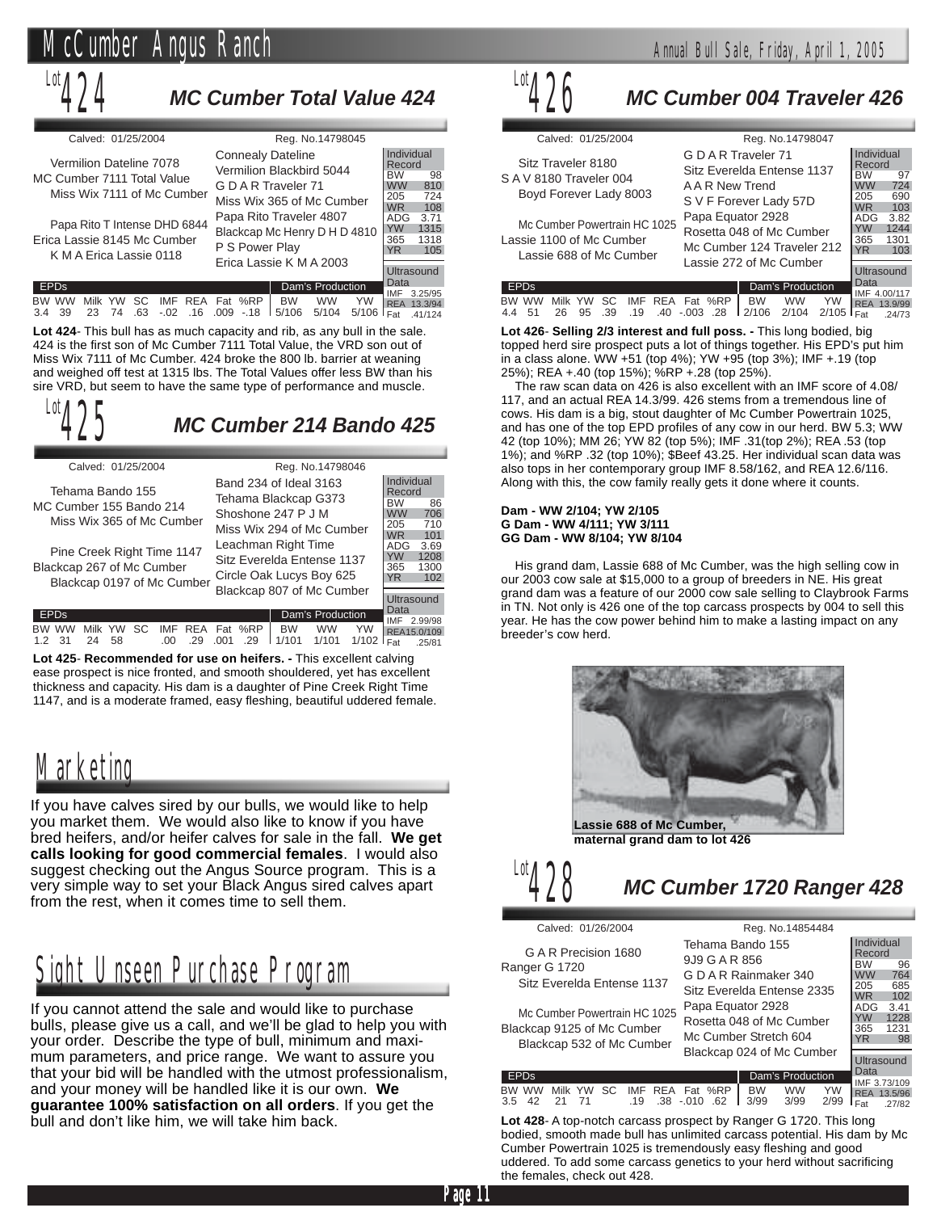## Lot 424 — MC Cumber Total Value 424

Calved: 01/25/2004 — Reg. No.14798045

**Pedigree:**
- Sire: MC Cumber 7111 Total Value
  - Vermilion Dateline 7078 (Connealy Dateline × Vermilion Blackbird 5044)
  - Miss Wix 7111 of Mc Cumber (G D A R Traveler 71 × Miss Wix 365 of Mc Cumber)
- Dam: Erica Lassie 8145 Mc Cumber
  - Papa Rito T Intense DHD 6844 (Papa Rito Traveler 4807 × Blackcap Mc Henry D H D 4810)
  - K M A Erica Lassie 0118 (P S Power Play × Erica Lassie K M A 2003)

**Individual Record:** BW 98; WW 810; 205 724; WR 108; ADG 3.71; YW 1315; 365 1318; YR 105

**Ultrasound Data:** IMF 3.25/95; REA 13.3/94; Fat .41/124

| BW | WW | Milk | YW | SC | IMF | REA | Fat | %RP | Dam's Production BW | WW | YW |
|---|---|---|---|---|---|---|---|---|---|---|---|
| 3.4 | 39 | 23 | 74 | .63 | -.02 | .16 | .009 | -.18 | 5/106 | 5/104 | 5/106 |

**Lot 424**- This bull has as much capacity and rib, as any bull in the sale. 424 is the first son of Mc Cumber 7111 Total Value, the VRD son out of Miss Wix 7111 of Mc Cumber. 424 broke the 800 lb. barrier at weaning and weighed off test at 1315 lbs. The Total Values offer less BW than his sire VRD, but seem to have the same type of performance and muscle.

## Lot 425 — MC Cumber 214 Bando 425

Calved: 01/25/2004 — Reg. No.14798046

**Pedigree:**
- Sire: MC Cumber 155 Bando 214
  - Tehama Bando 155 (Band 234 of Ideal 3163 × Tehama Blackcap G373)
  - Miss Wix 365 of Mc Cumber (Shoshone 247 P J M × Miss Wix 294 of Mc Cumber)
- Dam: Blackcap 267 of Mc Cumber
  - Pine Creek Right Time 1147 (Leachman Right Time × Sitz Everelda Entense 1137)
  - Blackcap 0197 of Mc Cumber (Circle Oak Lucys Boy 625 × Blackcap 807 of Mc Cumber)

**Individual Record:** BW 86; WW 706; 205 710; WR 101; ADG 3.69; YW 1208; 365 1300; YR 102

**Ultrasound Data:** IMF 2.99/98; REA15.0/109; Fat .25/81

| BW | WW | Milk | YW | SC | IMF | REA | Fat | %RP | Dam's Production BW | WW | YW |
|---|---|---|---|---|---|---|---|---|---|---|---|
| 1.2 | 31 | 24 | 58 | | .00 | .29 | .001 | .29 | 1/101 | 1/101 | 1/102 |

**Lot 425**- **Recommended for use on heifers. -** This excellent calving ease prospect is nice fronted, and smooth shouldered, yet has excellent thickness and capacity. His dam is a daughter of Pine Creek Right Time 1147, and is a moderate framed, easy fleshing, beautiful uddered female.

# Marketing

If you have calves sired by our bulls, we would like to help you market them. We would also like to know if you have bred heifers, and/or heifer calves for sale in the fall. **We get calls looking for good commercial females**. I would also suggest checking out the Angus Source program. This is a very simple way to set your Black Angus sired calves apart from the rest, when it comes time to sell them.

# Sight Unseen Purchase Program

If you cannot attend the sale and would like to purchase bulls, please give us a call, and we'll be glad to help you with your order. Describe the type of bull, minimum and maximum parameters, and price range. We want to assure you that your bid will be handled with the utmost professionalism, and your money will be handled like it is our own. **We guarantee 100% satisfaction on all orders**. If you get the bull and don't like him, we will take him back.

## Lot 426 — MC Cumber 004 Traveler 426

Calved: 01/25/2004 — Reg. No.14798047

**Pedigree:**
- Sire: S A V 8180 Traveler 004
  - Sitz Traveler 8180 (G D A R Traveler 71 × Sitz Everelda Entense 1137)
  - Boyd Forever Lady 8003 (A A R New Trend × S V F Forever Lady 57D)
- Dam: Lassie 1100 of Mc Cumber
  - Mc Cumber Powertrain HC 1025 (Papa Equator 2928 × Rosetta 048 of Mc Cumber)
  - Lassie 688 of Mc Cumber (Mc Cumber 124 Traveler 212 × Lassie 272 of Mc Cumber)

**Individual Record:** BW 97; WW 724; 205 690; WR 103; ADG 3.82; YW 1244; 365 1301; YR 103

**Ultrasound Data:** IMF 4.00/117; REA 13.9/99; Fat .24/73

| BW | WW | Milk | YW | SC | IMF | REA | Fat | %RP | Dam's Production BW | WW | YW |
|---|---|---|---|---|---|---|---|---|---|---|---|
| 4.4 | 51 | 26 | 95 | .39 | .19 | .40 | -.003 | .28 | 2/106 | 2/104 | 2/105 |

**Lot 426**- **Selling 2/3 interest and full poss. -** This long bodied, big topped herd sire prospect puts a lot of things together. His EPD's put him in a class alone. WW +51 (top 4%); YW +95 (top 3%); IMF +.19 (top 25%); REA +.40 (top 15%); %RP +.28 (top 25%).

The raw scan data on 426 is also excellent with an IMF score of 4.08/117, and an actual REA 14.3/99. 426 stems from a tremendous line of cows. His dam is a big, stout daughter of Mc Cumber Powertrain 1025, and has one of the top EPD profiles of any cow in our herd. BW 5.3; WW 42 (top 10%); MM 26; YW 82 (top 5%); IMF .31(top 2%); REA .53 (top 1%); and %RP .32 (top 10%); $Beef 43.25. Her individual scan data was also tops in her contemporary group IMF 8.58/162, and REA 12.6/116. Along with this, the cow family really gets it done where it counts.

**Dam - WW 2/104; YW 2/105**
**G Dam - WW 4/111; YW 3/111**
**GG Dam - WW 8/104; YW 8/104**

His grand dam, Lassie 688 of Mc Cumber, was the high selling cow in our 2003 cow sale at $15,000 to a group of breeders in NE. His great grand dam was a feature of our 2000 cow sale selling to Claybrook Farms in TN. Not only is 426 one of the top carcass prospects by 004 to sell this year. He has the cow power behind him to make a lasting impact on any breeder's cow herd.

**Lassie 688 of Mc Cumber, maternal grand dam to lot 426**

## Lot 428 — MC Cumber 1720 Ranger 428

Calved: 01/26/2004 — Reg. No.14854484

**Pedigree:**
- Sire: Ranger G 1720
  - G A R Precision 1680 (Tehama Bando 155 × 9J9 G A R 856)
  - Sitz Everelda Entense 1137 (G D A R Rainmaker 340 × Sitz Everelda Entense 2335)
- Dam: Blackcap 9125 of Mc Cumber
  - Mc Cumber Powertrain HC 1025 (Papa Equator 2928 × Rosetta 048 of Mc Cumber)
  - Blackcap 532 of Mc Cumber (Mc Cumber Stretch 604 × Blackcap 024 of Mc Cumber)

**Individual Record:** BW 96; WW 764; 205 685; WR 102; ADG 3.41; YW 1228; 365 1231; YR 98

**Ultrasound Data:** IMF 3.73/109; REA 13.5/96; Fat .27/82

| BW | WW | Milk | YW | SC | IMF | REA | Fat | %RP | Dam's Production BW | WW | YW |
|---|---|---|---|---|---|---|---|---|---|---|---|
| 3.5 | 42 | 21 | 71 | | .19 | .38 | -.010 | .62 | 3/99 | 3/99 | 2/99 |

**Lot 428**- A top-notch carcass prospect by Ranger G 1720. This long bodied, smooth made bull has unlimited carcass potential. His dam by Mc Cumber Powertrain 1025 is tremendously easy fleshing and good uddered. To add some carcass genetics to your herd without sacrificing the females, check out 428.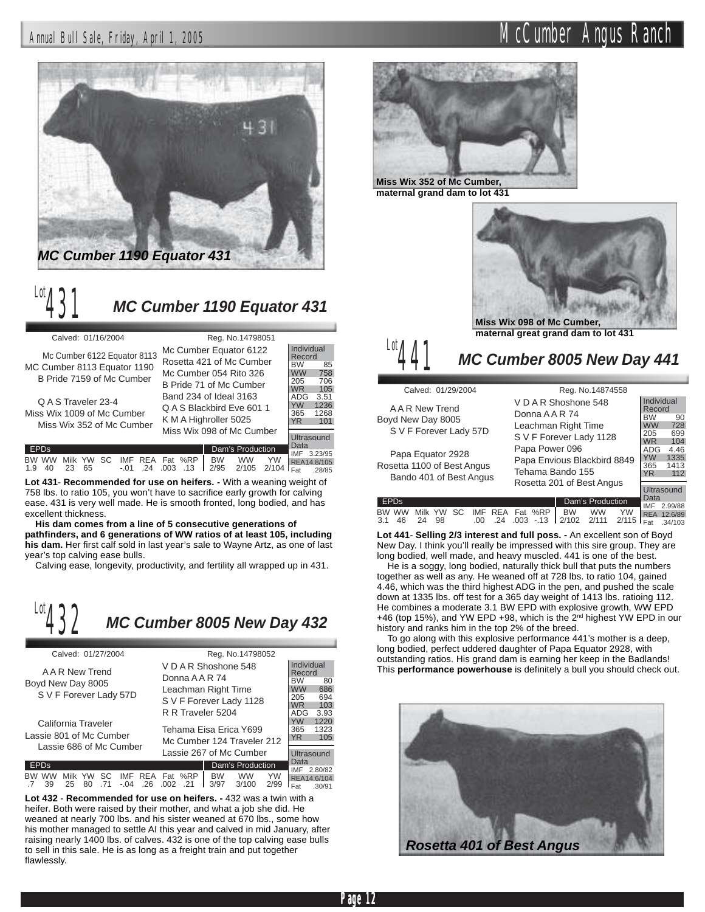*MC Cumber 1190 Equator 431*

## Lot 431 MC Cumber 1190 Equator 431

Calved: 01/16/2004 — Reg. No.14798051

| Sire side | | |
|---|---|---|
| Mc Cumber 6122 Equator 8113 | Mc Cumber Equator 6122 | |
| MC Cumber 8113 Equator 1190 | Rosetta 421 of Mc Cumber | |
| B Pride 7159 of Mc Cumber | Mc Cumber 054 Rito 326 | |
| | B Pride 71 of Mc Cumber | |
| Q A S Traveler 23-4 | Band 234 of Ideal 3163 | |
| Miss Wix 1009 of Mc Cumber | Q A S Blackbird Eve 601 1 | |
| Miss Wix 352 of Mc Cumber | K M A Highroller 5025 | |
| | Miss Wix 098 of Mc Cumber | |

**Individual Record:** BW 85, WW 758, 205 706, WR 105, ADG 3.51, YW 1236, 365 1268, YR 101

**Ultrasound Data:** IMF 3.23/95, REA14.8/105, Fat .28/85

| BW | WW | Milk | YW | SC | IMF | REA | Fat | %RP | Dam's BW | Dam's WW | Dam's YW |
|---|---|---|---|---|---|---|---|---|---|---|---|
| 1.9 | 40 | 23 | 65 | | -.01 | .24 | .003 | .13 | 2/95 | 2/105 | 2/104 |

**Lot 431**- **Recommended for use on heifers. -** With a weaning weight of 758 lbs. to ratio 105, you won't have to sacrifice early growth for calving ease. 431 is very well made. He is smooth fronted, long bodied, and has excellent thickness.

**His dam comes from a line of 5 consecutive generations of pathfinders, and 6 generations of WW ratios of at least 105, including his dam.** Her first calf sold in last year's sale to Wayne Artz, as one of last year's top calving ease bulls.

Calving ease, longevity, productivity, and fertility all wrapped up in 431.

## Lot 432 MC Cumber 8005 New Day 432

Calved: 01/27/2004 — Reg. No.14798052

| Sire side | |
|---|---|
| A A R New Trend | V D A R Shoshone 548 |
| Boyd New Day 8005 | Donna A A R 74 |
| S V F Forever Lady 57D | Leachman Right Time |
| | S V F Forever Lady 1128 |
| California Traveler | R R Traveler 5204 |
| Lassie 801 of Mc Cumber | Tehama Eisa Erica Y699 |
| Lassie 686 of Mc Cumber | Mc Cumber 124 Traveler 212 |
| | Lassie 267 of Mc Cumber |

**Individual Record:** BW 80, WW 686, 205 694, WR 103, ADG 3.93, YW 1220, 365 1323, YR 105

**Ultrasound Data:** IMF 2.80/82, REA14.6/104, Fat .30/91

| BW | WW | Milk | YW | SC | IMF | REA | Fat | %RP | Dam's BW | Dam's WW | Dam's YW |
|---|---|---|---|---|---|---|---|---|---|---|---|
| .7 | 39 | 25 | 80 | .71 | -.04 | .26 | .002 | .21 | 3/97 | 3/100 | 2/99 |

**Lot 432** - **Recommended for use on heifers. -** 432 was a twin with a heifer. Both were raised by their mother, and what a job she did. He weaned at nearly 700 lbs. and his sister weaned at 670 lbs., some how his mother managed to settle AI this year and calved in mid January, after raising nearly 1400 lbs. of calves. 432 is one of the top calving ease bulls to sell in this sale. He is as long as a freight train and put together flawlessly.

**Miss Wix 352 of Mc Cumber, maternal grand dam to lot 431**

**Miss Wix 098 of Mc Cumber, maternal great grand dam to lot 431**

## Lot 441 MC Cumber 8005 New Day 441

Calved: 01/29/2004 — Reg. No.14874558

| Sire side | |
|---|---|
| A A R New Trend | V D A R Shoshone 548 |
| Boyd New Day 8005 | Donna A A R 74 |
| S V F Forever Lady 57D | Leachman Right Time |
| | S V F Forever Lady 1128 |
| Papa Equator 2928 | Papa Power 096 |
| Rosetta 1100 of Best Angus | Papa Envious Blackbird 8849 |
| Bando 401 of Best Angus | Tehama Bando 155 |
| | Rosetta 201 of Best Angus |

**Individual Record:** BW 90, WW 728, 205 699, WR 104, ADG 4.46, YW 1335, 365 1413, YR 112

**Ultrasound Data:** IMF 2.99/88, REA 12.6/89, Fat .34/103

| BW | WW | Milk | YW | SC | IMF | REA | Fat | %RP | Dam's BW | Dam's WW | Dam's YW |
|---|---|---|---|---|---|---|---|---|---|---|---|
| 3.1 | 46 | 24 | 98 | | .00 | .24 | .003 | -.13 | 2/102 | 2/111 | 2/115 |

**Lot 441**- **Selling 2/3 interest and full poss. -** An excellent son of Boyd New Day. I think you'll really be impressed with this sire group. They are long bodied, well made, and heavy muscled. 441 is one of the best.

He is a soggy, long bodied, naturally thick bull that puts the numbers together as well as any. He weaned off at 728 lbs. to ratio 104, gained 4.46, which was the third highest ADG in the pen, and pushed the scale down at 1335 lbs. off test for a 365 day weight of 1413 lbs. ratioing 112. He combines a moderate 3.1 BW EPD with explosive growth, WW EPD +46 (top 15%), and YW EPD +98, which is the 2nd highest YW EPD in our history and ranks him in the top 2% of the breed.

To go along with this explosive performance 441's mother is a deep, long bodied, perfect uddered daughter of Papa Equator 2928, with outstanding ratios. His grand dam is earning her keep in the Badlands! This **performance powerhouse** is definitely a bull you should check out.

*Rosetta 401 of Best Angus*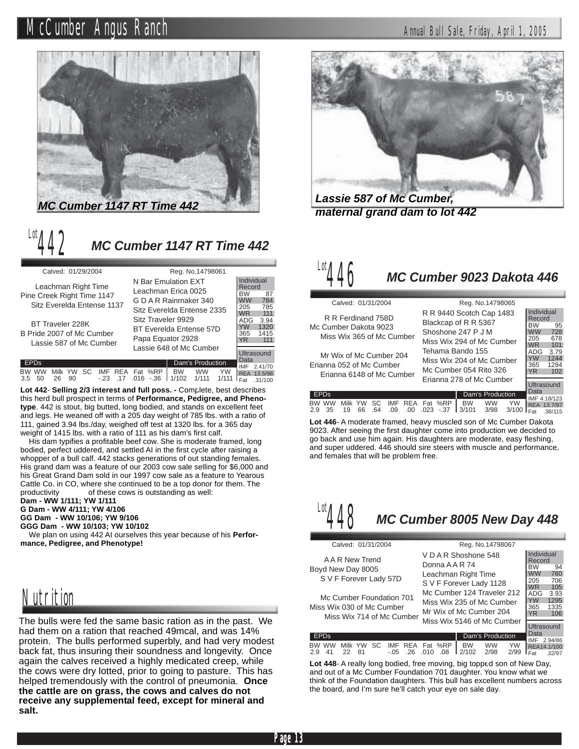MC Cumber 1147 RT Time 442

Lassie 587 of Mc Cumber, maternal grand dam to lot 442

## Lot 442 MC Cumber 1147 RT Time 442

Calved: 01/29/2004 — Reg. No.14798061

Pedigree:
- Leachman Right Time
  - N Bar Emulation EXT
  - Leachman Erica 0025
- Pine Creek Right Time 1147
- Sitz Everelda Entense 1137
  - G D A R Rainmaker 340
  - Sitz Everelda Entense 2335
- BT Traveler 228K
  - Sitz Traveler 9929
  - BT Everelda Entense 57D
- B Pride 2007 of Mc Cumber
- Lassie 587 of Mc Cumber
  - Papa Equator 2928
  - Lassie 648 of Mc Cumber

| Individual Record | |
|---|---|
| BW | 87 |
| WW | 784 |
| 205 | 785 |
| WR | 111 |
| ADG | 3.94 |
| YW | 1320 |
| 365 | 1415 |
| YR | 111 |

| Ultrasound Data | |
|---|---|
| IMF | 2.41/70 |
| REA | 13.5/98 |
| Fat | .31/100 |

| EPDs | | | | | | | | | Dam's Production | | |
|---|---|---|---|---|---|---|---|---|---|---|---|
| BW | WW | Milk | YW | SC | IMF | REA | Fat | %RP | BW | WW | YW |
| 3.5 | 50 | 26 | 90 | | -.23 | .17 | .016 | -.36 | 1/102 | 1/111 | 1/111 |

**Lot 442**- **Selling 2/3 interest and full poss. -** Complete, best describes this herd bull prospect in terms of **Performance, Pedigree, and Phenotype**. 442 is stout, big butted, long bodied, and stands on excellent feet and legs. He weaned off with a 205 day weight of 785 lbs. with a ratio of 111, gained 3.94 lbs./day, weighed off test at 1320 lbs. for a 365 day weight of 1415 lbs. with a ratio of 111 as his dam's first calf.

His dam typifies a profitable beef cow. She is moderate framed, long bodied, perfect uddered, and settled AI in the first cycle after raising a whopper of a bull calf. 442 stacks generations of out standing females. His grand dam was a feature of our 2003 cow sale selling for $6,000 and his Great Grand Dam sold in our 1997 cow sale as a feature to Yearous Cattle Co. in CO, where she continued to be a top donor for them. The productivity of these cows is outstanding as well:

**Dam - WW 1/111; YW 1/111**
**G Dam - WW 4/111; YW 4/106**
**GG Dam - WW 10/106; YW 9/106**
**GGG Dam - WW 10/103; YW 10/102**

We plan on using 442 AI ourselves this year because of his **Performance, Pedigree, and Phenotype!**

## Lot 446 MC Cumber 9023 Dakota 446

Calved: 01/31/2004 — Reg. No.14798065

Pedigree:
- R R Ferdinand 758D
  - R R 9440 Scotch Cap 1483
  - Blackcap of R R 5367
- Mc Cumber Dakota 9023
- Miss Wix 365 of Mc Cumber
  - Shoshone 247 P J M
  - Miss Wix 294 of Mc Cumber
- Mr Wix of Mc Cumber 204
  - Tehama Bando 155
  - Miss Wix 204 of Mc Cumber
- Erianna 052 of Mc Cumber
- Erianna 6148 of Mc Cumber
  - Mc Cumber 054 Rito 326
  - Erianna 278 of Mc Cumber

| Individual Record | |
|---|---|
| BW | 95 |
| WW | 728 |
| 205 | 678 |
| WR | 101 |
| ADG | 3.79 |
| YW | 1244 |
| 365 | 1284 |
| YR | 102 |

| Ultrasound Data | |
|---|---|
| IMF | 4.18/123 |
| REA | 13.7/97 |
| Fat | .38/115 |

| EPDs | | | | | | | | | Dam's Production | | |
|---|---|---|---|---|---|---|---|---|---|---|---|
| BW | WW | Milk | YW | SC | IMF | REA | Fat | %RP | BW | WW | YW |
| 2.9 | 35 | 19 | 66 | .64 | .09 | .00 | .023 | -.37 | 3/101 | 3/98 | 3/100 |

**Lot 446**- A moderate framed, heavy muscled son of Mc Cumber Dakota 9023. After seeing the first daughter come into production we decided to go back and use him again. His daughters are moderate, easy fleshing, and super uddered. 446 should sire steers with muscle and performance, and females that will be problem free.

## Lot 448 MC Cumber 8005 New Day 448

Calved: 01/31/2004 — Reg. No.14798067

Pedigree:
- A A R New Trend
  - V D A R Shoshone 548
  - Donna A A R 74
- Boyd New Day 8005
- S V F Forever Lady 57D
  - Leachman Right Time
  - S V F Forever Lady 1128
- Mc Cumber Foundation 701
  - Mc Cumber 124 Traveler 212
  - Miss Wix 235 of Mc Cumber
- Miss Wix 030 of Mc Cumber
- Miss Wix 714 of Mc Cumber
  - Mr Wix of Mc Cumber 204
  - Miss Wix 5146 of Mc Cumber

| Individual Record | |
|---|---|
| BW | 94 |
| WW | 760 |
| 205 | 706 |
| WR | 105 |
| ADG | 3.93 |
| YW | 1295 |
| 365 | 1335 |
| YR | 106 |

| Ultrasound Data | |
|---|---|
| IMF | 2.94/86 |
| REA | 14.1/100 |
| Fat | .32/97 |

| EPDs | | | | | | | | | Dam's Production | | |
|---|---|---|---|---|---|---|---|---|---|---|---|
| BW | WW | Milk | YW | SC | IMF | REA | Fat | %RP | BW | WW | YW |
| 2.9 | 41 | 22 | 81 | | -.05 | .26 | .010 | .08 | 2/102 | 2/98 | 2/99 |

**Lot 448**- A really long bodied, free moving, big topped son of New Day, and out of a Mc Cumber Foundation 701 daughter. You know what we think of the Foundation daughters. This bull has excellent numbers across the board, and I'm sure he'll catch your eye on sale day.

# Nutrition

The bulls were fed the same basic ration as in the past. We had them on a ration that reached 49mcal, and was 14% protein. The bulls performed superbly, and had very modest back fat, thus insuring their soundness and longevity. Once again the calves received a highly medicated creep, while the cows were dry lotted, prior to going to pasture. This has helped tremendously with the control of pneumonia. **Once the cattle are on grass, the cows and calves do not receive any supplemental feed, except for mineral and salt.**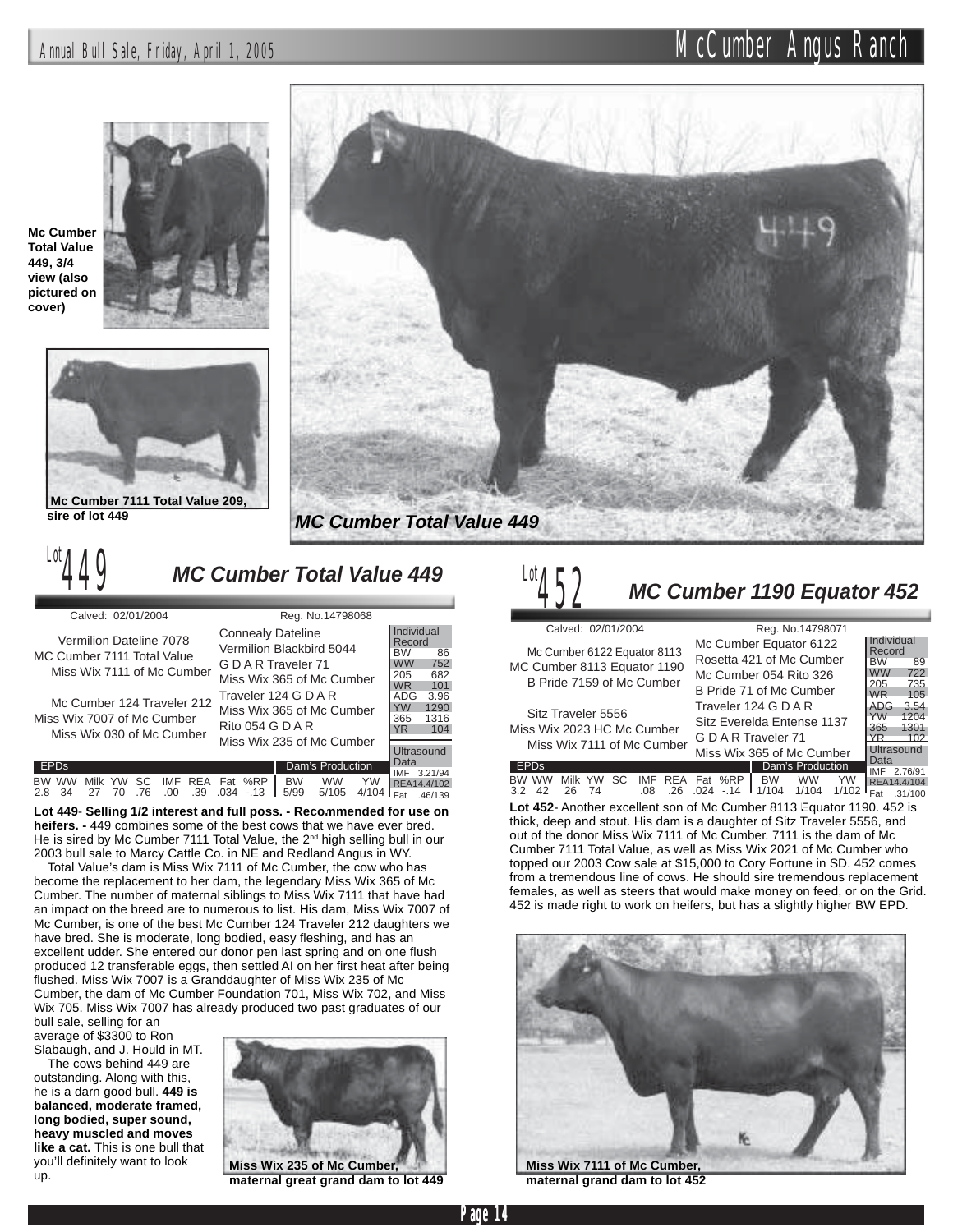Mc Cumber Total Value 449, 3/4 view (also pictured on cover)

Mc Cumber 7111 Total Value 209, sire of lot 449

*MC Cumber Total Value 449*

## Lot 449 *MC Cumber Total Value 449*

Calved: 02/01/2004 — Reg. No.14798068

**Pedigree:**

- Vermilion Dateline 7078
  - Connealy Dateline
  - Vermilion Blackbird 5044
- MC Cumber 7111 Total Value
- Miss Wix 7111 of Mc Cumber
  - G D A R Traveler 71
  - Miss Wix 365 of Mc Cumber
- Mc Cumber 124 Traveler 212
  - Traveler 124 G D A R
  - Miss Wix 365 of Mc Cumber
- Miss Wix 7007 of Mc Cumber
- Miss Wix 030 of Mc Cumber
  - Rito 054 G D A R
  - Miss Wix 235 of Mc Cumber

| Individual Record | |
|---|---|
| BW | 86 |
| WW | 752 |
| 205 | 682 |
| WR | 101 |
| ADG | 3.96 |
| YW | 1290 |
| 365 | 1316 |
| YR | 104 |

| Ultrasound Data | |
|---|---|
| IMF | 3.21/94 |
| REA | 14.4/102 |
| Fat | .46/139 |

| EPDs | | | | | | | | | Dam's Production | | |
|---|---|---|---|---|---|---|---|---|---|---|---|
| BW | WW | Milk | YW | SC | IMF | REA | Fat | %RP | BW | WW | YW |
| 2.8 | 34 | 27 | 70 | .76 | .00 | .39 | .034 | -.13 | 5/99 | 5/105 | 4/104 |

**Lot 449- Selling 1/2 interest and full poss. - Recommended for use on heifers. -** 449 combines some of the best cows that we have ever bred. He is sired by Mc Cumber 7111 Total Value, the 2nd high selling bull in our 2003 bull sale to Marcy Cattle Co. in NE and Redland Angus in WY.

Total Value's dam is Miss Wix 7111 of Mc Cumber, the cow who has become the replacement to her dam, the legendary Miss Wix 365 of Mc Cumber. The number of maternal siblings to Miss Wix 7111 that have had an impact on the breed are to numerous to list. His dam, Miss Wix 7007 of Mc Cumber, is one of the best Mc Cumber 124 Traveler 212 daughters we have bred. She is moderate, long bodied, easy fleshing, and has an excellent udder. She entered our donor pen last spring and on one flush produced 12 transferable eggs, then settled AI on her first heat after being flushed. Miss Wix 7007 is a Granddaughter of Miss Wix 235 of Mc Cumber, the dam of Mc Cumber Foundation 701, Miss Wix 702, and Miss Wix 705. Miss Wix 7007 has already produced two past graduates of our bull sale, selling for an average of $3300 to Ron Slabaugh, and J. Hould in MT.

The cows behind 449 are outstanding. Along with this, he is a darn good bull. **449 is balanced, moderate framed, long bodied, super sound, heavy muscled and moves like a cat.** This is one bull that you'll definitely want to look up.

**Miss Wix 235 of Mc Cumber, maternal great grand dam to lot 449**

## Lot 452 *MC Cumber 1190 Equator 452*

Calved: 02/01/2004 — Reg. No.14798071

**Pedigree:**

- Mc Cumber 6122 Equator 8113
  - Mc Cumber Equator 6122
  - Rosetta 421 of Mc Cumber
- MC Cumber 8113 Equator 1190
- B Pride 7159 of Mc Cumber
  - Mc Cumber 054 Rito 326
  - B Pride 71 of Mc Cumber
- Sitz Traveler 5556
  - Traveler 124 G D A R
  - Sitz Everelda Entense 1137
- Miss Wix 2023 HC Mc Cumber
- Miss Wix 7111 of Mc Cumber
  - G D A R Traveler 71
  - Miss Wix 365 of Mc Cumber

| Individual Record | |
|---|---|
| BW | 89 |
| WW | 722 |
| 205 | 735 |
| WR | 105 |
| ADG | 3.54 |
| YW | 1204 |
| 365 | 1301 |
| YR | 102 |

| Ultrasound Data | |
|---|---|
| IMF | 2.76/91 |
| REA | 14.4/104 |
| Fat | .31/100 |

| EPDs | | | | | | | | | Dam's Production | | |
|---|---|---|---|---|---|---|---|---|---|---|---|
| BW | WW | Milk | YW | SC | IMF | REA | Fat | %RP | BW | WW | YW |
| 3.2 | 42 | 26 | 74 | | .08 | .26 | .024 | -.14 | 1/104 | 1/104 | 1/102 |

**Lot 452**- Another excellent son of Mc Cumber 8113 Equator 1190. 452 is thick, deep and stout. His dam is a daughter of Sitz Traveler 5556, and out of the donor Miss Wix 7111 of Mc Cumber. 7111 is the dam of Mc Cumber 7111 Total Value, as well as Miss Wix 2021 of Mc Cumber who topped our 2003 Cow sale at $15,000 to Cory Fortune in SD. 452 comes from a tremendous line of cows. He should sire tremendous replacement females, as well as steers that would make money on feed, or on the Grid. 452 is made right to work on heifers, but has a slightly higher BW EPD.

**Miss Wix 7111 of Mc Cumber, maternal grand dam to lot 452**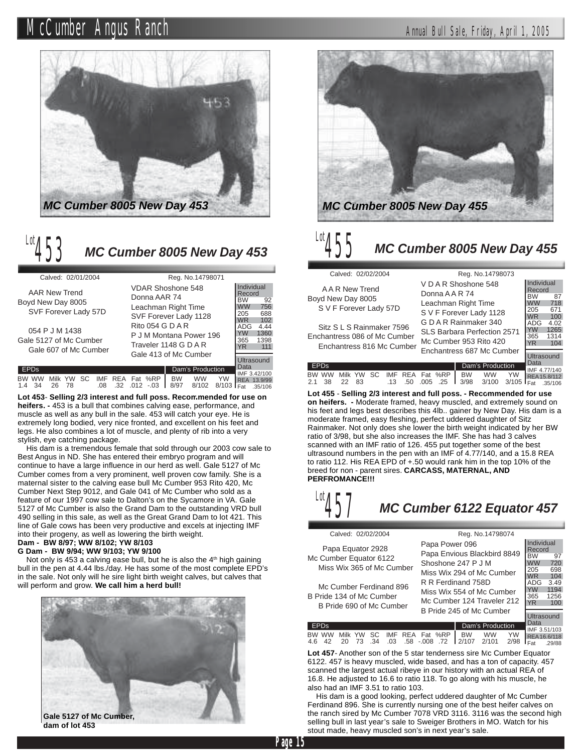MC Cumber 8005 New Day 453

## Lot 453 — MC Cumber 8005 New Day 453

Calved: 02/01/2004 Reg. No.14798071

| Sire/Dam | Grandparents | Great-grandparents |
|---|---|---|
| Boyd New Day 8005 | AAR New Trend | VDAR Shoshone 548 |
| | | Donna AAR 74 |
| | SVF Forever Lady 57D | Leachman Right Time |
| | | SVF Forever Lady 1128 |
| Gale 5127 of Mc Cumber | 054 P J M 1438 | Rito 054 G D A R |
| | | P J M Montana Power 196 |
| | Gale 607 of Mc Cumber | Traveler 1148 G D A R |
| | | Gale 413 of Mc Cumber |

**Individual Record**

| BW | WW | 205 | WR | ADG | YW | 365 | YR |
|---|---|---|---|---|---|---|---|
| 92 | 756 | 688 | 102 | 4.44 | 1360 | 1398 | 111 |

**Ultrasound Data:** IMF 3.42/100; REA 13.9/99; Fat .35/106

**EPDs**

| BW | WW | Milk | YW | SC | IMF | REA | Fat | %RP |
|---|---|---|---|---|---|---|---|---|
| 1.4 | 34 | 26 | 78 | | .08 | .32 | .012 | -.03 |

**Dam's Production**

| BW | WW | YW |
|---|---|---|
| 8/97 | 8/102 | 8/103 |

**Lot 453- Selling 2/3 interest and full poss. Recommended for use on heifers. -** 453 is a bull that combines calving ease, performance, and muscle as well as any bull in the sale. 453 will catch your eye. He is extremely long bodied, very nice fronted, and excellent on his feet and legs. He also combines a lot of muscle, and plenty of rib into a very stylish, eye catching package.

His dam is a tremendous female that sold through our 2003 cow sale to Best Angus in ND. She has entered their embryo program and will continue to have a large influence in our herd as well. Gale 5127 of Mc Cumber comes from a very prominent, well proven cow family. She is a maternal sister to the calving ease bull Mc Cumber 953 Rito 420, Mc Cumber Next Step 9012, and Gale 041 of Mc Cumber who sold as a feature of our 1997 cow sale to Dalton's on the Sycamore in VA. Gale 5127 of Mc Cumber is also the Grand Dam to the outstanding VRD bull 490 selling in this sale, as well as the Great Grand Dam to lot 421. This line of Gale cows has been very productive and excels at injecting IMF into their progeny, as well as lowering the birth weight.

**Dam - BW 8/97; WW 8/102; YW 8/103**
**G Dam - BW 9/94; WW 9/103; YW 9/100**

Not only is 453 a calving ease bull, but he is also the 4th high gaining bull in the pen at 4.44 lbs./day. He has some of the most complete EPD's in the sale. Not only will he sire light birth weight calves, but calves that will perform and grow. **We call him a herd bull!**

**Gale 5127 of Mc Cumber, dam of lot 453**

MC Cumber 8005 New Day 455

## Lot 455 — MC Cumber 8005 New Day 455

Calved: 02/02/2004 Reg. No.14798073

| Sire/Dam | Grandparents | Great-grandparents |
|---|---|---|
| Boyd New Day 8005 | A A R New Trend | V D A R Shoshone 548 |
| | | Donna A A R 74 |
| | S V F Forever Lady 57D | Leachman Right Time |
| | | S V F Forever Lady 1128 |
| Enchantress 086 of Mc Cumber | Sitz S L S Rainmaker 7596 | G D A R Rainmaker 340 |
| | | SLS Barbara Perfection 2571 |
| | Enchantress 816 Mc Cumber | Mc Cumber 953 Rito 420 |
| | | Enchantress 687 Mc Cumber |

**Individual Record**

| BW | WW | 205 | WR | ADG | YW | 365 | YR |
|---|---|---|---|---|---|---|---|
| 87 | 718 | 671 | 100 | 4.02 | 1265 | 1314 | 104 |

**Ultrasound Data:** IMF 4.77/140; REA 15.8/112; Fat .35/106

**EPDs**

| BW | WW | Milk | YW | SC | IMF | REA | Fat | %RP |
|---|---|---|---|---|---|---|---|---|
| 2.1 | 38 | 22 | 83 | | .13 | .50 | .005 | .25 |

**Dam's Production**

| BW | WW | YW |
|---|---|---|
| 3/98 | 3/100 | 3/105 |

**Lot 455 - Selling 2/3 interest and full poss. - Recommended for use on heifers. -** Moderate framed, heavy muscled, and extremely sound on his feet and legs best describes this 4lb.. gainer by New Day. His dam is a moderate framed, easy fleshing, perfect uddered daughter of Sitz Rainmaker. Not only does she lower the birth weight indicated by her BW ratio of 3/98, but she also increases the IMF. She has had 3 calves scanned with an IMF ratio of 126. 455 put together some of the best ultrasound numbers in the pen with an IMF of 4.77/140, and a 15.8 REA to ratio 112. His REA EPD of +.50 would rank him in the top 10% of the breed for non - parent sires. **CARCASS, MATERNAL, AND PERFROMANCE!!!**

## Lot 457 — MC Cumber 6122 Equator 457

Calved: 02/02/2004 Reg. No.14798074

| Sire/Dam | Grandparents | Great-grandparents |
|---|---|---|
| Mc Cumber Equator 6122 | Papa Equator 2928 | Papa Power 096 |
| | | Papa Envious Blackbird 8849 |
| | Miss Wix 365 of Mc Cumber | Shoshone 247 P J M |
| | | Miss Wix 294 of Mc Cumber |
| B Pride 134 of Mc Cumber | Mc Cumber Ferdinand 896 | R R Ferdinand 758D |
| | | Miss Wix 554 of Mc Cumber |
| | B Pride 690 of Mc Cumber | Mc Cumber 124 Traveler 212 |
| | | B Pride 245 of Mc Cumber |

**Individual Record**

| BW | WW | 205 | WR | ADG | YW | 365 | YR |
|---|---|---|---|---|---|---|---|
| 97 | 720 | 698 | 104 | 3.49 | 1194 | 1256 | 100 |

**Ultrasound Data:** IMF 3.51/103; REA 16.6/118; Fat .29/88

**EPDs**

| BW | WW | Milk | YW | SC | IMF | REA | Fat | %RP |
|---|---|---|---|---|---|---|---|---|
| 4.6 | 42 | 20 | 73 | .34 | .03 | .58 | -.008 | .72 |

**Dam's Production**

| BW | WW | YW |
|---|---|---|
| 2/107 | 2/101 | 2/98 |

**Lot 457**- Another son of the 5 star tenderness sire Mc Cumber Equator 6122. 457 is heavy muscled, wide based, and has a ton of capacity. 457 scanned the largest actual ribeye in our history with an actual REA of 16.8. He adjusted to 16.6 to ratio 118. To go along with his muscle, he also had an IMF 3.51 to ratio 103.

His dam is a good looking, perfect uddered daughter of Mc Cumber Ferdinand 896. She is currently nursing one of the best heifer calves on the ranch sired by Mc Cumber 7078 VRD 3116. 3116 was the second high selling bull in last year's sale to Sweiger Brothers in MO. Watch for his stout made, heavy muscled son's in next year's sale.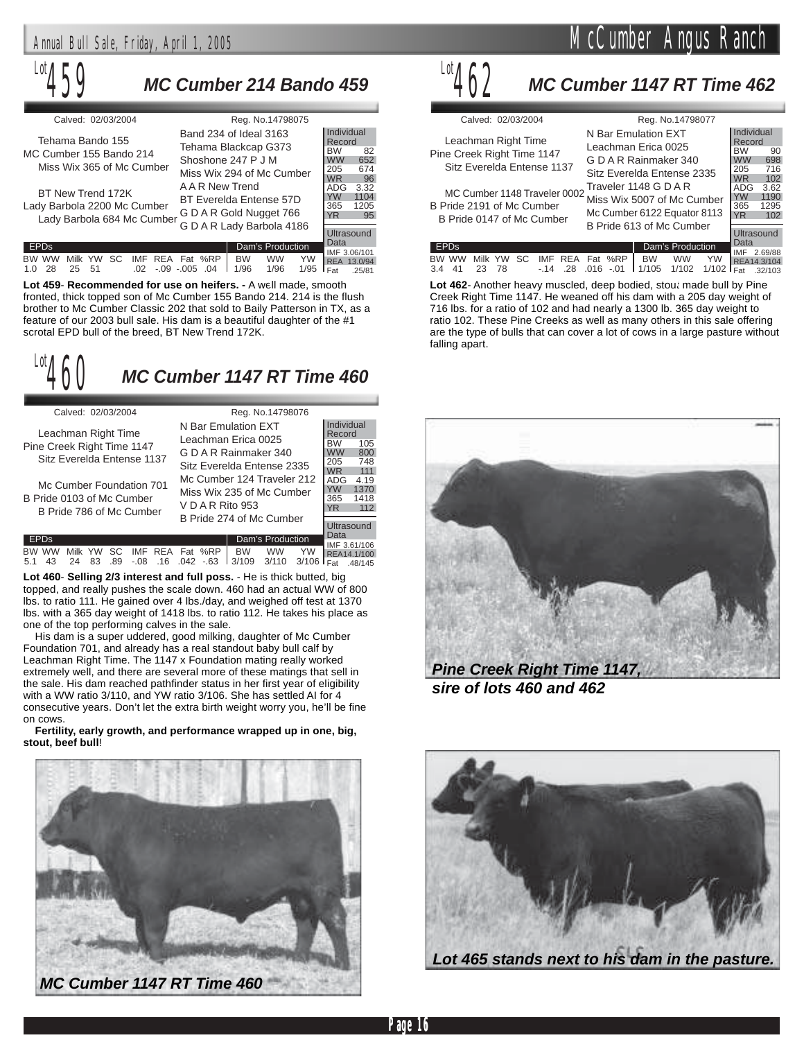## Lot 459 — MC Cumber 214 Bando 459

Calved: 02/03/2004 | Reg. No.14798075

**Pedigree:**

- Sire: MC Cumber 155 Bando 214
  - Tehama Bando 155
    - Band 234 of Ideal 3163
    - Tehama Blackcap G373
  - Miss Wix 365 of Mc Cumber
    - Shoshone 247 P J M
    - Miss Wix 294 of Mc Cumber
- Dam: Lady Barbola 2200 Mc Cumber
  - BT New Trend 172K
    - A A R New Trend
    - BT Everelda Entense 57D
  - Lady Barbola 684 Mc Cumber
    - G D A R Gold Nugget 766
    - G D A R Lady Barbola 4186

| Individual Record | |
|---|---|
| BW | 82 |
| WW | 652 |
| 205 | 674 |
| WR | 96 |
| ADG | 3.32 |
| YW | 1104 |
| 365 | 1205 |
| YR | 95 |

| Ultrasound Data | |
|---|---|
| IMF | 3.06/101 |
| REA | 13.0/94 |
| Fat | .25/81 |

| BW | WW | Milk | YW | SC | IMF | REA | Fat | %RP |
|---|---|---|---|---|---|---|---|---|
| 1.0 | 28 | 25 | 51 | | .02 | -.09 | -.005 | .04 |

| Dam's Production | | |
|---|---|---|
| BW | WW | YW |
| 1/96 | 1/96 | 1/95 |

**Lot 459**- **Recommended for use on heifers. -** A well made, smooth fronted, thick topped son of Mc Cumber 155 Bando 214. 214 is the flush brother to Mc Cumber Classic 202 that sold to Baily Patterson in TX, as a feature of our 2003 bull sale. His dam is a beautiful daughter of the #1 scrotal EPD bull of the breed, BT New Trend 172K.

## Lot 460 — MC Cumber 1147 RT Time 460

Calved: 02/03/2004 | Reg. No.14798076

**Pedigree:**

- Sire: Pine Creek Right Time 1147
  - Leachman Right Time
    - N Bar Emulation EXT
    - Leachman Erica 0025
  - Sitz Everelda Entense 1137
    - G D A R Rainmaker 340
    - Sitz Everelda Entense 2335
- Dam: B Pride 0103 of Mc Cumber
  - Mc Cumber Foundation 701
    - Mc Cumber 124 Traveler 212
    - Miss Wix 235 of Mc Cumber
  - B Pride 786 of Mc Cumber
    - V D A R Rito 953
    - B Pride 274 of Mc Cumber

| Individual Record | |
|---|---|
| BW | 105 |
| WW | 800 |
| 205 | 748 |
| WR | 111 |
| ADG | 4.19 |
| YW | 1370 |
| 365 | 1418 |
| YR | 112 |

| Ultrasound Data | |
|---|---|
| IMF | 3.61/106 |
| REA | 14.1/100 |
| Fat | .48/145 |

| BW | WW | Milk | YW | SC | IMF | REA | Fat | %RP |
|---|---|---|---|---|---|---|---|---|
| 5.1 | 43 | 24 | 83 | .89 | -.08 | .16 | .042 | -.63 |

| Dam's Production | | |
|---|---|---|
| BW | WW | YW |
| 3/109 | 3/110 | 3/106 |

**Lot 460**- **Selling 2/3 interest and full poss.** - He is thick butted, big topped, and really pushes the scale down. 460 had an actual WW of 800 lbs. to ratio 111. He gained over 4 lbs./day, and weighed off test at 1370 lbs. with a 365 day weight of 1418 lbs. to ratio 112. He takes his place as one of the top performing calves in the sale.

His dam is a super uddered, good milking, daughter of Mc Cumber Foundation 701, and already has a real standout baby bull calf by Leachman Right Time. The 1147 x Foundation mating really worked extremely well, and there are several more of these matings that sell in the sale. His dam reached pathfinder status in her first year of eligibility with a WW ratio 3/110, and YW ratio 3/106. She has settled AI for 4 consecutive years. Don't let the extra birth weight worry you, he'll be fine on cows.

**Fertility, early growth, and performance wrapped up in one, big, stout, beef bull**!

*MC Cumber 1147 RT Time 460*

## Lot 462 — MC Cumber 1147 RT Time 462

Calved: 02/03/2004 | Reg. No.14798077

**Pedigree:**

- Sire: Pine Creek Right Time 1147
  - Leachman Right Time
    - N Bar Emulation EXT
    - Leachman Erica 0025
  - Sitz Everelda Entense 1137
    - G D A R Rainmaker 340
    - Sitz Everelda Entense 2335
- Dam: B Pride 2191 of Mc Cumber
  - MC Cumber 1148 Traveler 0002
    - Traveler 1148 G D A R
    - Miss Wix 5007 of Mc Cumber
  - B Pride 0147 of Mc Cumber
    - Mc Cumber 6122 Equator 8113
    - B Pride 613 of Mc Cumber

| Individual Record | |
|---|---|
| BW | 90 |
| WW | 698 |
| 205 | 716 |
| WR | 102 |
| ADG | 3.62 |
| YW | 1190 |
| 365 | 1295 |
| YR | 102 |

| Ultrasound Data | |
|---|---|
| IMF | 2.69/88 |
| REA | 14.3/104 |
| Fat | .32/103 |

| BW | WW | Milk | YW | SC | IMF | REA | Fat | %RP |
|---|---|---|---|---|---|---|---|---|
| 3.4 | 41 | 23 | 78 | | -.14 | .28 | .016 | -.01 |

| Dam's Production | | |
|---|---|---|
| BW | WW | YW |
| 1/105 | 1/102 | 1/102 |

**Lot 462**- Another heavy muscled, deep bodied, stout made bull by Pine Creek Right Time 1147. He weaned off his dam with a 205 day weight of 716 lbs. for a ratio of 102 and had nearly a 1300 lb. 365 day weight to ratio 102. These Pine Creeks as well as many others in this sale offering are the type of bulls that can cover a lot of cows in a large pasture without falling apart.

*Pine Creek Right Time 1147, sire of lots 460 and 462*

*Lot 465 stands next to his dam in the pasture.*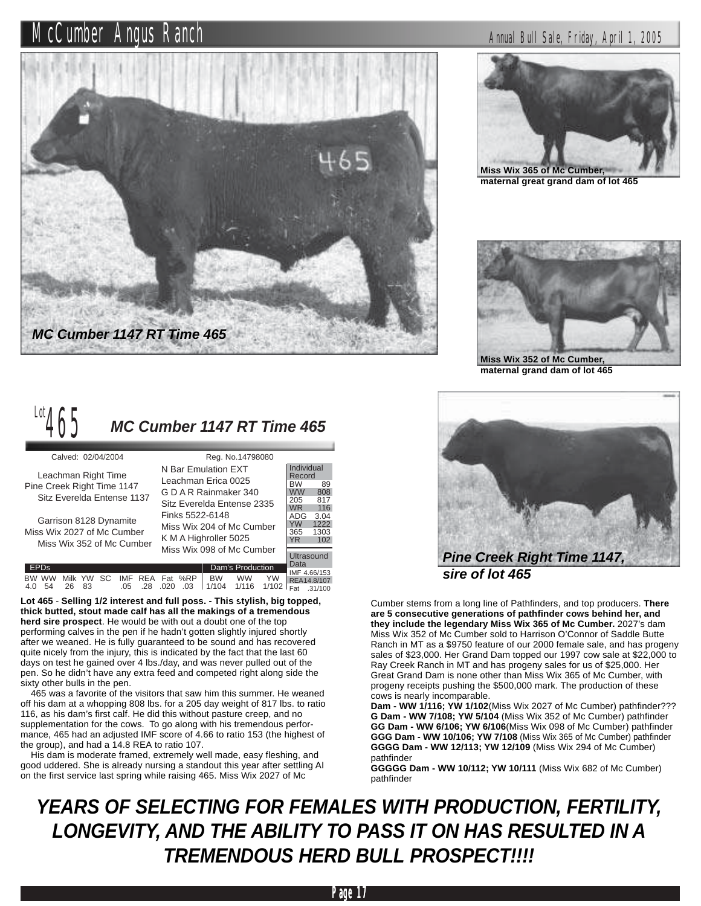# McCumber Angus Ranch

Annual Bull Sale, Friday, April 1, 2005

*MC Cumber 1147 RT Time 465*

**Miss Wix 365 of Mc Cumber, maternal great grand dam of lot 465**

**Miss Wix 352 of Mc Cumber, maternal grand dam of lot 465**

*Pine Creek Right Time 1147, sire of lot 465*

## Lot 465 *MC Cumber 1147 RT Time 465*

Calved: 02/04/2004 Reg. No.14798080

Pedigree:

- Pine Creek Right Time 1147
  - Leachman Right Time
    - N Bar Emulation EXT
    - Leachman Erica 0025
  - Sitz Everelda Entense 1137
    - G D A R Rainmaker 340
    - Sitz Everelda Entense 2335
- Miss Wix 2027 of Mc Cumber
  - Garrison 8128 Dynamite
    - Finks 5522-6148
    - Miss Wix 204 of Mc Cumber
  - Miss Wix 352 of Mc Cumber
    - K M A Highroller 5025
    - Miss Wix 098 of Mc Cumber

| Individual Record | |
|---|---|
| BW | 89 |
| WW | 808 |
| 205 | 817 |
| WR | 116 |
| ADG | 3.04 |
| YW | 1222 |
| 365 | 1303 |
| YR | 102 |

| Ultrasound Data | |
|---|---|
| IMF | 4.66/153 |
| REA | 14.8/107 |
| Fat | .31/100 |

| EPDs | | | | | | | | | Dam's Production | | |
|---|---|---|---|---|---|---|---|---|---|---|---|
| BW | WW | Milk | YW | SC | IMF | REA | Fat | %RP | BW | WW | YW |
| 4.0 | 54 | 26 | 83 | | .05 | .28 | .020 | .03 | 1/104 | 1/116 | 1/102 |

**Lot 465** - **Selling 1/2 interest and full poss. - This stylish, big topped, thick butted, stout made calf has all the makings of a tremendous herd sire prospect**. He would be with out a doubt one of the top performing calves in the pen if he hadn't gotten slightly injured shortly after we weaned. He is fully guaranteed to be sound and has recovered quite nicely from the injury, this is indicated by the fact that the last 60 days on test he gained over 4 lbs./day, and was never pulled out of the pen. So he didn't have any extra feed and competed right along side the sixty other bulls in the pen.

465 was a favorite of the visitors that saw him this summer. He weaned off his dam at a whopping 808 lbs. for a 205 day weight of 817 lbs. to ratio 116, as his dam's first calf. He did this without pasture creep, and no supplementation for the cows. To go along with his tremendous performance, 465 had an adjusted IMF score of 4.66 to ratio 153 (the highest of the group), and had a 14.8 REA to ratio 107.

His dam is moderate framed, extremely well made, easy fleshing, and good uddered. She is already nursing a standout this year after settling AI on the first service last spring while raising 465. Miss Wix 2027 of Mc Cumber stems from a long line of Pathfinders, and top producers. **There are 5 consecutive generations of pathfinder cows behind her, and they include the legendary Miss Wix 365 of Mc Cumber.** 2027's dam Miss Wix 352 of Mc Cumber sold to Harrison O'Connor of Saddle Butte Ranch in MT as a $9750 feature of our 2000 female sale, and has progeny sales of $23,000. Her Grand Dam topped our 1997 cow sale at $22,000 to Ray Creek Ranch in MT and has progeny sales for us of $25,000. Her Great Grand Dam is none other than Miss Wix 365 of Mc Cumber, with progeny receipts pushing the $500,000 mark. The production of these cows is nearly incomparable.

**Dam - WW 1/116; YW 1/102**(Miss Wix 2027 of Mc Cumber) pathfinder???
**G Dam - WW 7/108; YW 5/104** (Miss Wix 352 of Mc Cumber) pathfinder
**GG Dam - WW 6/106; YW 6/106**(Miss Wix 098 of Mc Cumber) pathfinder
**GGG Dam - WW 10/106; YW 7/108** (Miss Wix 365 of Mc Cumber) pathfinder
**GGGG Dam - WW 12/113; YW 12/109** (Miss Wix 294 of Mc Cumber) pathfinder
**GGGGG Dam - WW 10/112; YW 10/111** (Miss Wix 682 of Mc Cumber) pathfinder

***YEARS OF SELECTING FOR FEMALES WITH PRODUCTION, FERTILITY, LONGEVITY, AND THE ABILITY TO PASS IT ON HAS RESULTED IN A TREMENDOUS HERD BULL PROSPECT!!!!***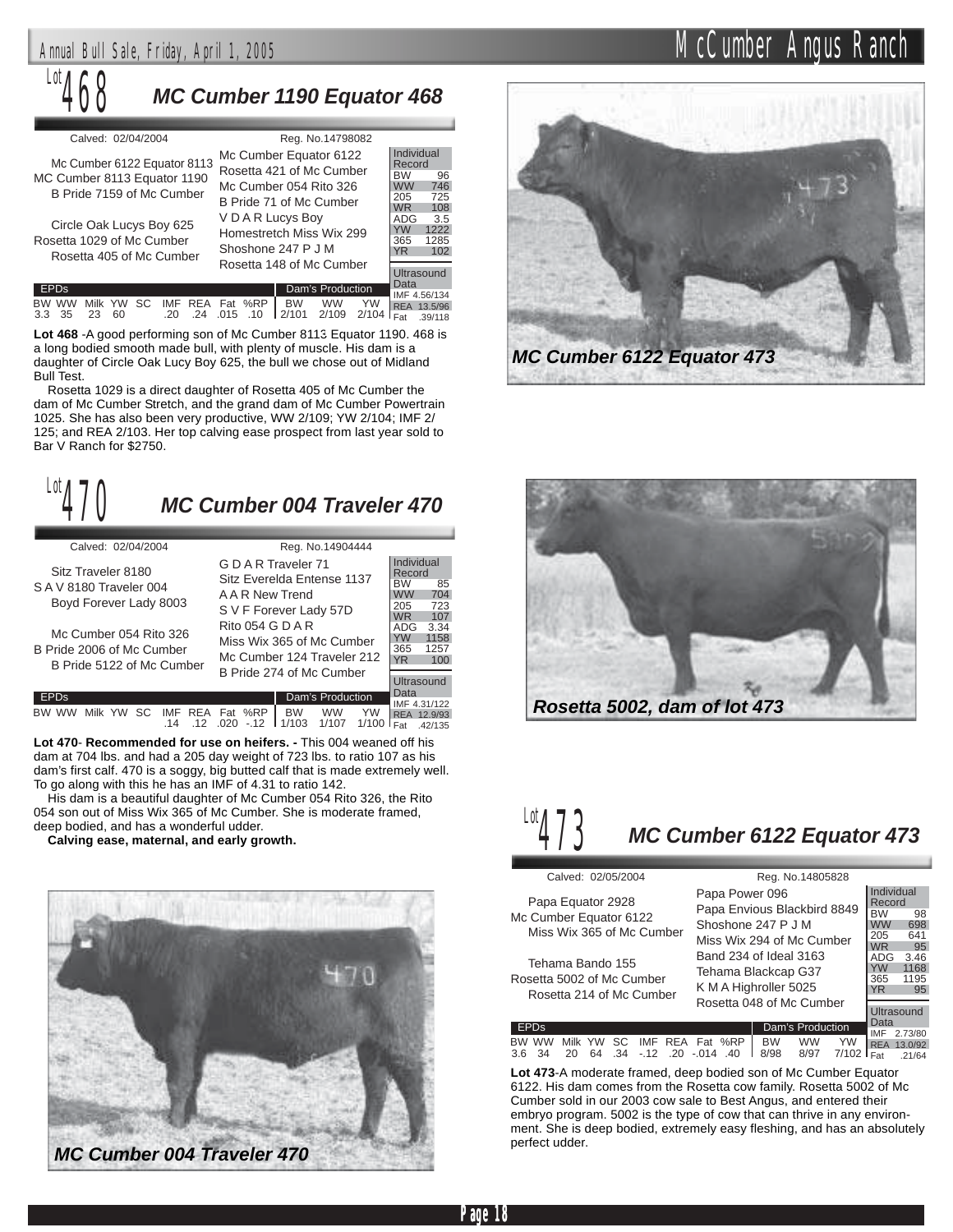## Lot 468 — MC Cumber 1190 Equator 468

Calved: 02/04/2004 — Reg. No.14798082

| Sire | | Grandsire/Granddam |
|---|---|---|
| | Mc Cumber 6122 Equator 8113 | Mc Cumber Equator 6122 |
| | | Rosetta 421 of Mc Cumber |
| MC Cumber 8113 Equator 1190 | | |
| | B Pride 7159 of Mc Cumber | Mc Cumber 054 Rito 326 |
| | | B Pride 71 of Mc Cumber |
| | Circle Oak Lucys Boy 625 | V D A R Lucys Boy |
| | | Homestretch Miss Wix 299 |
| Rosetta 1029 of Mc Cumber | | |
| | Rosetta 405 of Mc Cumber | Shoshone 247 P J M |
| | | Rosetta 148 of Mc Cumber |

**Individual Record:** BW 96; WW 746; 205 725; WR 108; ADG 3.5; YW 1222; 365 1285; YR 102

**Ultrasound Data:** IMF 4.56/134; REA 13.5/96; Fat .39/118

| BW | WW | Milk | YW | SC | IMF | REA | Fat | %RP |
|---|---|---|---|---|---|---|---|---|
| 3.3 | 35 | 23 | 60 | | .20 | .24 | .015 | .10 |

**Dam's Production:** BW 2/101; WW 2/109; YW 2/104

**Lot 468** -A good performing son of Mc Cumber 8113 Equator 1190. 468 is a long bodied smooth made bull, with plenty of muscle. His dam is a daughter of Circle Oak Lucy Boy 625, the bull we chose out of Midland Bull Test.

Rosetta 1029 is a direct daughter of Rosetta 405 of Mc Cumber the dam of Mc Cumber Stretch, and the grand dam of Mc Cumber Powertrain 1025. She has also been very productive, WW 2/109; YW 2/104; IMF 2/125; and REA 2/103. Her top calving ease prospect from last year sold to Bar V Ranch for $2750.

## Lot 470 — MC Cumber 004 Traveler 470

Calved: 02/04/2004 — Reg. No.14904444

| Sire | | Grandsire/Granddam |
|---|---|---|
| | Sitz Traveler 8180 | G D A R Traveler 71 |
| | | Sitz Everelda Entense 1137 |
| S A V 8180 Traveler 004 | | |
| | Boyd Forever Lady 8003 | A A R New Trend |
| | | S V F Forever Lady 57D |
| | Mc Cumber 054 Rito 326 | Rito 054 G D A R |
| | | Miss Wix 365 of Mc Cumber |
| B Pride 2006 of Mc Cumber | | |
| | B Pride 5122 of Mc Cumber | Mc Cumber 124 Traveler 212 |
| | | B Pride 274 of Mc Cumber |

**Individual Record:** BW 85; WW 704; 205 723; WR 107; ADG 3.34; YW 1158; 365 1257; YR 100

**Ultrasound Data:** IMF 4.31/122; REA 12.9/93; Fat .42/135

| BW | WW | Milk | YW | SC | IMF | REA | Fat | %RP |
|---|---|---|---|---|---|---|---|---|
| | | | | | .14 | .12 | .020 | -.12 |

**Dam's Production:** BW 1/103; WW 1/107; YW 1/100

**Lot 470**- **Recommended for use on heifers. -** This 004 weaned off his dam at 704 lbs. and had a 205 day weight of 723 lbs. to ratio 107 as his dam's first calf. 470 is a soggy, big butted calf that is made extremely well. To go along with this he has an IMF of 4.31 to ratio 142.

His dam is a beautiful daughter of Mc Cumber 054 Rito 326, the Rito 054 son out of Miss Wix 365 of Mc Cumber. She is moderate framed, deep bodied, and has a wonderful udder.

**Calving ease, maternal, and early growth.**

*MC Cumber 004 Traveler 470*

*MC Cumber 6122 Equator 473*

*Rosetta 5002, dam of lot 473*

## Lot 473 — MC Cumber 6122 Equator 473

Calved: 02/05/2004 — Reg. No.14805828

| Sire | | Grandsire/Granddam |
|---|---|---|
| | Papa Equator 2928 | Papa Power 096 |
| | | Papa Envious Blackbird 8849 |
| Mc Cumber Equator 6122 | | |
| | Miss Wix 365 of Mc Cumber | Shoshone 247 P J M |
| | | Miss Wix 294 of Mc Cumber |
| | Tehama Bando 155 | Band 234 of Ideal 3163 |
| | | Tehama Blackcap G37 |
| Rosetta 5002 of Mc Cumber | | |
| | Rosetta 214 of Mc Cumber | K M A Highroller 5025 |
| | | Rosetta 048 of Mc Cumber |

**Individual Record:** BW 98; WW 698; 205 641; WR 95; ADG 3.46; YW 1168; 365 1195; YR 95

**Ultrasound Data:** IMF 2.73/80; REA 13.0/92; Fat .21/64

| BW | WW | Milk | YW | SC | IMF | REA | Fat | %RP |
|---|---|---|---|---|---|---|---|---|
| 3.6 | 34 | 20 | 64 | .34 | -.12 | .20 | -.014 | .40 |

**Dam's Production:** BW 8/98; WW 8/97; YW 7/102

**Lot 473**-A moderate framed, deep bodied son of Mc Cumber Equator 6122. His dam comes from the Rosetta cow family. Rosetta 5002 of Mc Cumber sold in our 2003 cow sale to Best Angus, and entered their embryo program. 5002 is the type of cow that can thrive in any environment. She is deep bodied, extremely easy fleshing, and has an absolutely perfect udder.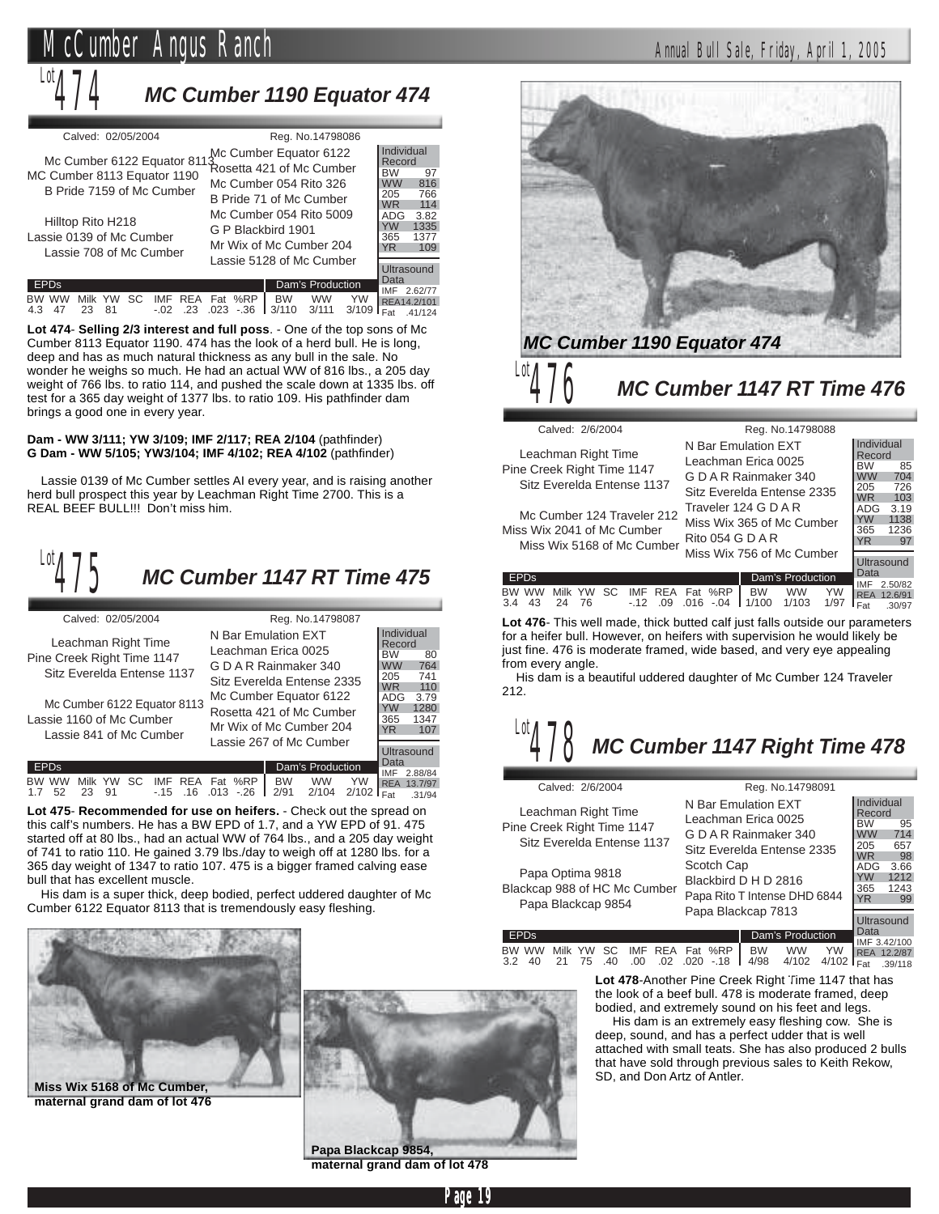## Lot 474 — MC Cumber 1190 Equator 474

Calved: 02/05/2004 Reg. No.14798086

**Pedigree:**

- Sire: MC Cumber 8113 Equator 1190
  - Mc Cumber 6122 Equator 8113
    - Mc Cumber Equator 6122
    - Rosetta 421 of Mc Cumber
  - B Pride 7159 of Mc Cumber
    - Mc Cumber 054 Rito 326
    - B Pride 71 of Mc Cumber
- Dam: Lassie 0139 of Mc Cumber
  - Hilltop Rito H218
    - Mc Cumber 054 Rito 5009
    - G P Blackbird 1901
  - Lassie 708 of Mc Cumber
    - Mr Wix of Mc Cumber 204
    - Lassie 5128 of Mc Cumber

| Individual Record | |
|---|---|
| BW | 97 |
| WW | 816 |
| 205 | 766 |
| WR | 114 |
| ADG | 3.82 |
| YW | 1335 |
| 365 | 1377 |
| YR | 109 |

| Ultrasound Data | |
|---|---|
| IMF | 2.62/77 |
| REA | 14.2/101 |
| Fat | .41/124 |

| EPDs | | | | | | | | | Dam's Production | | |
|---|---|---|---|---|---|---|---|---|---|---|---|
| BW | WW | Milk | YW | SC | IMF | REA | Fat | %RP | BW | WW | YW |
| 4.3 | 47 | 23 | 81 | | -.02 | .23 | .023 | -.36 | 3/110 | 3/111 | 3/109 |

**Lot 474- Selling 2/3 interest and full poss**. - One of the top sons of Mc Cumber 8113 Equator 1190. 474 has the look of a herd bull. He is long, deep and has as much natural thickness as any bull in the sale. No wonder he weighs so much. He had an actual WW of 816 lbs., a 205 day weight of 766 lbs. to ratio 114, and pushed the scale down at 1335 lbs. off test for a 365 day weight of 1377 lbs. to ratio 109. His pathfinder dam brings a good one in every year.

**Dam - WW 3/111; YW 3/109; IMF 2/117; REA 2/104** (pathfinder)
**G Dam - WW 5/105; YW3/104; IMF 4/102; REA 4/102** (pathfinder)

Lassie 0139 of Mc Cumber settles AI every year, and is raising another herd bull prospect this year by Leachman Right Time 2700. This is a REAL BEEF BULL!!! Don't miss him.

*MC Cumber 1190 Equator 474*

## Lot 475 — MC Cumber 1147 RT Time 475

Calved: 02/05/2004 Reg. No.14798087

**Pedigree:**

- Sire: Pine Creek Right Time 1147
  - Leachman Right Time
    - N Bar Emulation EXT
    - Leachman Erica 0025
  - Sitz Everelda Entense 1137
    - G D A R Rainmaker 340
    - Sitz Everelda Entense 2335
- Dam: Lassie 1160 of Mc Cumber
  - Mc Cumber 6122 Equator 8113
    - Mc Cumber Equator 6122
    - Rosetta 421 of Mc Cumber
  - Lassie 841 of Mc Cumber
    - Mr Wix of Mc Cumber 204
    - Lassie 267 of Mc Cumber

| Individual Record | |
|---|---|
| BW | 80 |
| WW | 764 |
| 205 | 741 |
| WR | 110 |
| ADG | 3.79 |
| YW | 1280 |
| 365 | 1347 |
| YR | 107 |

| Ultrasound Data | |
|---|---|
| IMF | 2.88/84 |
| REA | 13.7/97 |
| Fat | .31/94 |

| EPDs | | | | | | | | | Dam's Production | | |
|---|---|---|---|---|---|---|---|---|---|---|---|
| BW | WW | Milk | YW | SC | IMF | REA | Fat | %RP | BW | WW | YW |
| 1.7 | 52 | 23 | 91 | | -.15 | .16 | .013 | -.26 | 2/91 | 2/104 | 2/102 |

**Lot 475- Recommended for use on heifers.** - Check out the spread on this calf's numbers. He has a BW EPD of 1.7, and a YW EPD of 91. 475 started off at 80 lbs., had an actual WW of 764 lbs., and a 205 day weight of 741 to ratio 110. He gained 3.79 lbs./day to weigh off at 1280 lbs. for a 365 day weight of 1347 to ratio 107. 475 is a bigger framed calving ease bull that has excellent muscle.

His dam is a super thick, deep bodied, perfect uddered daughter of Mc Cumber 6122 Equator 8113 that is tremendously easy fleshing.

**Miss Wix 5168 of Mc Cumber, maternal grand dam of lot 476**

**Papa Blackcap 9854, maternal grand dam of lot 478**

## Lot 476 — MC Cumber 1147 RT Time 476

Calved: 2/6/2004 Reg. No.14798088

**Pedigree:**

- Sire: Pine Creek Right Time 1147
  - Leachman Right Time
    - N Bar Emulation EXT
    - Leachman Erica 0025
  - Sitz Everelda Entense 1137
    - G D A R Rainmaker 340
    - Sitz Everelda Entense 2335
- Dam: Miss Wix 2041 of Mc Cumber
  - Mc Cumber 124 Traveler 212
    - Traveler 124 G D A R
    - Miss Wix 365 of Mc Cumber
  - Miss Wix 5168 of Mc Cumber
    - Rito 054 G D A R
    - Miss Wix 756 of Mc Cumber

| Individual Record | |
|---|---|
| BW | 85 |
| WW | 704 |
| 205 | 726 |
| WR | 103 |
| ADG | 3.19 |
| YW | 1138 |
| 365 | 1236 |
| YR | 97 |

| Ultrasound Data | |
|---|---|
| IMF | 2.50/82 |
| REA | 12.6/91 |
| Fat | .30/97 |

| EPDs | | | | | | | | | Dam's Production | | |
|---|---|---|---|---|---|---|---|---|---|---|---|
| BW | WW | Milk | YW | SC | IMF | REA | Fat | %RP | BW | WW | YW |
| 3.4 | 43 | 24 | 76 | | -.12 | .09 | .016 | -.04 | 1/100 | 1/103 | 1/97 |

**Lot 476**- This well made, thick butted calf just falls outside our parameters for a heifer bull. However, on heifers with supervision he would likely be just fine. 476 is moderate framed, wide based, and very eye appealing from every angle.

His dam is a beautiful uddered daughter of Mc Cumber 124 Traveler 212.

## Lot 478 — MC Cumber 1147 Right Time 478

Calved: 2/6/2004 Reg. No.14798091

**Pedigree:**

- Sire: Pine Creek Right Time 1147
  - Leachman Right Time
    - N Bar Emulation EXT
    - Leachman Erica 0025
  - Sitz Everelda Entense 1137
    - G D A R Rainmaker 340
    - Sitz Everelda Entense 2335
- Dam: Blackcap 988 of HC Mc Cumber
  - Papa Optima 9818
    - Scotch Cap
    - Blackbird D H D 2816
  - Papa Blackcap 9854
    - Papa Rito T Intense DHD 6844
    - Papa Blackcap 7813

| Individual Record | |
|---|---|
| BW | 95 |
| WW | 714 |
| 205 | 657 |
| WR | 98 |
| ADG | 3.66 |
| YW | 1212 |
| 365 | 1243 |
| YR | 99 |

| Ultrasound Data | |
|---|---|
| IMF | 3.42/100 |
| REA | 12.2/87 |
| Fat | .39/118 |

| EPDs | | | | | | | | | Dam's Production | | |
|---|---|---|---|---|---|---|---|---|---|---|---|
| BW | WW | Milk | YW | SC | IMF | REA | Fat | %RP | BW | WW | YW |
| 3.2 | 40 | 21 | 75 | .40 | .00 | .02 | .020 | -.18 | 4/98 | 4/102 | 4/102 |

**Lot 478**-Another Pine Creek Right Time 1147 that has the look of a beef bull. 478 is moderate framed, deep bodied, and extremely sound on his feet and legs.

His dam is an extremely easy fleshing cow. She is deep, sound, and has a perfect udder that is well attached with small teats. She has also produced 2 bulls that have sold through previous sales to Keith Rekow, SD, and Don Artz of Antler.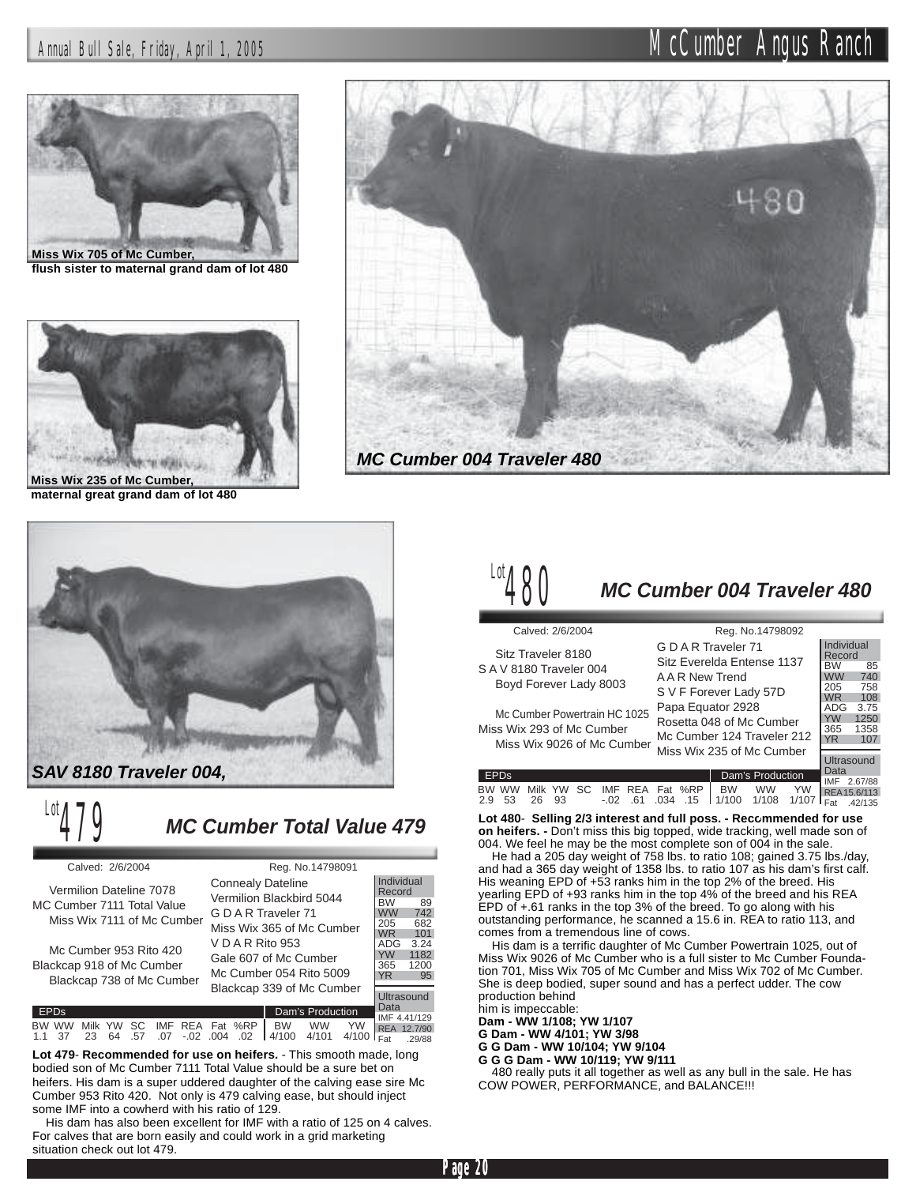Miss Wix 705 of Mc Cumber, flush sister to maternal grand dam of lot 480

Miss Wix 235 of Mc Cumber, maternal great grand dam of lot 480

*MC Cumber 004 Traveler 480*

*SAV 8180 Traveler 004,*

## Lot 479 — MC Cumber Total Value 479

Calved: 2/6/2004 — Reg. No.14798091

| Sire/Dam | Grandparents |
|---|---|
| Vermilion Dateline 7078 | Connealy Dateline |
| | Vermilion Blackbird 5044 |
| MC Cumber 7111 Total Value | |
| Miss Wix 7111 of Mc Cumber | G D A R Traveler 71 |
| | Miss Wix 365 of Mc Cumber |
| Mc Cumber 953 Rito 420 | V D A R Rito 953 |
| | Gale 607 of Mc Cumber |
| Blackcap 918 of Mc Cumber | |
| Blackcap 738 of Mc Cumber | Mc Cumber 054 Rito 5009 |
| | Blackcap 339 of Mc Cumber |

**Individual Record**

| | |
|---|---|
| BW | 89 |
| WW | 742 |
| 205 | 682 |
| WR | 101 |
| ADG | 3.24 |
| YW | 1182 |
| 365 | 1200 |
| YR | 95 |

**Ultrasound Data**

| | |
|---|---|
| IMF | 4.41/129 |
| REA | 12.7/90 |
| Fat | .29/88 |

| BW | WW | Milk | YW | SC | IMF | REA | Fat | %RP | Dam's Production BW | WW | YW |
|---|---|---|---|---|---|---|---|---|---|---|---|
| 1.1 | 37 | 23 | 64 | .57 | .07 | -.02 | .004 | .02 | 4/100 | 4/101 | 4/100 |

**Lot 479- Recommended for use on heifers.** - This smooth made, long bodied son of Mc Cumber 7111 Total Value should be a sure bet on heifers. His dam is a super uddered daughter of the calving ease sire Mc Cumber 953 Rito 420. Not only is 479 calving ease, but should inject some IMF into a cowherd with his ratio of 129.

His dam has also been excellent for IMF with a ratio of 125 on 4 calves. For calves that are born easily and could work in a grid marketing situation check out lot 479.

## Lot 480 — MC Cumber 004 Traveler 480

Calved: 2/6/2004 — Reg. No.14798092

| Sire/Dam | Grandparents |
|---|---|
| Sitz Traveler 8180 | G D A R Traveler 71 |
| | Sitz Everelda Entense 1137 |
| S A V 8180 Traveler 004 | |
| Boyd Forever Lady 8003 | A A R New Trend |
| | S V F Forever Lady 57D |
| Mc Cumber Powertrain HC 1025 | Papa Equator 2928 |
| | Rosetta 048 of Mc Cumber |
| Miss Wix 293 of Mc Cumber | |
| Miss Wix 9026 of Mc Cumber | Mc Cumber 124 Traveler 212 |
| | Miss Wix 235 of Mc Cumber |

**Individual Record**

| | |
|---|---|
| BW | 85 |
| WW | 740 |
| 205 | 758 |
| WR | 108 |
| ADG | 3.75 |
| YW | 1250 |
| 365 | 1358 |
| YR | 107 |

**Ultrasound Data**

| | |
|---|---|
| IMF | 2.67/88 |
| REA | 15.6/113 |
| Fat | .42/135 |

| BW | WW | Milk | YW | SC | IMF | REA | Fat | %RP | Dam's Production BW | WW | YW |
|---|---|---|---|---|---|---|---|---|---|---|---|
| 2.9 | 53 | 26 | 93 | | -.02 | .61 | .034 | .15 | 1/100 | 1/108 | 1/107 |

**Lot 480- Selling 2/3 interest and full poss. - Recommended for use on heifers. -** Don't miss this big topped, wide tracking, well made son of 004. We feel he may be the most complete son of 004 in the sale.

He had a 205 day weight of 758 lbs. to ratio 108; gained 3.75 lbs./day, and had a 365 day weight of 1358 lbs. to ratio 107 as his dam's first calf. His weaning EPD of +53 ranks him in the top 2% of the breed. His yearling EPD of +93 ranks him in the top 4% of the breed and his REA EPD of +.61 ranks in the top 3% of the breed. To go along with his outstanding performance, he scanned a 15.6 in. REA to ratio 113, and comes from a tremendous line of cows.

His dam is a terrific daughter of Mc Cumber Powertrain 1025, out of Miss Wix 9026 of Mc Cumber who is a full sister to Mc Cumber Foundation 701, Miss Wix 705 of Mc Cumber and Miss Wix 702 of Mc Cumber. She is deep bodied, super sound and has a perfect udder. The cow production behind him is impeccable:

**Dam - WW 1/108; YW 1/107**
**G Dam - WW 4/101; YW 3/98**
**G G Dam - WW 10/104; YW 9/104**
**G G G Dam - WW 10/119; YW 9/111**

480 really puts it all together as well as any bull in the sale. He has COW POWER, PERFORMANCE, and BALANCE!!!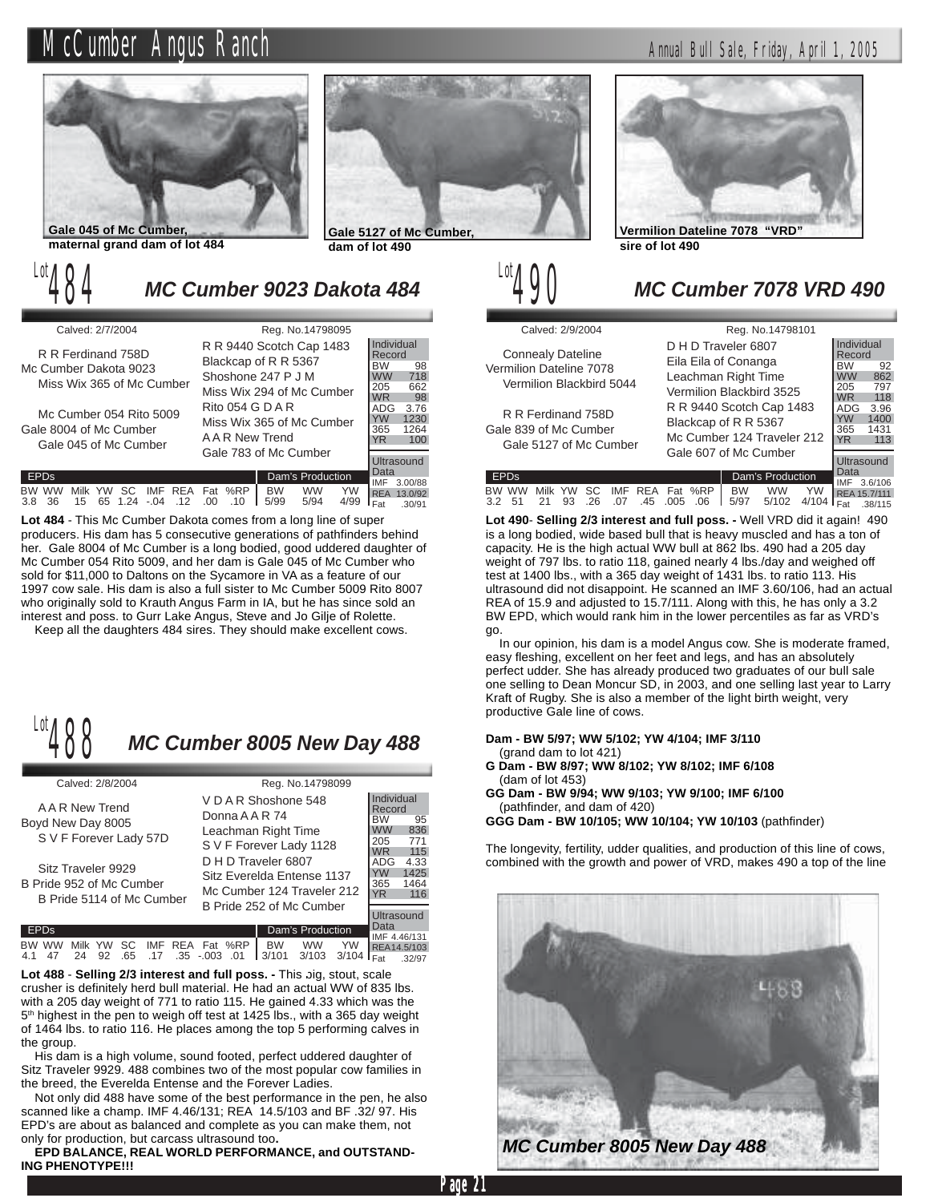Gale 045 of Mc Cumber, maternal grand dam of lot 484

Gale 5127 of Mc Cumber, dam of lot 490

Vermilion Dateline 7078 "VRD" sire of lot 490

## Lot 484 — MC Cumber 9023 Dakota 484

Calved: 2/7/2004 — Reg. No.14798095

**Pedigree:**

- Sire: Mc Cumber Dakota 9023
  - R R Ferdinand 758D
    - R R 9440 Scotch Cap 1483
    - Blackcap of R R 5367
  - Miss Wix 365 of Mc Cumber
    - Shoshone 247 P J M
    - Miss Wix 294 of Mc Cumber
- Dam: Gale 8004 of Mc Cumber
  - Mc Cumber 054 Rito 5009
    - Rito 054 G D A R
    - Miss Wix 365 of Mc Cumber
  - Gale 045 of Mc Cumber
    - A A R New Trend
    - Gale 783 of Mc Cumber

**Individual Record:**

| BW | WW | 205 | WR | ADG | YW | 365 | YR |
|---|---|---|---|---|---|---|---|
| 98 | 718 | 662 | 98 | 3.76 | 1230 | 1264 | 100 |

**Ultrasound Data:** IMF 3.00/88; REA 13.0/92; Fat .30/91

**EPDs:**

| BW | WW | Milk | YW | SC | IMF | REA | Fat | %RP |
|---|---|---|---|---|---|---|---|---|
| 3.8 | 36 | 15 | 65 | 1.24 | -.04 | .12 | .00 | .10 |

**Dam's Production:**

| BW | WW | YW |
|---|---|---|
| 5/99 | 5/94 | 4/99 |

**Lot 484** - This Mc Cumber Dakota comes from a long line of super producers. His dam has 5 consecutive generations of pathfinders behind her. Gale 8004 of Mc Cumber is a long bodied, good uddered daughter of Mc Cumber 054 Rito 5009, and her dam is Gale 045 of Mc Cumber who sold for $11,000 to Daltons on the Sycamore in VA as a feature of our 1997 cow sale. His dam is also a full sister to Mc Cumber 5009 Rito 8007 who originally sold to Krauth Angus Farm in IA, but he has since sold an interest and poss. to Gurr Lake Angus, Steve and Jo Gilje of Rolette.

Keep all the daughters 484 sires. They should make excellent cows.

## Lot 488 — MC Cumber 8005 New Day 488

Calved: 2/8/2004 — Reg. No.14798099

**Pedigree:**

- Sire: Boyd New Day 8005
  - A A R New Trend
    - V D A R Shoshone 548
    - Donna A A R 74
  - S V F Forever Lady 57D
    - Leachman Right Time
    - S V F Forever Lady 1128
- Dam: B Pride 952 of Mc Cumber
  - Sitz Traveler 9929
    - D H D Traveler 6807
    - Sitz Everelda Entense 1137
  - B Pride 5114 of Mc Cumber
    - Mc Cumber 124 Traveler 212
    - B Pride 252 of Mc Cumber

**Individual Record:**

| BW | WW | 205 | WR | ADG | YW | 365 | YR |
|---|---|---|---|---|---|---|---|
| 95 | 836 | 771 | 115 | 4.33 | 1425 | 1464 | 116 |

**Ultrasound Data:** IMF 4.46/131; REA 14.5/103; Fat .32/97

**EPDs:**

| BW | WW | Milk | YW | SC | IMF | REA | Fat | %RP |
|---|---|---|---|---|---|---|---|---|
| 4.1 | 47 | 24 | 92 | .65 | .17 | .35 | -.003 | .01 |

**Dam's Production:**

| BW | WW | YW |
|---|---|---|
| 3/101 | 3/103 | 3/104 |

**Lot 488** - **Selling 2/3 interest and full poss. -** This big, stout, scale crusher is definitely herd bull material. He had an actual WW of 835 lbs. with a 205 day weight of 771 to ratio 115. He gained 4.33 which was the 5th highest in the pen to weigh off test at 1425 lbs., with a 365 day weight of 1464 lbs. to ratio 116. He places among the top 5 performing calves in the group.

His dam is a high volume, sound footed, perfect uddered daughter of Sitz Traveler 9929. 488 combines two of the most popular cow families in the breed, the Everelda Entense and the Forever Ladies.

Not only did 488 have some of the best performance in the pen, he also scanned like a champ. IMF 4.46/131; REA 14.5/103 and BF .32/ 97. His EPD's are about as balanced and complete as you can make them, not only for production, but carcass ultrasound too**.**

**EPD BALANCE, REAL WORLD PERFORMANCE, and OUTSTANDING PHENOTYPE!!!**

## Lot 490 — MC Cumber 7078 VRD 490

Calved: 2/9/2004 — Reg. No.14798101

**Pedigree:**

- Sire: Vermilion Dateline 7078
  - Connealy Dateline
    - D H D Traveler 6807
    - Eila Eila of Conanga
  - Vermilion Blackbird 5044
    - Leachman Right Time
    - Vermilion Blackbird 3525
- Dam: Gale 839 of Mc Cumber
  - R R Ferdinand 758D
    - R R 9440 Scotch Cap 1483
    - Blackcap of R R 5367
  - Gale 5127 of Mc Cumber
    - Mc Cumber 124 Traveler 212
    - Gale 607 of Mc Cumber

**Individual Record:**

| BW | WW | 205 | WR | ADG | YW | 365 | YR |
|---|---|---|---|---|---|---|---|
| 92 | 862 | 797 | 118 | 3.96 | 1400 | 1431 | 113 |

**Ultrasound Data:** IMF 3.6/106; REA 15.7/111; Fat .38/115

**EPDs:**

| BW | WW | Milk | YW | SC | IMF | REA | Fat | %RP |
|---|---|---|---|---|---|---|---|---|
| 3.2 | 51 | 21 | 93 | .26 | .07 | .45 | .005 | .06 |

**Dam's Production:**

| BW | WW | YW |
|---|---|---|
| 5/97 | 5/102 | 4/104 |

**Lot 490**- **Selling 2/3 interest and full poss. -** Well VRD did it again! 490 is a long bodied, wide based bull that is heavy muscled and has a ton of capacity. He is the high actual WW bull at 862 lbs. 490 had a 205 day weight of 797 lbs. to ratio 118, gained nearly 4 lbs./day and weighed off test at 1400 lbs., with a 365 day weight of 1431 lbs. to ratio 113. His ultrasound did not disappoint. He scanned an IMF 3.60/106, had an actual REA of 15.9 and adjusted to 15.7/111. Along with this, he has only a 3.2 BW EPD, which would rank him in the lower percentiles as far as VRD's go.

In our opinion, his dam is a model Angus cow. She is moderate framed, easy fleshing, excellent on her feet and legs, and has an absolutely perfect udder. She has already produced two graduates of our bull sale one selling to Dean Moncur SD, in 2003, and one selling last year to Larry Kraft of Rugby. She is also a member of the light birth weight, very productive Gale line of cows.

**Dam - BW 5/97; WW 5/102; YW 4/104; IMF 3/110**
(grand dam to lot 421)
**G Dam - BW 8/97; WW 8/102; YW 8/102; IMF 6/108**
(dam of lot 453)
**GG Dam - BW 9/94; WW 9/103; YW 9/100; IMF 6/100**
(pathfinder, and dam of 420)
**GGG Dam - BW 10/105; WW 10/104; YW 10/103** (pathfinder)

The longevity, fertility, udder qualities, and production of this line of cows, combined with the growth and power of VRD, makes 490 a top of the line

MC Cumber 8005 New Day 488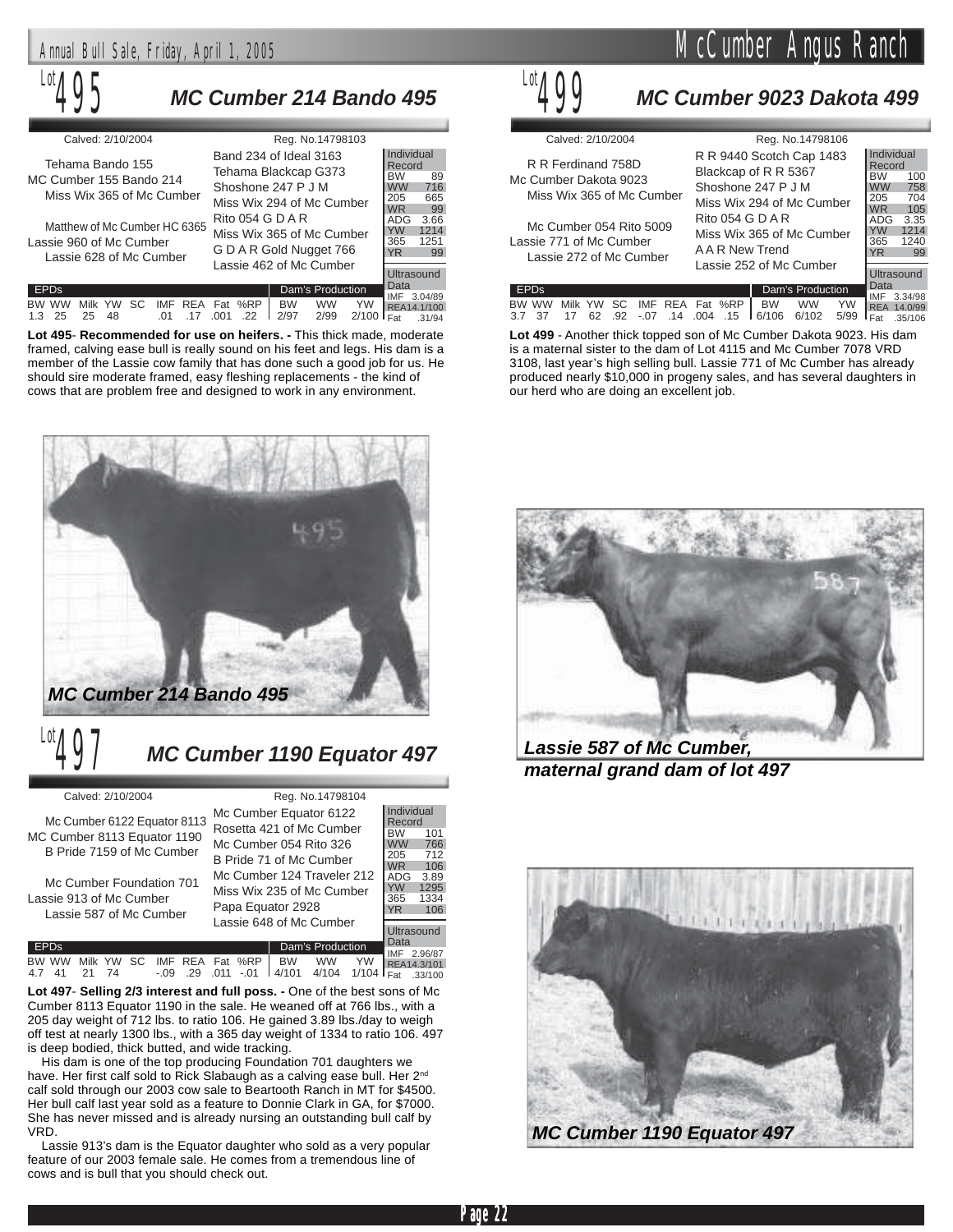## Lot 495 — MC Cumber 214 Bando 495

Calved: 2/10/2004 — Reg. No.14798103

**Pedigree:**

- Sire: MC Cumber 155 Bando 214
  - Tehama Bando 155
    - Band 234 of Ideal 3163
    - Tehama Blackcap G373
  - Miss Wix 365 of Mc Cumber
    - Shoshone 247 P J M
    - Miss Wix 294 of Mc Cumber
- Dam: Lassie 960 of Mc Cumber
  - Matthew of Mc Cumber HC 6365
    - Rito 054 G D A R
    - Miss Wix 365 of Mc Cumber
  - Lassie 628 of Mc Cumber
    - G D A R Gold Nugget 766
    - Lassie 462 of Mc Cumber

| Individual Record | |
|---|---|
| BW | 89 |
| WW | 716 |
| 205 | 665 |
| WR | 99 |
| ADG | 3.66 |
| YW | 1214 |
| 365 | 1251 |
| YR | 99 |

| Ultrasound Data | |
|---|---|
| IMF | 3.04/89 |
| REA | 14.1/100 |
| Fat | .31/94 |

| EPDs | | | | | | | | | Dam's Production | | |
|---|---|---|---|---|---|---|---|---|---|---|---|
| BW | WW | Milk | YW | SC | IMF | REA | Fat | %RP | BW | WW | YW |
| 1.3 | 25 | 25 | 48 | | .01 | .17 | .001 | .22 | 2/97 | 2/99 | 2/100 |

**Lot 495**- **Recommended for use on heifers. -** This thick made, moderate framed, calving ease bull is really sound on his feet and legs. His dam is a member of the Lassie cow family that has done such a good job for us. He should sire moderate framed, easy fleshing replacements - the kind of cows that are problem free and designed to work in any environment.

*MC Cumber 214 Bando 495*

## Lot 497 — MC Cumber 1190 Equator 497

Calved: 2/10/2004 — Reg. No.14798104

**Pedigree:**

- Sire: MC Cumber 8113 Equator 1190
  - Mc Cumber 6122 Equator 8113
    - Mc Cumber Equator 6122
    - Rosetta 421 of Mc Cumber
  - B Pride 7159 of Mc Cumber
    - Mc Cumber 054 Rito 326
    - B Pride 71 of Mc Cumber
- Dam: Lassie 913 of Mc Cumber
  - Mc Cumber Foundation 701
    - Mc Cumber 124 Traveler 212
    - Miss Wix 235 of Mc Cumber
  - Lassie 587 of Mc Cumber
    - Papa Equator 2928
    - Lassie 648 of Mc Cumber

| Individual Record | |
|---|---|
| BW | 101 |
| WW | 766 |
| 205 | 712 |
| WR | 106 |
| ADG | 3.89 |
| YW | 1295 |
| 365 | 1334 |
| YR | 106 |

| Ultrasound Data | |
|---|---|
| IMF | 2.96/87 |
| REA | 14.3/101 |
| Fat | .33/100 |

| EPDs | | | | | | | | | Dam's Production | | |
|---|---|---|---|---|---|---|---|---|---|---|---|
| BW | WW | Milk | YW | SC | IMF | REA | Fat | %RP | BW | WW | YW |
| 4.7 | 41 | 21 | 74 | | -.09 | .29 | .011 | -.01 | 4/101 | 4/104 | 1/104 |

**Lot 497**- **Selling 2/3 interest and full poss. -** One of the best sons of Mc Cumber 8113 Equator 1190 in the sale. He weaned off at 766 lbs., with a 205 day weight of 712 lbs. to ratio 106. He gained 3.89 lbs./day to weigh off test at nearly 1300 lbs., with a 365 day weight of 1334 to ratio 106. 497 is deep bodied, thick butted, and wide tracking.

His dam is one of the top producing Foundation 701 daughters we have. Her first calf sold to Rick Slabaugh as a calving ease bull. Her 2nd calf sold through our 2003 cow sale to Beartooth Ranch in MT for $4500. Her bull calf last year sold as a feature to Donnie Clark in GA, for $7000. She has never missed and is already nursing an outstanding bull calf by VRD.

Lassie 913's dam is the Equator daughter who sold as a very popular feature of our 2003 female sale. He comes from a tremendous line of cows and is bull that you should check out.

## Lot 499 — MC Cumber 9023 Dakota 499

Calved: 2/10/2004 — Reg. No.14798106

**Pedigree:**

- Sire: Mc Cumber Dakota 9023
  - R R Ferdinand 758D
    - R R 9440 Scotch Cap 1483
    - Blackcap of R R 5367
  - Miss Wix 365 of Mc Cumber
    - Shoshone 247 P J M
    - Miss Wix 294 of Mc Cumber
- Dam: Lassie 771 of Mc Cumber
  - Mc Cumber 054 Rito 5009
    - Rito 054 G D A R
    - Miss Wix 365 of Mc Cumber
  - Lassie 272 of Mc Cumber
    - A A R New Trend
    - Lassie 252 of Mc Cumber

| Individual Record | |
|---|---|
| BW | 100 |
| WW | 758 |
| 205 | 704 |
| WR | 105 |
| ADG | 3.35 |
| YW | 1214 |
| 365 | 1240 |
| YR | 99 |

| Ultrasound Data | |
|---|---|
| IMF | 3.34/98 |
| REA | 14.0/99 |
| Fat | .35/106 |

| EPDs | | | | | | | | | Dam's Production | | |
|---|---|---|---|---|---|---|---|---|---|---|---|
| BW | WW | Milk | YW | SC | IMF | REA | Fat | %RP | BW | WW | YW |
| 3.7 | 37 | 17 | 62 | .92 | -.07 | .14 | .004 | .15 | 6/106 | 6/102 | 5/99 |

**Lot 499** - Another thick topped son of Mc Cumber Dakota 9023. His dam is a maternal sister to the dam of Lot 4115 and Mc Cumber 7078 VRD 3108, last year's high selling bull. Lassie 771 of Mc Cumber has already produced nearly $10,000 in progeny sales, and has several daughters in our herd who are doing an excellent job.

*Lassie 587 of Mc Cumber, maternal grand dam of lot 497*

*MC Cumber 1190 Equator 497*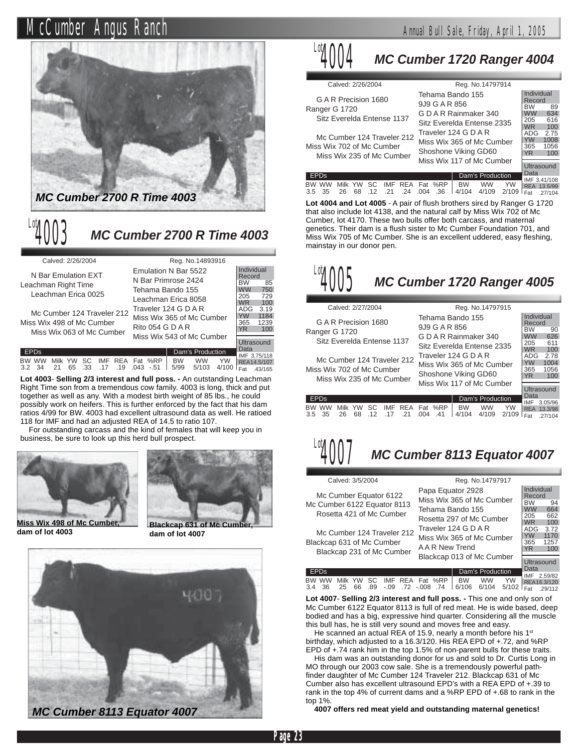## Lot 4003 — MC Cumber 2700 R Time 4003

*MC Cumber 2700 R Time 4003*

Calved: 2/26/2004 — Reg. No.14893916

**Pedigree:**

- N Bar Emulation EXT
  - Emulation N Bar 5522
  - N Bar Primrose 2424
- Leachman Right Time
- Leachman Erica 0025
  - Tehama Bando 155
  - Leachman Erica 8058
- Mc Cumber 124 Traveler 212
  - Traveler 124 G D A R
  - Miss Wix 365 of Mc Cumber
- Miss Wix 498 of Mc Cumber
- Miss Wix 063 of Mc Cumber
  - Rito 054 G D A R
  - Miss Wix 543 of Mc Cumber

| Individual Record | |
|---|---|
| BW | 85 |
| WW | 750 |
| 205 | 729 |
| WR | 100 |
| ADG | 3.19 |
| YW | 1184 |
| 365 | 1239 |
| YR | 100 |

| Ultrasound Data | |
|---|---|
| IMF | 3.75/118 |
| REA | 14.5/107 |
| Fat | .43/165 |

| BW | WW | Milk | YW | SC | IMF | REA | Fat | %RP | Dam's BW | Dam's WW | Dam's YW |
|---|---|---|---|---|---|---|---|---|---|---|---|
| 3.2 | 34 | 21 | 65 | .33 | .17 | .19 | .043 | -.51 | 5/99 | 5/103 | 4/100 |

**Lot 4003**- **Selling 2/3 interest and full poss. -** An outstanding Leachman Right Time son from a tremendous cow family. 4003 is long, thick and put together as well as any. With a modest birth weight of 85 lbs., he could possibly work on heifers. This is further enforced by the fact that his dam ratios 4/99 for BW. 4003 had excellent ultrasound data as well. He ratioed 118 for IMF and had an adjusted REA of 14.5 to ratio 107.

For outstanding carcass and the kind of females that will keep you in business, be sure to look up this herd bull prospect.

**Miss Wix 498 of Mc Cumber, dam of lot 4003**

**Blackcap 631 of Mc Cumber, dam of lot 4007**

*MC Cumber 8113 Equator 4007*

## Lot 4004 — MC Cumber 1720 Ranger 4004

Calved: 2/26/2004 — Reg. No.14797914

**Pedigree:**

- G A R Precision 1680
  - Tehama Bando 155
  - 9J9 G A R 856
- Ranger G 1720
- Sitz Everelda Entense 1137
  - G D A R Rainmaker 340
  - Sitz Everelda Entense 2335
- Mc Cumber 124 Traveler 212
  - Traveler 124 G D A R
  - Miss Wix 365 of Mc Cumber
- Miss Wix 702 of Mc Cumber
- Miss Wix 235 of Mc Cumber
  - Shoshone Viking GD60
  - Miss Wix 117 of Mc Cumber

| Individual Record | |
|---|---|
| BW | 89 |
| WW | 634 |
| 205 | 616 |
| WR | 100 |
| ADG | 2.75 |
| YW | 1008 |
| 365 | 1056 |
| YR | 100 |

| Ultrasound Data | |
|---|---|
| IMF | 3.41/108 |
| REA | 13.5/99 |
| Fat | .27/104 |

| BW | WW | Milk | YW | SC | IMF | REA | Fat | %RP | Dam's BW | Dam's WW | Dam's YW |
|---|---|---|---|---|---|---|---|---|---|---|---|
| 3.5 | 35 | 26 | 68 | .12 | .21 | .24 | .004 | .36 | 4/104 | 4/109 | 2/109 |

**Lot 4004 and Lot 4005** - A pair of flush brothers sired by Ranger G 1720 that also include lot 4138, and the natural calf by Miss Wix 702 of Mc Cumber, lot 4170. These two bulls offer both carcass, and maternal genetics. Their dam is a flush sister to Mc Cumber Foundation 701, and Miss Wix 705 of Mc Cumber. She is an excellent uddered, easy fleshing, mainstay in our donor pen.

## Lot 4005 — MC Cumber 1720 Ranger 4005

Calved: 2/27/2004 — Reg. No.14797915

**Pedigree:**

- G A R Precision 1680
  - Tehama Bando 155
  - 9J9 G A R 856
- Ranger G 1720
- Sitz Everelda Entense 1137
  - G D A R Rainmaker 340
  - Sitz Everelda Entense 2335
- Mc Cumber 124 Traveler 212
  - Traveler 124 G D A R
  - Miss Wix 365 of Mc Cumber
- Miss Wix 702 of Mc Cumber
- Miss Wix 235 of Mc Cumber
  - Shoshone Viking GD60
  - Miss Wix 117 of Mc Cumber

| Individual Record | |
|---|---|
| BW | 90 |
| WW | 626 |
| 205 | 611 |
| WR | 100 |
| ADG | 2.78 |
| YW | 1004 |
| 365 | 1056 |
| YR | 100 |

| Ultrasound Data | |
|---|---|
| IMF | 3.05/96 |
| REA | 13.3/98 |
| Fat | .27/104 |

| BW | WW | Milk | YW | SC | IMF | REA | Fat | %RP | Dam's BW | Dam's WW | Dam's YW |
|---|---|---|---|---|---|---|---|---|---|---|---|
| 3.5 | 35 | 26 | 68 | .12 | .17 | .21 | .004 | .41 | 4/104 | 4/109 | 2/109 |

## Lot 4007 — MC Cumber 8113 Equator 4007

Calved: 3/5/2004 — Reg. No.14797917

**Pedigree:**

- Mc Cumber Equator 6122
  - Papa Equator 2928
  - Miss Wix 365 of Mc Cumber
- Mc Cumber 6122 Equator 8113
- Rosetta 421 of Mc Cumber
  - Tehama Bando 155
  - Rosetta 297 of Mc Cumber
- Mc Cumber 124 Traveler 212
  - Traveler 124 G D A R
  - Miss Wix 365 of Mc Cumber
- Blackcap 631 of Mc Cumber
- Blackcap 231 of Mc Cumber
  - A A R New Trend
  - Blackcap 013 of Mc Cumber

| Individual Record | |
|---|---|
| BW | 94 |
| WW | 664 |
| 205 | 662 |
| WR | 100 |
| ADG | 3.72 |
| YW | 1170 |
| 365 | 1257 |
| YR | 100 |

| Ultrasound Data | |
|---|---|
| IMF | 2.59/82 |
| REA | 16.3/120 |
| Fat | .29/112 |

| BW | WW | Milk | YW | SC | IMF | REA | Fat | %RP | Dam's BW | Dam's WW | Dam's YW |
|---|---|---|---|---|---|---|---|---|---|---|---|
| 3.4 | 36 | 25 | 66 | .89 | -.09 | .72 | -.008 | .74 | 6/106 | 6/104 | 5/102 |

**Lot 4007**- **Selling 2/3 interest and full poss. -** This one and only son of Mc Cumber 6122 Equator 8113 is full of red meat. He is wide based, deep bodied and has a big, expressive hind quarter. Considering all the muscle this bull has, he is still very sound and moves free and easy.

He scanned an actual REA of 15.9, nearly a month before his 1st birthday, which adjusted to a 16.3/120. His REA EPD of +.72, and %RP EPD of +.74 rank him in the top 1.5% of non-parent bulls for these traits.

His dam was an outstanding donor for us and sold to Dr. Curtis Long in MO through our 2003 cow sale. She is a tremendously powerful pathfinder daughter of Mc Cumber 124 Traveler 212. Blackcap 631 of Mc Cumber also has excellent ultrasound EPD's with a REA EPD of +.39 to rank in the top 4% of current dams and a %RP EPD of +.68 to rank in the top 1%.

**4007 offers red meat yield and outstanding maternal genetics!**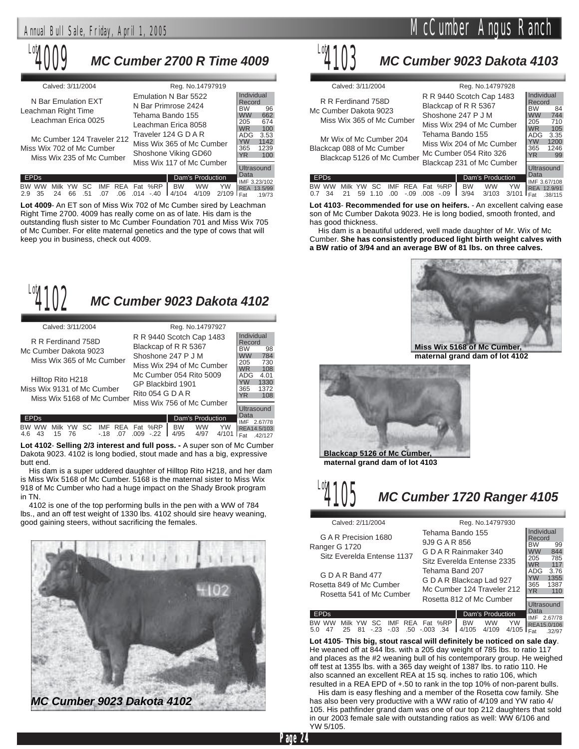## Lot 4009 — MC Cumber 2700 R Time 4009

Calved: 3/11/2004 — Reg. No.14797919

**Pedigree**

- Sire: Leachman Right Time
  - N Bar Emulation EXT
    - Emulation N Bar 5522
    - N Bar Primrose 2424
  - Leachman Erica 0025
    - Tehama Bando 155
    - Leachman Erica 8058
- Dam: Miss Wix 702 of Mc Cumber
  - Mc Cumber 124 Traveler 212
    - Traveler 124 G D A R
    - Miss Wix 365 of Mc Cumber
  - Miss Wix 235 of Mc Cumber
    - Shoshone Viking GD60
    - Miss Wix 117 of Mc Cumber

**Individual Record**

| BW | WW | 205 | WR | ADG | YW | 365 | YR |
|---|---|---|---|---|---|---|---|
| 96 | 662 | 674 | 100 | 3.53 | 1142 | 1239 | 100 |

**EPDs**

| BW | WW | Milk | YW | SC | IMF | REA | Fat | %RP |
|---|---|---|---|---|---|---|---|---|
| 2.9 | 35 | 24 | 66 | .51 | .07 | .06 | .014 | -.40 |

**Dam's Production**

| BW | WW | YW |
|---|---|---|
| 4/104 | 4/109 | 2/109 |

**Ultrasound Data**

| IMF | REA | Fat |
|---|---|---|
| 3.23/102 | 13.5/99 | .19/73 |

**Lot 4009**- An ET son of Miss Wix 702 of Mc Cumber sired by Leachman Right Time 2700. 4009 has really come on as of late. His dam is the outstanding flush sister to Mc Cumber Foundation 701 and Miss Wix 705 of Mc Cumber. For elite maternal genetics and the type of cows that will keep you in business, check out 4009.

## Lot 4102 — MC Cumber 9023 Dakota 4102

Calved: 3/11/2004 — Reg. No.14797927

**Pedigree**

- Sire: Mc Cumber Dakota 9023
  - R R Ferdinand 758D
    - R R 9440 Scotch Cap 1483
    - Blackcap of R R 5367
  - Miss Wix 365 of Mc Cumber
    - Shoshone 247 P J M
    - Miss Wix 294 of Mc Cumber
- Dam: Miss Wix 9131 of Mc Cumber
  - Hilltop Rito H218
    - Mc Cumber 054 Rito 5009
    - GP Blackbird 1901
  - Miss Wix 5168 of Mc Cumber
    - Rito 054 G D A R
    - Miss Wix 756 of Mc Cumber

**Individual Record**

| BW | WW | 205 | WR | ADG | YW | 365 | YR |
|---|---|---|---|---|---|---|---|
| 98 | 784 | 730 | 108 | 4.01 | 1330 | 1372 | 108 |

**EPDs**

| BW | WW | Milk | YW | SC | IMF | REA | Fat | %RP |
|---|---|---|---|---|---|---|---|---|
| 4.6 | 43 | 15 | 76 | | -.18 | .07 | .009 | -.22 |

**Dam's Production**

| BW | WW | YW |
|---|---|---|
| 4/95 | 4/97 | 4/101 |

**Ultrasound Data**

| IMF | REA | Fat |
|---|---|---|
| 2.67/78 | 14.5/103 | .42/127 |

**Lot 4102**- **Selling 2/3 interest and full poss. -** A super son of Mc Cumber Dakota 9023. 4102 is long bodied, stout made and has a big, expressive butt end.

His dam is a super uddered daughter of Hilltop Rito H218, and her dam is Miss Wix 5168 of Mc Cumber. 5168 is the maternal sister to Miss Wix 918 of Mc Cumber who had a huge impact on the Shady Brook program in TN.

4102 is one of the top performing bulls in the pen with a WW of 784 lbs., and an off test weight of 1330 lbs. 4102 should sire heavy weaning, good gaining steers, without sacrificing the females.

*MC Cumber 9023 Dakota 4102*

## Lot 4103 — MC Cumber 9023 Dakota 4103

Calved: 3/11/2004 — Reg. No.14797928

**Pedigree**

- Sire: Mc Cumber Dakota 9023
  - R R Ferdinand 758D
    - R R 9440 Scotch Cap 1483
    - Blackcap of R R 5367
  - Miss Wix 365 of Mc Cumber
    - Shoshone 247 P J M
    - Miss Wix 294 of Mc Cumber
- Dam: Blackcap 088 of Mc Cumber
  - Mr Wix of Mc Cumber 204
    - Tehama Bando 155
    - Miss Wix 204 of Mc Cumber
  - Blackcap 5126 of Mc Cumber
    - Mc Cumber 054 Rito 326
    - Blackcap 231 of Mc Cumber

**Individual Record**

| BW | WW | 205 | WR | ADG | YW | 365 | YR |
|---|---|---|---|---|---|---|---|
| 84 | 744 | 710 | 105 | 3.35 | 1200 | 1246 | 99 |

**EPDs**

| BW | WW | Milk | YW | SC | IMF | REA | Fat | %RP |
|---|---|---|---|---|---|---|---|---|
| 0.7 | 34 | 21 | 59 | 1.10 | .00 | -.09 | .008 | -.09 |

**Dam's Production**

| BW | WW | YW |
|---|---|---|
| 3/94 | 3/103 | 3/101 |

**Ultrasound Data**

| IMF | REA | Fat |
|---|---|---|
| 3.67/108 | 12.9/91 | .38/115 |

**Lot 4103**- **Recommended for use on heifers.** - An excellent calving ease son of Mc Cumber Dakota 9023. He is long bodied, smooth fronted, and has good thickness.

His dam is a beautiful uddered, well made daughter of Mr. Wix of Mc Cumber. **She has consistently produced light birth weight calves with a BW ratio of 3/94 and an average BW of 81 lbs. on three calves.**

**Miss Wix 5168 of Mc Cumber, maternal grand dam of lot 4102**

**Blackcap 5126 of Mc Cumber, maternal grand dam of lot 4103**

## Lot 4105 — MC Cumber 1720 Ranger 4105

Calved: 2/11/2004 — Reg. No.14797930

**Pedigree**

- Sire: Ranger G 1720
  - G A R Precision 1680
    - Tehama Bando 155
    - 9J9 G A R 856
  - Sitz Everelda Entense 1137
    - G D A R Rainmaker 340
    - Sitz Everelda Entense 2335
- Dam: Rosetta 849 of Mc Cumber
  - G D A R Band 477
    - Tehama Band 207
    - G D A R Blackcap Lad 927
  - Rosetta 541 of Mc Cumber
    - Mc Cumber 124 Traveler 212
    - Rosetta 812 of Mc Cumber

**Individual Record**

| BW | WW | 205 | WR | ADG | YW | 365 | YR |
|---|---|---|---|---|---|---|---|
| 99 | 844 | 785 | 117 | 3.76 | 1355 | 1387 | 110 |

**EPDs**

| BW | WW | Milk | YW | SC | IMF | REA | Fat | %RP |
|---|---|---|---|---|---|---|---|---|
| 5.0 | 47 | 25 | 81 | -.23 | -.03 | .50 | -.003 | .34 |

**Dam's Production**

| BW | WW | YW |
|---|---|---|
| 4/105 | 4/109 | 4/105 |

**Ultrasound Data**

| IMF | REA | Fat |
|---|---|---|
| 2.67/78 | 15.0/106 | .32/97 |

**Lot 4105**- **This big, stout rascal will definitely be noticed on sale day**. He weaned off at 844 lbs. with a 205 day weight of 785 lbs. to ratio 117 and places as the #2 weaning bull of his contemporary group. He weighed off test at 1355 lbs. with a 365 day weight of 1387 lbs. to ratio 110. He also scanned an excellent REA at 15 sq. inches to ratio 106, which resulted in a REA EPD of +.50 to rank in the top 10% of non-parent bulls.

His dam is easy fleshing and a member of the Rosetta cow family. She has also been very productive with a WW ratio of 4/109 and YW ratio 4/105. His pathfinder grand dam was one of our top 212 daughters that sold in our 2003 female sale with outstanding ratios as well: WW 6/106 and YW 5/105.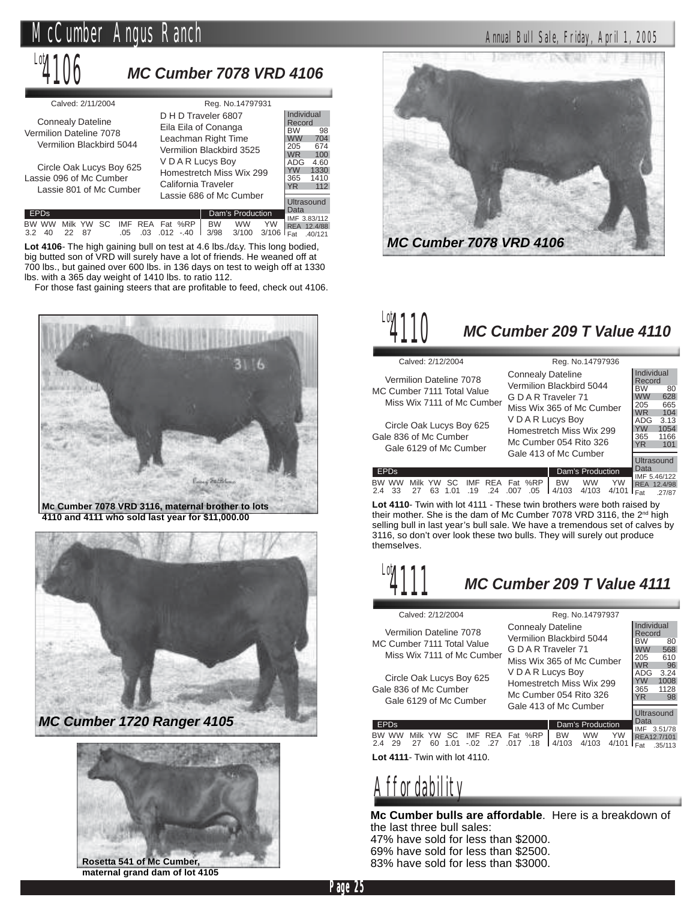## Lot 4106 — MC Cumber 7078 VRD 4106

Calved: 2/11/2004 Reg. No.14797931

**Pedigree**

- Vermilion Dateline 7078
  - Connealy Dateline
    - D H D Traveler 6807
    - Eila Eila of Conanga
  - Vermilion Blackbird 5044
    - Leachman Right Time
    - Vermilion Blackbird 3525
- Lassie 096 of Mc Cumber
  - Circle Oak Lucys Boy 625
    - V D A R Lucys Boy
    - Homestretch Miss Wix 299
  - Lassie 801 of Mc Cumber
    - California Traveler
    - Lassie 686 of Mc Cumber

| Individual Record | |
|---|---|
| BW | 98 |
| WW | 704 |
| 205 | 674 |
| WR | 100 |
| ADG | 4.60 |
| YW | 1330 |
| 365 | 1410 |
| YR | 112 |

| Ultrasound Data | |
|---|---|
| IMF | 3.83/112 |
| REA | 12.4/88 |
| Fat | .40/121 |

| EPDs | | | | | | | | | Dam's Production | | |
|---|---|---|---|---|---|---|---|---|---|---|---|
| BW | WW | Milk | YW | SC | IMF | REA | Fat | %RP | BW | WW | YW |
| 3.2 | 40 | 22 | 87 | | .05 | .03 | .012 | -.40 | 3/98 | 3/100 | 3/106 |

**Lot 4106**- The high gaining bull on test at 4.6 lbs./day. This long bodied, big butted son of VRD will surely have a lot of friends. He weaned off at 700 lbs., but gained over 600 lbs. in 136 days on test to weigh off at 1330 lbs. with a 365 day weight of 1410 lbs. to ratio 112.

For those fast gaining steers that are profitable to feed, check out 4106.

*MC Cumber 7078 VRD 4106*

Mc Cumber 7078 VRD 3116, maternal brother to lots 4110 and 4111 who sold last year for $11,000.00

*MC Cumber 1720 Ranger 4105*

Rosetta 541 of Mc Cumber, maternal grand dam of lot 4105

## Lot 4110 — MC Cumber 209 T Value 4110

Calved: 2/12/2004 Reg. No.14797936

**Pedigree**

- MC Cumber 7111 Total Value
  - Vermilion Dateline 7078
    - Connealy Dateline
    - Vermilion Blackbird 5044
  - Miss Wix 7111 of Mc Cumber
    - G D A R Traveler 71
    - Miss Wix 365 of Mc Cumber
- Gale 836 of Mc Cumber
  - Circle Oak Lucys Boy 625
    - V D A R Lucys Boy
    - Homestretch Miss Wix 299
  - Gale 6129 of Mc Cumber
    - Mc Cumber 054 Rito 326
    - Gale 413 of Mc Cumber

| Individual Record | |
|---|---|
| BW | 80 |
| WW | 628 |
| 205 | 665 |
| WR | 104 |
| ADG | 3.13 |
| YW | 1054 |
| 365 | 1166 |
| YR | 101 |

| Ultrasound Data | |
|---|---|
| IMF | 5.46/122 |
| REA | 12.4/98 |
| Fat | .27/87 |

| EPDs | | | | | | | | | Dam's Production | | |
|---|---|---|---|---|---|---|---|---|---|---|---|
| BW | WW | Milk | YW | SC | IMF | REA | Fat | %RP | BW | WW | YW |
| 2.4 | 33 | 27 | 63 | 1.01 | .19 | .24 | .007 | .05 | 4/103 | 4/103 | 4/101 |

**Lot 4110**- Twin with lot 4111 - These twin brothers were both raised by their mother. She is the dam of Mc Cumber 7078 VRD 3116, the 2nd high selling bull in last year's bull sale. We have a tremendous set of calves by 3116, so don't over look these two bulls. They will surely out produce themselves.

## Lot 4111 — MC Cumber 209 T Value 4111

Calved: 2/12/2004 Reg. No.14797937

**Pedigree**

- MC Cumber 7111 Total Value
  - Vermilion Dateline 7078
    - Connealy Dateline
    - Vermilion Blackbird 5044
  - Miss Wix 7111 of Mc Cumber
    - G D A R Traveler 71
    - Miss Wix 365 of Mc Cumber
- Gale 836 of Mc Cumber
  - Circle Oak Lucys Boy 625
    - V D A R Lucys Boy
    - Homestretch Miss Wix 299
  - Gale 6129 of Mc Cumber
    - Mc Cumber 054 Rito 326
    - Gale 413 of Mc Cumber

| Individual Record | |
|---|---|
| BW | 80 |
| WW | 568 |
| 205 | 610 |
| WR | 96 |
| ADG | 3.24 |
| YW | 1008 |
| 365 | 1128 |
| YR | 98 |

| Ultrasound Data | |
|---|---|
| IMF | 3.51/78 |
| REA | 12.7/101 |
| Fat | .35/113 |

| EPDs | | | | | | | | | Dam's Production | | |
|---|---|---|---|---|---|---|---|---|---|---|---|
| BW | WW | Milk | YW | SC | IMF | REA | Fat | %RP | BW | WW | YW |
| 2.4 | 29 | 27 | 60 | 1.01 | -.02 | .27 | .017 | .18 | 4/103 | 4/103 | 4/101 |

**Lot 4111**- Twin with lot 4110.

## Affordability

**Mc Cumber bulls are affordable**. Here is a breakdown of the last three bull sales:

47% have sold for less than $2000.
69% have sold for less than $2500.
83% have sold for less than $3000.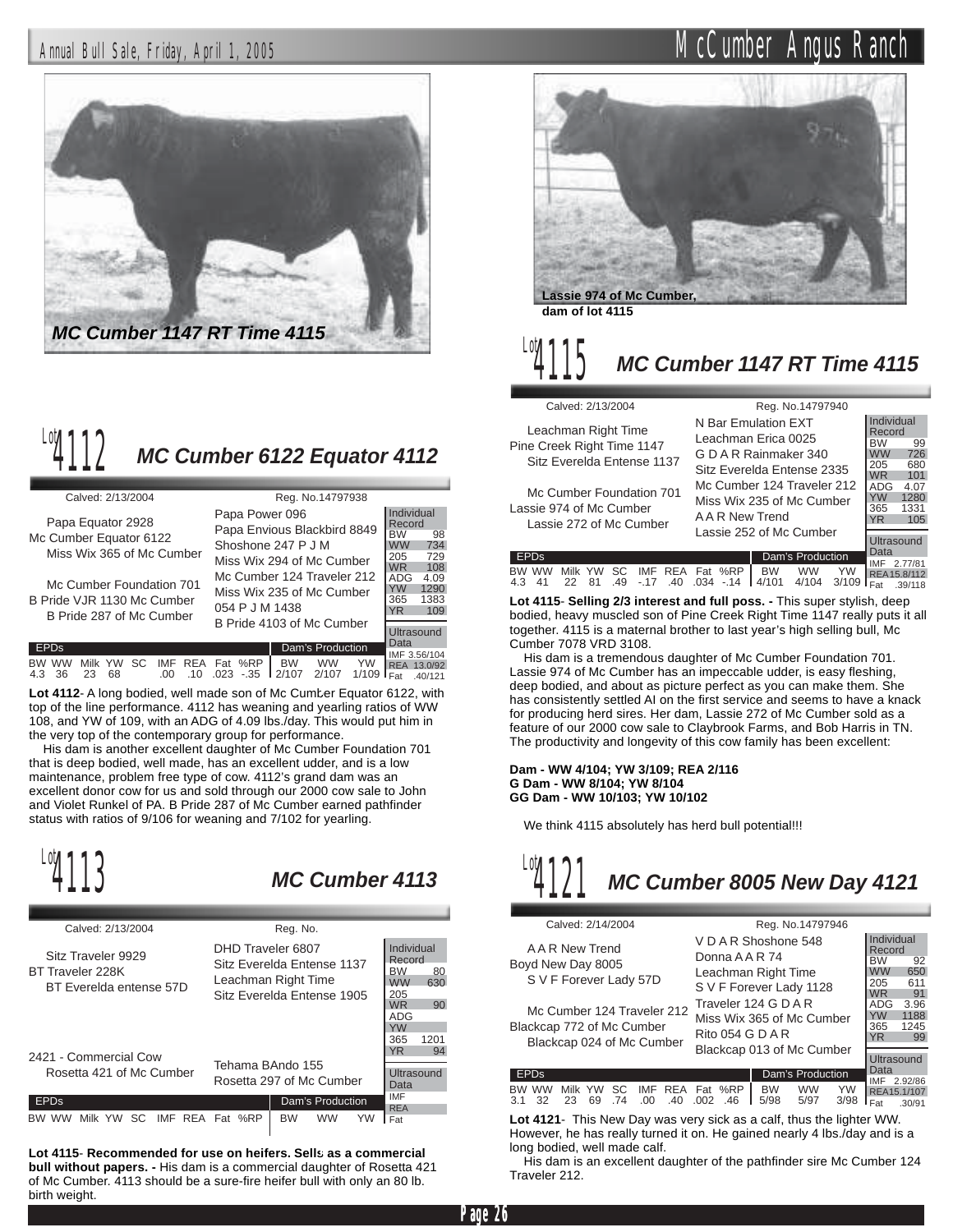MC Cumber 1147 RT Time 4115

## Lot 4112 MC Cumber 6122 Equator 4112

Calved: 2/13/2004 Reg. No.14797938

Papa Equator 2928
- Papa Power 096
- Papa Envious Blackbird 8849

Mc Cumber Equator 6122

Miss Wix 365 of Mc Cumber
- Shoshone 247 P J M
- Miss Wix 294 of Mc Cumber

Mc Cumber Foundation 701
- Mc Cumber 124 Traveler 212
- Miss Wix 235 of Mc Cumber

B Pride VJR 1130 Mc Cumber

B Pride 287 of Mc Cumber
- 054 P J M 1438
- B Pride 4103 of Mc Cumber

| Individual Record | |
|---|---|
| BW | 98 |
| WW | 734 |
| 205 | 729 |
| WR | 108 |
| ADG | 4.09 |
| YW | 1290 |
| 365 | 1383 |
| YR | 109 |

Ultrasound Data: IMF 3.56/104, REA 13.0/92, Fat .40/121

| BW | WW | Milk | YW | SC | IMF | REA | Fat | %RP | Dam's BW | Dam's WW | Dam's YW |
|---|---|---|---|---|---|---|---|---|---|---|---|
| 4.3 | 36 | 23 | 68 | | .00 | .10 | .023 | -.35 | 2/107 | 2/107 | 1/109 |

**Lot 4112**- A long bodied, well made son of Mc Cumber Equator 6122, with top of the line performance. 4112 has weaning and yearling ratios of WW 108, and YW of 109, with an ADG of 4.09 lbs./day. This would put him in the very top of the contemporary group for performance.

His dam is another excellent daughter of Mc Cumber Foundation 701 that is deep bodied, well made, has an excellent udder, and is a low maintenance, problem free type of cow. 4112's grand dam was an excellent donor cow for us and sold through our 2000 cow sale to John and Violet Runkel of PA. B Pride 287 of Mc Cumber earned pathfinder status with ratios of 9/106 for weaning and 7/102 for yearling.

## Lot 4113 MC Cumber 4113

Calved: 2/13/2004 Reg. No.

Sitz Traveler 9929
- DHD Traveler 6807
- Sitz Everelda Entense 1137

BT Traveler 228K

BT Everelda entense 57D
- Leachman Right Time
- Sitz Everelda Entense 1905

2421 - Commercial Cow

Rosetta 421 of Mc Cumber
- Tehama BAndo 155
- Rosetta 297 of Mc Cumber

| Individual Record | |
|---|---|
| BW | 80 |
| WW | 630 |
| 205 | |
| WR | 90 |
| ADG | |
| YW | |
| 365 | 1201 |
| YR | 94 |

Ultrasound Data: IMF, REA, Fat

| BW | WW | Milk | YW | SC | IMF | REA | Fat | %RP | Dam's BW | Dam's WW | Dam's YW |
|---|---|---|---|---|---|---|---|---|---|---|---|
| | | | | | | | | | | | |

**Lot 4115- Recommended for use on heifers. Sells as a commercial bull without papers. -** His dam is a commercial daughter of Rosetta 421 of Mc Cumber. 4113 should be a sure-fire heifer bull with only an 80 lb. birth weight.

**Lassie 974 of Mc Cumber, dam of lot 4115**

## Lot 4115 MC Cumber 1147 RT Time 4115

Calved: 2/13/2004 Reg. No.14797940

Leachman Right Time
- N Bar Emulation EXT
- Leachman Erica 0025

Pine Creek Right Time 1147

Sitz Everelda Entense 1137
- G D A R Rainmaker 340
- Sitz Everelda Entense 2335

Mc Cumber Foundation 701
- Mc Cumber 124 Traveler 212
- Miss Wix 235 of Mc Cumber

Lassie 974 of Mc Cumber

Lassie 272 of Mc Cumber
- A A R New Trend
- Lassie 252 of Mc Cumber

| Individual Record | |
|---|---|
| BW | 99 |
| WW | 726 |
| 205 | 680 |
| WR | 101 |
| ADG | 4.07 |
| YW | 1280 |
| 365 | 1331 |
| YR | 105 |

Ultrasound Data: IMF 2.77/81, REA 15.8/112, Fat .39/118

| BW | WW | Milk | YW | SC | IMF | REA | Fat | %RP | Dam's BW | Dam's WW | Dam's YW |
|---|---|---|---|---|---|---|---|---|---|---|---|
| 4.3 | 41 | 22 | 81 | .49 | -.17 | .40 | .034 | -.14 | 4/101 | 4/104 | 3/109 |

**Lot 4115- Selling 2/3 interest and full poss. -** This super stylish, deep bodied, heavy muscled son of Pine Creek Right Time 1147 really puts it all together. 4115 is a maternal brother to last year's high selling bull, Mc Cumber 7078 VRD 3108.

His dam is a tremendous daughter of Mc Cumber Foundation 701. Lassie 974 of Mc Cumber has an impeccable udder, is easy fleshing, deep bodied, and about as picture perfect as you can make them. She has consistently settled AI on the first service and seems to have a knack for producing herd sires. Her dam, Lassie 272 of Mc Cumber sold as a feature of our 2000 cow sale to Claybrook Farms, and Bob Harris in TN. The productivity and longevity of this cow family has been excellent:

**Dam - WW 4/104; YW 3/109; REA 2/116**
**G Dam - WW 8/104; YW 8/104**
**GG Dam - WW 10/103; YW 10/102**

We think 4115 absolutely has herd bull potential!!!

## Lot 4121 MC Cumber 8005 New Day 4121

Calved: 2/14/2004 Reg. No.14797946

A A R New Trend
- V D A R Shoshone 548
- Donna A A R 74

Boyd New Day 8005

S V F Forever Lady 57D
- Leachman Right Time
- S V F Forever Lady 1128

Mc Cumber 124 Traveler 212
- Traveler 124 G D A R
- Miss Wix 365 of Mc Cumber

Blackcap 772 of Mc Cumber

Blackcap 024 of Mc Cumber
- Rito 054 G D A R
- Blackcap 013 of Mc Cumber

| Individual Record | |
|---|---|
| BW | 92 |
| WW | 650 |
| 205 | 611 |
| WR | 91 |
| ADG | 3.96 |
| YW | 1188 |
| 365 | 1245 |
| YR | 99 |

Ultrasound Data: IMF 2.92/86, REA 15.1/107, Fat .30/91

| BW | WW | Milk | YW | SC | IMF | REA | Fat | %RP | Dam's BW | Dam's WW | Dam's YW |
|---|---|---|---|---|---|---|---|---|---|---|---|
| 3.1 | 32 | 23 | 69 | .74 | .00 | .40 | .002 | .46 | 5/98 | 5/97 | 3/98 |

**Lot 4121**- This New Day was very sick as a calf, thus the lighter WW. However, he has really turned it on. He gained nearly 4 lbs./day and is a long bodied, well made calf.

His dam is an excellent daughter of the pathfinder sire Mc Cumber 124 Traveler 212.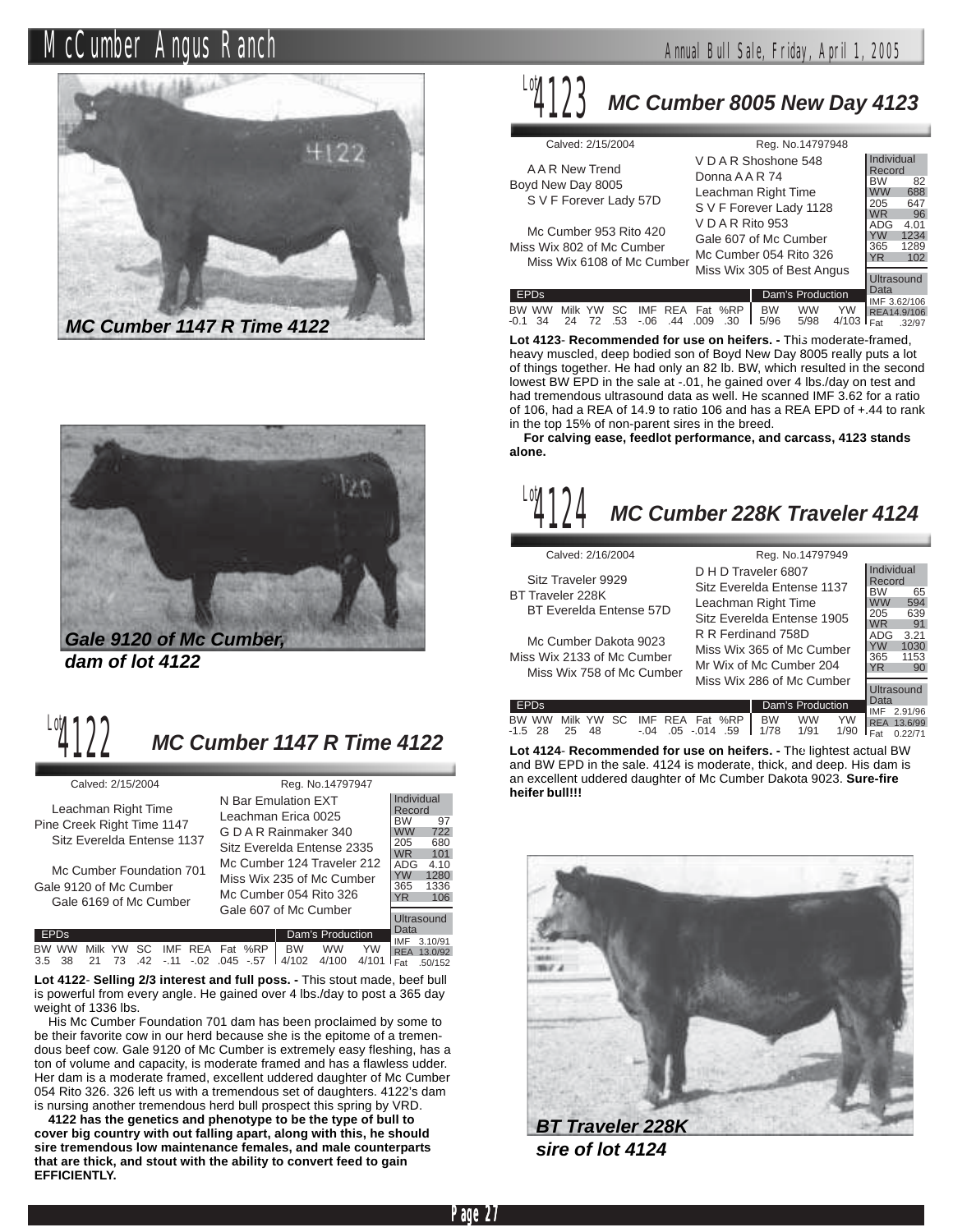*MC Cumber 1147 R Time 4122*

*Gale 9120 of Mc Cumber, dam of lot 4122*

## Lot 4122 MC Cumber 1147 R Time 4122

Calved: 2/15/2004 — Reg. No.14797947

**Pedigree:**

- Sire: Pine Creek Right Time 1147
  - Leachman Right Time
    - N Bar Emulation EXT
    - Leachman Erica 0025
  - Sitz Everelda Entense 1137
    - G D A R Rainmaker 340
    - Sitz Everelda Entense 2335
- Dam: Gale 9120 of Mc Cumber
  - Mc Cumber Foundation 701
    - Mc Cumber 124 Traveler 212
    - Miss Wix 235 of Mc Cumber
  - Gale 6169 of Mc Cumber
    - Mc Cumber 054 Rito 326
    - Gale 607 of Mc Cumber

| Individual Record | |
|---|---|
| BW | 97 |
| WW | 722 |
| 205 | 680 |
| WR | 101 |
| ADG | 4.10 |
| YW | 1280 |
| 365 | 1336 |
| YR | 106 |

| Ultrasound Data | |
|---|---|
| IMF | 3.10/91 |
| REA | 13.0/92 |
| Fat | .50/152 |

| EPDs | | | | | | | | | | Dam's Production | | |
|---|---|---|---|---|---|---|---|---|---|---|---|---|
| BW | WW | Milk | YW | SC | IMF | REA | Fat | %RP | | BW | WW | YW |
| 3.5 | 38 | 21 | 73 | .42 | -.11 | -.02 | .045 | -.57 | | 4/102 | 4/100 | 4/101 |

**Lot 4122**- **Selling 2/3 interest and full poss. -** This stout made, beef bull is powerful from every angle. He gained over 4 lbs./day to post a 365 day weight of 1336 lbs.

His Mc Cumber Foundation 701 dam has been proclaimed by some to be their favorite cow in our herd because she is the epitome of a tremendous beef cow. Gale 9120 of Mc Cumber is extremely easy fleshing, has a ton of volume and capacity, is moderate framed and has a flawless udder. Her dam is a moderate framed, excellent uddered daughter of Mc Cumber 054 Rito 326. 326 left us with a tremendous set of daughters. 4122's dam is nursing another tremendous herd bull prospect this spring by VRD.

**4122 has the genetics and phenotype to be the type of bull to cover big country with out falling apart, along with this, he should sire tremendous low maintenance females, and male counterparts that are thick, and stout with the ability to convert feed to gain EFFICIENTLY.**

## Lot 4123 MC Cumber 8005 New Day 4123

Calved: 2/15/2004 — Reg. No.14797948

**Pedigree:**

- Sire: Boyd New Day 8005
  - A A R New Trend
    - V D A R Shoshone 548
    - Donna A A R 74
  - S V F Forever Lady 57D
    - Leachman Right Time
    - S V F Forever Lady 1128
- Dam: Miss Wix 802 of Mc Cumber
  - Mc Cumber 953 Rito 420
    - V D A R Rito 953
    - Gale 607 of Mc Cumber
  - Miss Wix 6108 of Mc Cumber
    - Mc Cumber 054 Rito 326
    - Miss Wix 305 of Best Angus

| Individual Record | |
|---|---|
| BW | 82 |
| WW | 688 |
| 205 | 647 |
| WR | 96 |
| ADG | 4.01 |
| YW | 1234 |
| 365 | 1289 |
| YR | 102 |

| Ultrasound Data | |
|---|---|
| IMF | 3.62/106 |
| REA | 14.9/106 |
| Fat | .32/97 |

| EPDs | | | | | | | | | | Dam's Production | | |
|---|---|---|---|---|---|---|---|---|---|---|---|---|
| BW | WW | Milk | YW | SC | IMF | REA | Fat | %RP | | BW | WW | YW |
| -0.1 | 34 | 24 | 72 | .53 | -.06 | .44 | .009 | .30 | | 5/96 | 5/98 | 4/103 |

**Lot 4123**- **Recommended for use on heifers. -** This moderate-framed, heavy muscled, deep bodied son of Boyd New Day 8005 really puts a lot of things together. He had only an 82 lb. BW, which resulted in the second lowest BW EPD in the sale at -.01, he gained over 4 lbs./day on test and had tremendous ultrasound data as well. He scanned IMF 3.62 for a ratio of 106, had a REA of 14.9 to ratio 106 and has a REA EPD of +.44 to rank in the top 15% of non-parent sires in the breed.

**For calving ease, feedlot performance, and carcass, 4123 stands alone.**

## Lot 4124 MC Cumber 228K Traveler 4124

Calved: 2/16/2004 — Reg. No.14797949

**Pedigree:**

- Sire: BT Traveler 228K
  - Sitz Traveler 9929
    - D H D Traveler 6807
    - Sitz Everelda Entense 1137
  - BT Everelda Entense 57D
    - Leachman Right Time
    - Sitz Everelda Entense 1905
- Dam: Miss Wix 2133 of Mc Cumber
  - Mc Cumber Dakota 9023
    - R R Ferdinand 758D
    - Miss Wix 365 of Mc Cumber
  - Miss Wix 758 of Mc Cumber
    - Mr Wix of Mc Cumber 204
    - Miss Wix 286 of Mc Cumber

| Individual Record | |
|---|---|
| BW | 65 |
| WW | 594 |
| 205 | 639 |
| WR | 91 |
| ADG | 3.21 |
| YW | 1030 |
| 365 | 1153 |
| YR | 90 |

| Ultrasound Data | |
|---|---|
| IMF | 2.91/96 |
| REA | 13.6/99 |
| Fat | 0.22/71 |

| EPDs | | | | | | | | | | Dam's Production | | |
|---|---|---|---|---|---|---|---|---|---|---|---|---|
| BW | WW | Milk | YW | SC | IMF | REA | Fat | %RP | | BW | WW | YW |
| -1.5 | 28 | 25 | 48 | | -.04 | .05 | -.014 | .59 | | 1/78 | 1/91 | 1/90 |

**Lot 4124**- **Recommended for use on heifers. -** The lightest actual BW and BW EPD in the sale. 4124 is moderate, thick, and deep. His dam is an excellent uddered daughter of Mc Cumber Dakota 9023. **Sure-fire heifer bull!!!**

*BT Traveler 228K sire of lot 4124*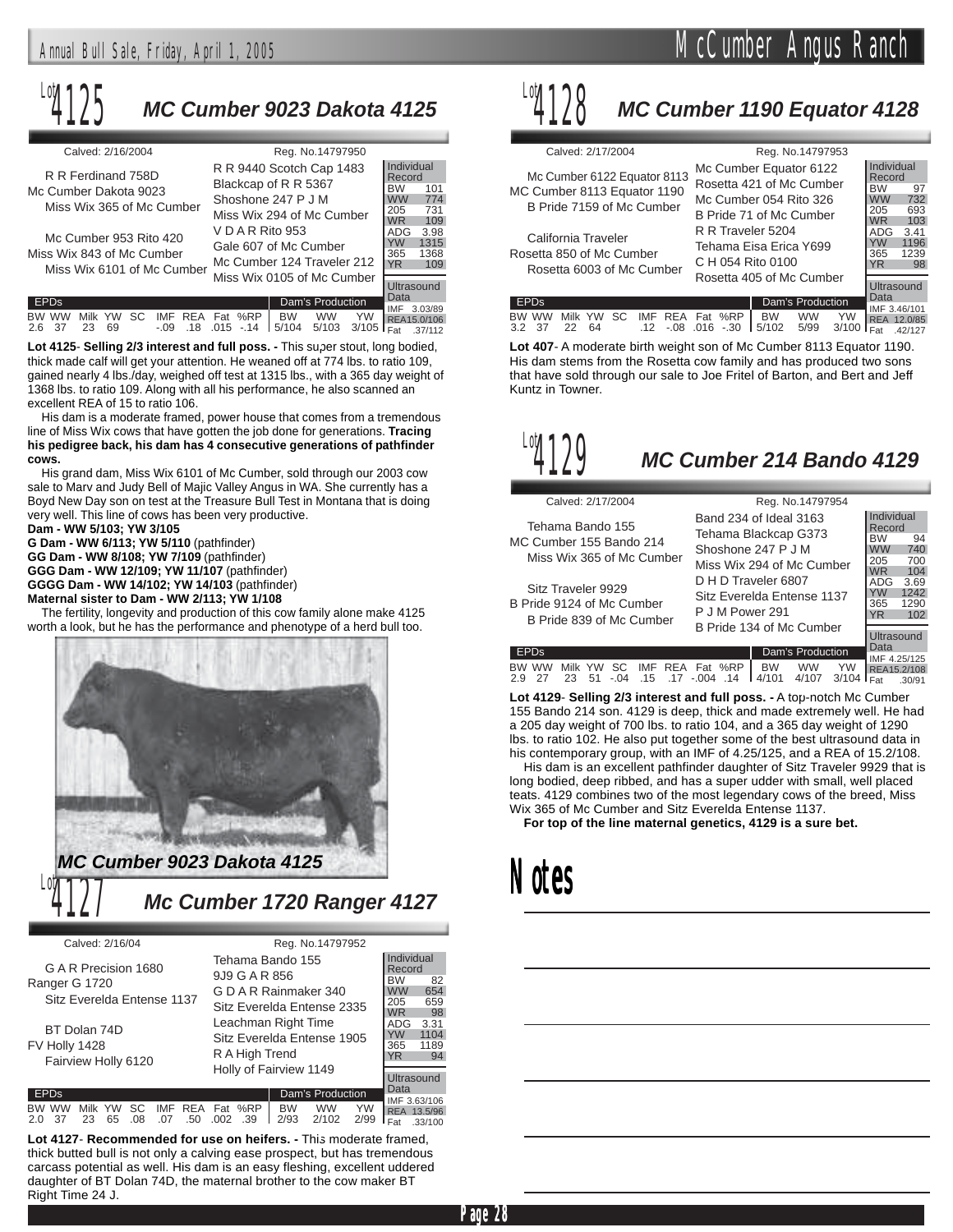## Lot 4125 MC Cumber 9023 Dakota 4125

Calved: 2/16/2004 — Reg. No.14797950

**Pedigree:**
- R R Ferdinand 758D
  - R R 9440 Scotch Cap 1483
  - Blackcap of R R 5367
- Mc Cumber Dakota 9023
- Miss Wix 365 of Mc Cumber
  - Shoshone 247 P J M
  - Miss Wix 294 of Mc Cumber
- Mc Cumber 953 Rito 420
  - V D A R Rito 953
  - Gale 607 of Mc Cumber
- Miss Wix 843 of Mc Cumber
- Miss Wix 6101 of Mc Cumber
  - Mc Cumber 124 Traveler 212
  - Miss Wix 0105 of Mc Cumber

| Individual Record | |
|---|---|
| BW | 101 |
| WW | 774 |
| 205 | 731 |
| WR | 109 |
| ADG | 3.98 |
| YW | 1315 |
| 365 | 1368 |
| YR | 109 |

| EPDs | | | | | | | | | Dam's Production | | |
|---|---|---|---|---|---|---|---|---|---|---|---|
| BW | WW | Milk | YW | SC | IMF | REA | Fat | %RP | BW | WW | YW |
| 2.6 | 37 | 23 | 69 | | -.09 | .18 | .015 | -.14 | 5/104 | 5/103 | 3/105 |

Ultrasound Data: IMF 3.03/89; REA15.0/106; Fat .37/112

**Lot 4125- Selling 2/3 interest and full poss. -** This super stout, long bodied, thick made calf will get your attention. He weaned off at 774 lbs. to ratio 109, gained nearly 4 lbs./day, weighed off test at 1315 lbs., with a 365 day weight of 1368 lbs. to ratio 109. Along with all his performance, he also scanned an excellent REA of 15 to ratio 106.

His dam is a moderate framed, power house that comes from a tremendous line of Miss Wix cows that have gotten the job done for generations. **Tracing his pedigree back, his dam has 4 consecutive generations of pathfinder cows.**

His grand dam, Miss Wix 6101 of Mc Cumber, sold through our 2003 cow sale to Marv and Judy Bell of Majic Valley Angus in WA. She currently has a Boyd New Day son on test at the Treasure Bull Test in Montana that is doing very well. This line of cows has been very productive.

**Dam - WW 5/103; YW 3/105**
**G Dam - WW 6/113; YW 5/110** (pathfinder)
**GG Dam - WW 8/108; YW 7/109** (pathfinder)
**GGG Dam - WW 12/109; YW 11/107** (pathfinder)
**GGGG Dam - WW 14/102; YW 14/103** (pathfinder)
**Maternal sister to Dam - WW 2/113; YW 1/108**

The fertility, longevity and production of this cow family alone make 4125 worth a look, but he has the performance and phenotype of a herd bull too.

*MC Cumber 9023 Dakota 4125*

## Lot 4127 Mc Cumber 1720 Ranger 4127

Calved: 2/16/04 — Reg. No.14797952

**Pedigree:**
- G A R Precision 1680
  - Tehama Bando 155
  - 9J9 G A R 856
- Ranger G 1720
- Sitz Everelda Entense 1137
  - G D A R Rainmaker 340
  - Sitz Everelda Entense 2335
- BT Dolan 74D
  - Leachman Right Time
  - Sitz Everelda Entense 1905
- FV Holly 1428
- Fairview Holly 6120
  - R A High Trend
  - Holly of Fairview 1149

| Individual Record | |
|---|---|
| BW | 82 |
| WW | 654 |
| 205 | 659 |
| WR | 98 |
| ADG | 3.31 |
| YW | 1104 |
| 365 | 1189 |
| YR | 94 |

| EPDs | | | | | | | | | Dam's Production | | |
|---|---|---|---|---|---|---|---|---|---|---|---|
| BW | WW | Milk | YW | SC | IMF | REA | Fat | %RP | BW | WW | YW |
| 2.0 | 37 | 23 | 65 | .08 | .07 | .50 | .002 | .39 | 2/93 | 2/102 | 2/99 |

Ultrasound Data: IMF 3.63/106; REA 13.5/96; Fat .33/100

**Lot 4127- Recommended for use on heifers. -** This moderate framed, thick butted bull is not only a calving ease prospect, but has tremendous carcass potential as well. His dam is an easy fleshing, excellent uddered daughter of BT Dolan 74D, the maternal brother to the cow maker BT Right Time 24 J.

## Lot 4128 MC Cumber 1190 Equator 4128

Calved: 2/17/2004 — Reg. No.14797953

**Pedigree:**
- Mc Cumber 6122 Equator 8113
  - Mc Cumber Equator 6122
  - Rosetta 421 of Mc Cumber
- MC Cumber 8113 Equator 1190
- B Pride 7159 of Mc Cumber
  - Mc Cumber 054 Rito 326
  - B Pride 71 of Mc Cumber
- California Traveler
  - R R Traveler 5204
  - Tehama Eisa Erica Y699
- Rosetta 850 of Mc Cumber
- Rosetta 6003 of Mc Cumber
  - C H 054 Rito 0100
  - Rosetta 405 of Mc Cumber

| Individual Record | |
|---|---|
| BW | 97 |
| WW | 732 |
| 205 | 693 |
| WR | 103 |
| ADG | 3.41 |
| YW | 1196 |
| 365 | 1239 |
| YR | 98 |

| EPDs | | | | | | | | | Dam's Production | | |
|---|---|---|---|---|---|---|---|---|---|---|---|
| BW | WW | Milk | YW | SC | IMF | REA | Fat | %RP | BW | WW | YW |
| 3.2 | 37 | 22 | 64 | | .12 | -.08 | .016 | -.30 | 5/102 | 5/99 | 3/100 |

Ultrasound Data: IMF 3.46/101; REA 12.0/85; Fat .42/127

**Lot 407**- A moderate birth weight son of Mc Cumber 8113 Equator 1190. His dam stems from the Rosetta cow family and has produced two sons that have sold through our sale to Joe Fritel of Barton, and Bert and Jeff Kuntz in Towner.

## Lot 4129 MC Cumber 214 Bando 4129

Calved: 2/17/2004 — Reg. No.14797954

**Pedigree:**
- Tehama Bando 155
  - Band 234 of Ideal 3163
  - Tehama Blackcap G373
- MC Cumber 155 Bando 214
- Miss Wix 365 of Mc Cumber
  - Shoshone 247 P J M
  - Miss Wix 294 of Mc Cumber
- Sitz Traveler 9929
  - D H D Traveler 6807
  - Sitz Everelda Entense 1137
- B Pride 9124 of Mc Cumber
- B Pride 839 of Mc Cumber
  - P J M Power 291
  - B Pride 134 of Mc Cumber

| Individual Record | |
|---|---|
| BW | 94 |
| WW | 740 |
| 205 | 700 |
| WR | 104 |
| ADG | 3.69 |
| YW | 1242 |
| 365 | 1290 |
| YR | 102 |

| EPDs | | | | | | | | | Dam's Production | | |
|---|---|---|---|---|---|---|---|---|---|---|---|
| BW | WW | Milk | YW | SC | IMF | REA | Fat | %RP | BW | WW | YW |
| 2.9 | 27 | 23 | 51 | -.04 | .15 | .17 | -.004 | .14 | 4/101 | 4/107 | 3/104 |

Ultrasound Data: IMF 4.25/125; REA15.2/108; Fat .30/91

**Lot 4129- Selling 2/3 interest and full poss. -** A top-notch Mc Cumber 155 Bando 214 son. 4129 is deep, thick and made extremely well. He had a 205 day weight of 700 lbs. to ratio 104, and a 365 day weight of 1290 lbs. to ratio 102. He also put together some of the best ultrasound data in his contemporary group, with an IMF of 4.25/125, and a REA of 15.2/108.

His dam is an excellent pathfinder daughter of Sitz Traveler 9929 that is long bodied, deep ribbed, and has a super udder with small, well placed teats. 4129 combines two of the most legendary cows of the breed, Miss Wix 365 of Mc Cumber and Sitz Everelda Entense 1137.

**For top of the line maternal genetics, 4129 is a sure bet.**

## Notes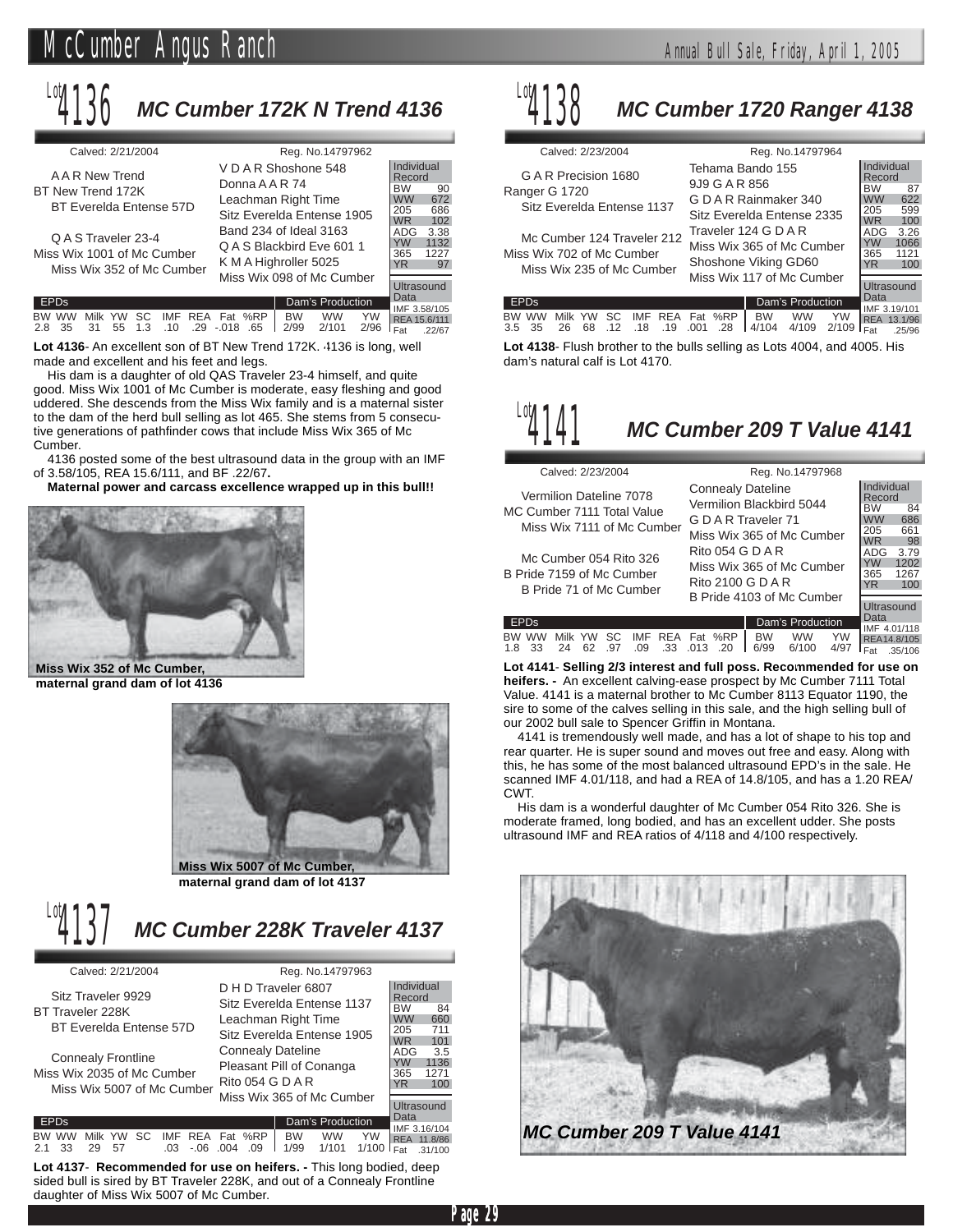## Lot 4136 MC Cumber 172K N Trend 4136

Calved: 2/21/2004 — Reg. No.14797962

| Pedigree | | |
|---|---|---|
| | | V D A R Shoshone 548 |
| | A A R New Trend | |
| | | Donna A A R 74 |
| BT New Trend 172K | | |
| | | Leachman Right Time |
| | BT Everelda Entense 57D | |
| | | Sitz Everelda Entense 1905 |
| | | Band 234 of Ideal 3163 |
| | Q A S Traveler 23-4 | |
| | | Q A S Blackbird Eve 601 1 |
| Miss Wix 1001 of Mc Cumber | | |
| | | K M A Highroller 5025 |
| | Miss Wix 352 of Mc Cumber | |
| | | Miss Wix 098 of Mc Cumber |

| Individual Record | |
|---|---|
| BW | 90 |
| WW | 672 |
| 205 | 686 |
| WR | 102 |
| ADG | 3.38 |
| YW | 1132 |
| 365 | 1227 |
| YR | 97 |

Ultrasound Data: IMF 3.58/105, REA 15.6/111, Fat .22/67

| EPDs | | | | | | | | |
|---|---|---|---|---|---|---|---|---|
| BW | WW | Milk | YW | SC | IMF | REA | Fat | %RP |
| 2.8 | 35 | 31 | 55 | 1.3 | .10 | .29 | -.018 | .65 |

| Dam's Production | | |
|---|---|---|
| BW | WW | YW |
| 2/99 | 2/101 | 2/96 |

**Lot 4136**- An excellent son of BT New Trend 172K. 4136 is long, well made and excellent and his feet and legs.

His dam is a daughter of old QAS Traveler 23-4 himself, and quite good. Miss Wix 1001 of Mc Cumber is moderate, easy fleshing and good uddered. She descends from the Miss Wix family and is a maternal sister to the dam of the herd bull selling as lot 465. She stems from 5 consecutive generations of pathfinder cows that include Miss Wix 365 of Mc Cumber.

4136 posted some of the best ultrasound data in the group with an IMF of 3.58/105, REA 15.6/111, and BF .22/67**.**

**Maternal power and carcass excellence wrapped up in this bull!!**

**Miss Wix 352 of Mc Cumber, maternal grand dam of lot 4136**

**Miss Wix 5007 of Mc Cumber, maternal grand dam of lot 4137**

## Lot 4137 MC Cumber 228K Traveler 4137

Calved: 2/21/2004 — Reg. No.14797963

| Pedigree | | |
|---|---|---|
| | | D H D Traveler 6807 |
| | Sitz Traveler 9929 | |
| | | Sitz Everelda Entense 1137 |
| BT Traveler 228K | | |
| | | Leachman Right Time |
| | BT Everelda Entense 57D | |
| | | Sitz Everelda Entense 1905 |
| | | Connealy Dateline |
| | Connealy Frontline | |
| | | Pleasant Pill of Conanga |
| Miss Wix 2035 of Mc Cumber | | |
| | | Rito 054 G D A R |
| | Miss Wix 5007 of Mc Cumber | |
| | | Miss Wix 365 of Mc Cumber |

| Individual Record | |
|---|---|
| BW | 84 |
| WW | 660 |
| 205 | 711 |
| WR | 101 |
| ADG | 3.5 |
| YW | 1136 |
| 365 | 1271 |
| YR | 100 |

Ultrasound Data: IMF 3.16/104, REA 11.8/86, Fat .31/100

| EPDs | | | | | | | | |
|---|---|---|---|---|---|---|---|---|
| BW | WW | Milk | YW | SC | IMF | REA | Fat | %RP |
| 2.1 | 33 | 29 | 57 | | .03 | -.06 | .004 | .09 |

| Dam's Production | | |
|---|---|---|
| BW | WW | YW |
| 1/99 | 1/101 | 1/100 |

**Lot 4137**- **Recommended for use on heifers. -** This long bodied, deep sided bull is sired by BT Traveler 228K, and out of a Connealy Frontline daughter of Miss Wix 5007 of Mc Cumber.

## Lot 4138 MC Cumber 1720 Ranger 4138

Calved: 2/23/2004 — Reg. No.14797964

| Pedigree | | |
|---|---|---|
| | | Tehama Bando 155 |
| | G A R Precision 1680 | |
| | | 9J9 G A R 856 |
| Ranger G 1720 | | |
| | | G D A R Rainmaker 340 |
| | Sitz Everelda Entense 1137 | |
| | | Sitz Everelda Entense 2335 |
| | | Traveler 124 G D A R |
| | Mc Cumber 124 Traveler 212 | |
| | | Miss Wix 365 of Mc Cumber |
| Miss Wix 702 of Mc Cumber | | |
| | | Shoshone Viking GD60 |
| | Miss Wix 235 of Mc Cumber | |
| | | Miss Wix 117 of Mc Cumber |

| Individual Record | |
|---|---|
| BW | 87 |
| WW | 622 |
| 205 | 599 |
| WR | 100 |
| ADG | 3.26 |
| YW | 1066 |
| 365 | 1121 |
| YR | 100 |

Ultrasound Data: IMF 3.19/101, REA 13.1/96, Fat .25/96

| EPDs | | | | | | | | |
|---|---|---|---|---|---|---|---|---|
| BW | WW | Milk | YW | SC | IMF | REA | Fat | %RP |
| 3.5 | 35 | 26 | 68 | .12 | .18 | .19 | .001 | .28 |

| Dam's Production | | |
|---|---|---|
| BW | WW | YW |
| 4/104 | 4/109 | 2/109 |

**Lot 4138**- Flush brother to the bulls selling as Lots 4004, and 4005. His dam's natural calf is Lot 4170.

## Lot 4141 MC Cumber 209 T Value 4141

Calved: 2/23/2004 — Reg. No.14797968

| Pedigree | | |
|---|---|---|
| | | Connealy Dateline |
| | Vermilion Dateline 7078 | |
| | | Vermilion Blackbird 5044 |
| MC Cumber 7111 Total Value | | |
| | | G D A R Traveler 71 |
| | Miss Wix 7111 of Mc Cumber | |
| | | Miss Wix 365 of Mc Cumber |
| | | Rito 054 G D A R |
| | Mc Cumber 054 Rito 326 | |
| | | Miss Wix 365 of Mc Cumber |
| B Pride 7159 of Mc Cumber | | |
| | | Rito 2100 G D A R |
| | B Pride 71 of Mc Cumber | |
| | | B Pride 4103 of Mc Cumber |

| Individual Record | |
|---|---|
| BW | 84 |
| WW | 686 |
| 205 | 661 |
| WR | 98 |
| ADG | 3.79 |
| YW | 1202 |
| 365 | 1267 |
| YR | 100 |

Ultrasound Data: IMF 4.01/118, REA 14.8/105, Fat .35/106

| EPDs | | | | | | | | |
|---|---|---|---|---|---|---|---|---|
| BW | WW | Milk | YW | SC | IMF | REA | Fat | %RP |
| 1.8 | 33 | 24 | 62 | .97 | .09 | .33 | .013 | .20 |

| Dam's Production | | |
|---|---|---|
| BW | WW | YW |
| 6/99 | 6/100 | 4/97 |

**Lot 4141**- **Selling 2/3 interest and full poss. Recommended for use on heifers. -** An excellent calving-ease prospect by Mc Cumber 7111 Total Value. 4141 is a maternal brother to Mc Cumber 8113 Equator 1190, the sire to some of the calves selling in this sale, and the high selling bull of our 2002 bull sale to Spencer Griffin in Montana.

4141 is tremendously well made, and has a lot of shape to his top and rear quarter. He is super sound and moves out free and easy. Along with this, he has some of the most balanced ultrasound EPD's in the sale. He scanned IMF 4.01/118, and had a REA of 14.8/105, and has a 1.20 REA/CWT.

His dam is a wonderful daughter of Mc Cumber 054 Rito 326. She is moderate framed, long bodied, and has an excellent udder. She posts ultrasound IMF and REA ratios of 4/118 and 4/100 respectively.

*MC Cumber 209 T Value 4141*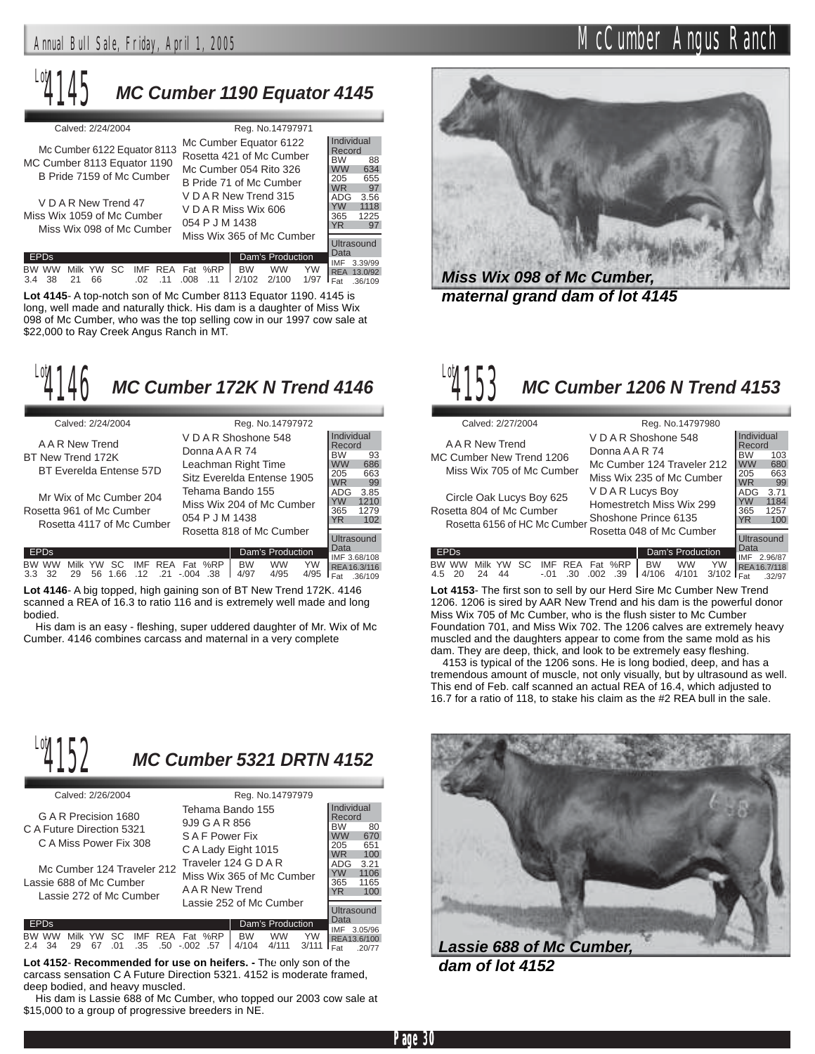## Lot 4145 — MC Cumber 1190 Equator 4145

Calved: 2/24/2004 — Reg. No.14797971

**Pedigree:**
- Sire: MC Cumber 8113 Equator 1190
  - Mc Cumber 6122 Equator 8113
    - Mc Cumber Equator 6122
    - Rosetta 421 of Mc Cumber
  - B Pride 7159 of Mc Cumber
    - Mc Cumber 054 Rito 326
    - B Pride 71 of Mc Cumber
- Dam: Miss Wix 1059 of Mc Cumber
  - V D A R New Trend 47
    - V D A R New Trend 315
    - V D A R Miss Wix 606
  - Miss Wix 098 of Mc Cumber
    - 054 P J M 1438
    - Miss Wix 365 of Mc Cumber

**Individual Record:** BW 88, WW 634, 205 655, WR 97, ADG 3.56, YW 1118, 365 1225, YR 97

**Ultrasound Data:** IMF 3.39/99, REA 13.0/92, Fat .36/109

| EPDs | | | | | | | | | Dam's Production | | |
|---|---|---|---|---|---|---|---|---|---|---|---|
| BW | WW | Milk | YW | SC | IMF | REA | Fat | %RP | BW | WW | YW |
| 3.4 | 38 | 21 | 66 | | .02 | .11 | .008 | .11 | 2/102 | 2/100 | 1/97 |

**Lot 4145**- A top-notch son of Mc Cumber 8113 Equator 1190. 4145 is long, well made and naturally thick. His dam is a daughter of Miss Wix 098 of Mc Cumber, who was the top selling cow in our 1997 cow sale at $22,000 to Ray Creek Angus Ranch in MT.

*Miss Wix 098 of Mc Cumber, maternal grand dam of lot 4145*

## Lot 4146 — MC Cumber 172K N Trend 4146

Calved: 2/24/2004 — Reg. No.14797972

**Pedigree:**
- Sire: BT New Trend 172K
  - A A R New Trend
    - V D A R Shoshone 548
    - Donna A A R 74
  - BT Everelda Entense 57D
    - Leachman Right Time
    - Sitz Everelda Entense 1905
- Dam: Rosetta 961 of Mc Cumber
  - Mr Wix of Mc Cumber 204
    - Tehama Bando 155
    - Miss Wix 204 of Mc Cumber
  - Rosetta 4117 of Mc Cumber
    - 054 P J M 1438
    - Rosetta 818 of Mc Cumber

**Individual Record:** BW 93, WW 686, 205 663, WR 99, ADG 3.85, YW 1210, 365 1279, YR 102

**Ultrasound Data:** IMF 3.68/108, REA 16.3/116, Fat .36/109

| EPDs | | | | | | | | | Dam's Production | | |
|---|---|---|---|---|---|---|---|---|---|---|---|
| BW | WW | Milk | YW | SC | IMF | REA | Fat | %RP | BW | WW | YW |
| 3.3 | 32 | 29 | 56 | 1.66 | .12 | .21 | -.004 | .38 | 4/97 | 4/95 | 4/95 |

**Lot 4146**- A big topped, high gaining son of BT New Trend 172K. 4146 scanned a REA of 16.3 to ratio 116 and is extremely well made and long bodied.

His dam is an easy - fleshing, super uddered daughter of Mr. Wix of Mc Cumber. 4146 combines carcass and maternal in a very complete

## Lot 4153 — MC Cumber 1206 N Trend 4153

Calved: 2/27/2004 — Reg. No.14797980

**Pedigree:**
- Sire: MC Cumber New Trend 1206
  - A A R New Trend
    - V D A R Shoshone 548
    - Donna A A R 74
  - Miss Wix 705 of Mc Cumber
    - Mc Cumber 124 Traveler 212
    - Miss Wix 235 of Mc Cumber
- Dam: Rosetta 804 of Mc Cumber
  - Circle Oak Lucys Boy 625
    - V D A R Lucys Boy
    - Homestretch Miss Wix 299
  - Rosetta 6156 of HC Mc Cumber
    - Shoshone Prince 6135
    - Rosetta 048 of Mc Cumber

**Individual Record:** BW 103, WW 680, 205 663, WR 99, ADG 3.71, YW 1184, 365 1257, YR 100

**Ultrasound Data:** IMF 2.96/87, REA 16.7/118, Fat .32/97

| EPDs | | | | | | | | | Dam's Production | | |
|---|---|---|---|---|---|---|---|---|---|---|---|
| BW | WW | Milk | YW | SC | IMF | REA | Fat | %RP | BW | WW | YW |
| 4.5 | 20 | 24 | 44 | | -.01 | .30 | .002 | .39 | 4/106 | 4/101 | 3/102 |

**Lot 4153**- The first son to sell by our Herd Sire Mc Cumber New Trend 1206. 1206 is sired by AAR New Trend and his dam is the powerful donor Miss Wix 705 of Mc Cumber, who is the flush sister to Mc Cumber Foundation 701, and Miss Wix 702. The 1206 calves are extremely heavy muscled and the daughters appear to come from the same mold as his dam. They are deep, thick, and look to be extremely easy fleshing.

4153 is typical of the 1206 sons. He is long bodied, deep, and has a tremendous amount of muscle, not only visually, but by ultrasound as well. This end of Feb. calf scanned an actual REA of 16.4, which adjusted to 16.7 for a ratio of 118, to stake his claim as the #2 REA bull in the sale.

## Lot 4152 — MC Cumber 5321 DRTN 4152

Calved: 2/26/2004 — Reg. No.14797979

**Pedigree:**
- Sire: C A Future Direction 5321
  - G A R Precision 1680
    - Tehama Bando 155
    - 9J9 G A R 856
  - C A Miss Power Fix 308
    - S A F Power Fix
    - C A Lady Eight 1015
- Dam: Lassie 688 of Mc Cumber
  - Mc Cumber 124 Traveler 212
    - Traveler 124 G D A R
    - Miss Wix 365 of Mc Cumber
  - Lassie 272 of Mc Cumber
    - A A R New Trend
    - Lassie 252 of Mc Cumber

**Individual Record:** BW 80, WW 670, 205 651, WR 100, ADG 3.21, YW 1106, 365 1165, YR 100

**Ultrasound Data:** IMF 3.05/96, REA 13.6/100, Fat .20/77

| EPDs | | | | | | | | | Dam's Production | | |
|---|---|---|---|---|---|---|---|---|---|---|---|
| BW | WW | Milk | YW | SC | IMF | REA | Fat | %RP | BW | WW | YW |
| 2.4 | 34 | 29 | 67 | .01 | .35 | .50 | -.002 | .57 | 4/104 | 4/111 | 3/111 |

**Lot 4152**- **Recommended for use on heifers. -** The only son of the carcass sensation C A Future Direction 5321. 4152 is moderate framed, deep bodied, and heavy muscled.

His dam is Lassie 688 of Mc Cumber, who topped our 2003 cow sale at $15,000 to a group of progressive breeders in NE.

*Lassie 688 of Mc Cumber, dam of lot 4152*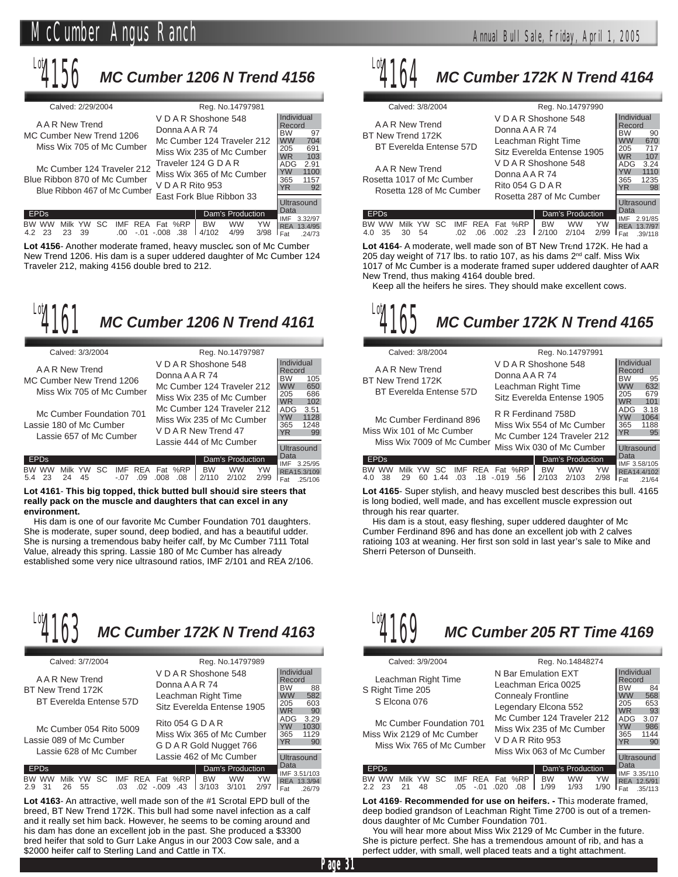## Lot 4156 — MC Cumber 1206 N Trend 4156

Calved: 2/29/2004 — Reg. No.14797981

**Pedigree:**

- Sire: MC Cumber New Trend 1206
  - A A R New Trend
    - V D A R Shoshone 548
    - Donna A A R 74
  - Miss Wix 705 of Mc Cumber
    - Mc Cumber 124 Traveler 212
    - Miss Wix 235 of Mc Cumber
- Dam: Blue Ribbon 870 of Mc Cumber
  - Mc Cumber 124 Traveler 212
    - Traveler 124 G D A R
    - Miss Wix 365 of Mc Cumber
  - Blue Ribbon 467 of Mc Cumber
    - V D A R Rito 953
    - East Fork Blue Ribbon 33

| Individual Record | |
|---|---|
| BW | 97 |
| WW | 704 |
| 205 | 691 |
| WR | 103 |
| ADG | 2.91 |
| YW | 1100 |
| 365 | 1157 |
| YR | 92 |

| Ultrasound Data | |
|---|---|
| IMF | 3.32/97 |
| REA | 13.4/95 |
| Fat | .24/73 |

| BW | WW | Milk | YW | SC | IMF | REA | Fat | %RP |
|---|---|---|---|---|---|---|---|---|
| 4.2 | 23 | 23 | 39 | | .00 | -.01 | -.008 | .38 |

| Dam's Production | BW | WW | YW |
|---|---|---|---|
| | 4/102 | 4/99 | 3/98 |

**Lot 4156**- Another moderate framed, heavy muscled son of Mc Cumber New Trend 1206. His dam is a super uddered daughter of Mc Cumber 124 Traveler 212, making 4156 double bred to 212.

## Lot 4164 — MC Cumber 172K N Trend 4164

Calved: 3/8/2004 — Reg. No.14797990

**Pedigree:**

- Sire: BT New Trend 172K
  - A A R New Trend
    - V D A R Shoshone 548
    - Donna A A R 74
  - BT Everelda Entense 57D
    - Leachman Right Time
    - Sitz Everelda Entense 1905
- Dam: Rosetta 1017 of Mc Cumber
  - A A R New Trend
    - V D A R Shoshone 548
    - Donna A A R 74
  - Rosetta 128 of Mc Cumber
    - Rito 054 G D A R
    - Rosetta 287 of Mc Cumber

| Individual Record | |
|---|---|
| BW | 90 |
| WW | 670 |
| 205 | 717 |
| WR | 107 |
| ADG | 3.24 |
| YW | 1110 |
| 365 | 1235 |
| YR | 98 |

| Ultrasound Data | |
|---|---|
| IMF | 2.91/85 |
| REA | 13.7/97 |
| Fat | .39/118 |

| BW | WW | Milk | YW | SC | IMF | REA | Fat | %RP |
|---|---|---|---|---|---|---|---|---|
| 4.0 | 35 | 30 | 54 | | .02 | .06 | .002 | .23 |

| Dam's Production | BW | WW | YW |
|---|---|---|---|
| | 2/100 | 2/104 | 2/99 |

**Lot 4164**- A moderate, well made son of BT New Trend 172K. He had a 205 day weight of 717 lbs. to ratio 107, as his dams 2nd calf. Miss Wix 1017 of Mc Cumber is a moderate framed super uddered daughter of AAR New Trend, thus making 4164 double bred.

Keep all the heifers he sires. They should make excellent cows.

## Lot 4161 — MC Cumber 1206 N Trend 4161

Calved: 3/3/2004 — Reg. No.14797987

**Pedigree:**

- Sire: MC Cumber New Trend 1206
  - A A R New Trend
    - V D A R Shoshone 548
    - Donna A A R 74
  - Miss Wix 705 of Mc Cumber
    - Mc Cumber 124 Traveler 212
    - Miss Wix 235 of Mc Cumber
- Dam: Lassie 180 of Mc Cumber
  - Mc Cumber Foundation 701
    - Mc Cumber 124 Traveler 212
    - Miss Wix 235 of Mc Cumber
  - Lassie 657 of Mc Cumber
    - V D A R New Trend 47
    - Lassie 444 of Mc Cumber

| Individual Record | |
|---|---|
| BW | 105 |
| WW | 650 |
| 205 | 686 |
| WR | 102 |
| ADG | 3.51 |
| YW | 1128 |
| 365 | 1248 |
| YR | 99 |

| Ultrasound Data | |
|---|---|
| IMF | 3.25/95 |
| REA | 15.3/109 |
| Fat | .25/106 |

| BW | WW | Milk | YW | SC | IMF | REA | Fat | %RP |
|---|---|---|---|---|---|---|---|---|
| 5.4 | 23 | 24 | 45 | | -.07 | .09 | .008 | .08 |

| Dam's Production | BW | WW | YW |
|---|---|---|---|
| | 2/110 | 2/102 | 2/99 |

**Lot 4161**- **This big topped, thick butted bull should sire steers that really pack on the muscle and daughters that can excel in any environment.**

His dam is one of our favorite Mc Cumber Foundation 701 daughters. She is moderate, super sound, deep bodied, and has a beautiful udder. She is nursing a tremendous baby heifer calf, by Mc Cumber 7111 Total Value, already this spring. Lassie 180 of Mc Cumber has already established some very nice ultrasound ratios, IMF 2/101 and REA 2/106.

## Lot 4165 — MC Cumber 172K N Trend 4165

Calved: 3/8/2004 — Reg. No.14797991

**Pedigree:**

- Sire: BT New Trend 172K
  - A A R New Trend
    - V D A R Shoshone 548
    - Donna A A R 74
  - BT Everelda Entense 57D
    - Leachman Right Time
    - Sitz Everelda Entense 1905
- Dam: Miss Wix 101 of Mc Cumber
  - Mc Cumber Ferdinand 896
    - R R Ferdinand 758D
    - Miss Wix 554 of Mc Cumber
  - Miss Wix 7009 of Mc Cumber
    - Mc Cumber 124 Traveler 212
    - Miss Wix 030 of Mc Cumber

| Individual Record | |
|---|---|
| BW | 95 |
| WW | 632 |
| 205 | 679 |
| WR | 101 |
| ADG | 3.18 |
| YW | 1064 |
| 365 | 1188 |
| YR | 95 |

| Ultrasound Data | |
|---|---|
| IMF | 3.58/105 |
| REA | 14.4/102 |
| Fat | .21/64 |

| BW | WW | Milk | YW | SC | IMF | REA | Fat | %RP |
|---|---|---|---|---|---|---|---|---|
| 4.0 | 38 | 29 | 60 | 1.44 | .03 | .18 | -.019 | .56 |

| Dam's Production | BW | WW | YW |
|---|---|---|---|
| | 2/103 | 2/103 | 2/98 |

**Lot 4165**- Super stylish, and heavy muscled best describes this bull. 4165 is long bodied, well made, and has excellent muscle expression out through his rear quarter.

His dam is a stout, easy fleshing, super uddered daughter of Mc Cumber Ferdinand 896 and has done an excellent job with 2 calves ratioing 103 at weaning. Her first son sold in last year's sale to Mike and Sherri Peterson of Dunseith.

## Lot 4163 — MC Cumber 172K N Trend 4163

Calved: 3/7/2004 — Reg. No.14797989

**Pedigree:**

- Sire: BT New Trend 172K
  - A A R New Trend
    - V D A R Shoshone 548
    - Donna A A R 74
  - BT Everelda Entense 57D
    - Leachman Right Time
    - Sitz Everelda Entense 1905
- Dam: Lassie 089 of Mc Cumber
  - Mc Cumber 054 Rito 5009
    - Rito 054 G D A R
    - Miss Wix 365 of Mc Cumber
  - Lassie 628 of Mc Cumber
    - G D A R Gold Nugget 766
    - Lassie 462 of Mc Cumber

| Individual Record | |
|---|---|
| BW | 88 |
| WW | 582 |
| 205 | 603 |
| WR | 90 |
| ADG | 3.29 |
| YW | 1030 |
| 365 | 1129 |
| YR | 90 |

| Ultrasound Data | |
|---|---|
| IMF | 3.51/103 |
| REA | 13.3/94 |
| Fat | .26/79 |

| BW | WW | Milk | YW | SC | IMF | REA | Fat | %RP |
|---|---|---|---|---|---|---|---|---|
| 2.9 | 31 | 26 | 55 | | .03 | .02 | -.009 | .43 |

| Dam's Production | BW | WW | YW |
|---|---|---|---|
| | 3/103 | 3/101 | 2/97 |

**Lot 4163**- An attractive, well made son of the #1 Scrotal EPD bull of the breed, BT New Trend 172K. This bull had some navel infection as a calf and it really set him back. However, he seems to be coming around and his dam has done an excellent job in the past. She produced a $3300 bred heifer that sold to Gurr Lake Angus in our 2003 Cow sale, and a $2000 heifer calf to Sterling Land and Cattle in TX.

## Lot 4169 — MC Cumber 205 RT Time 4169

Calved: 3/9/2004 — Reg. No.14848274

**Pedigree:**

- Sire: S Right Time 205
  - Leachman Right Time
    - N Bar Emulation EXT
    - Leachman Erica 0025
  - S Elcona 076
    - Connealy Frontline
    - Legendary Elcona 552
- Dam: Miss Wix 2129 of Mc Cumber
  - Mc Cumber Foundation 701
    - Mc Cumber 124 Traveler 212
    - Miss Wix 235 of Mc Cumber
  - Miss Wix 765 of Mc Cumber
    - V D A R Rito 953
    - Miss Wix 063 of Mc Cumber

| Individual Record | |
|---|---|
| BW | 84 |
| WW | 568 |
| 205 | 653 |
| WR | 93 |
| ADG | 3.07 |
| YW | 986 |
| 365 | 1144 |
| YR | 90 |

| Ultrasound Data | |
|---|---|
| IMF | 3.35/110 |
| REA | 12.5/91 |
| Fat | .35/113 |

| BW | WW | Milk | YW | SC | IMF | REA | Fat | %RP |
|---|---|---|---|---|---|---|---|---|
| 2.2 | 23 | 21 | 48 | | .05 | -.01 | .020 | .08 |

| Dam's Production | BW | WW | YW |
|---|---|---|---|
| | 1/99 | 1/93 | 1/90 |

**Lot 4169**- **Recommended for use on heifers. -** This moderate framed, deep bodied grandson of Leachman Right Time 2700 is out of a tremendous daughter of Mc Cumber Foundation 701.

You will hear more about Miss Wix 2129 of Mc Cumber in the future. She is picture perfect. She has a tremendous amount of rib, and has a perfect udder, with small, well placed teats and a tight attachment.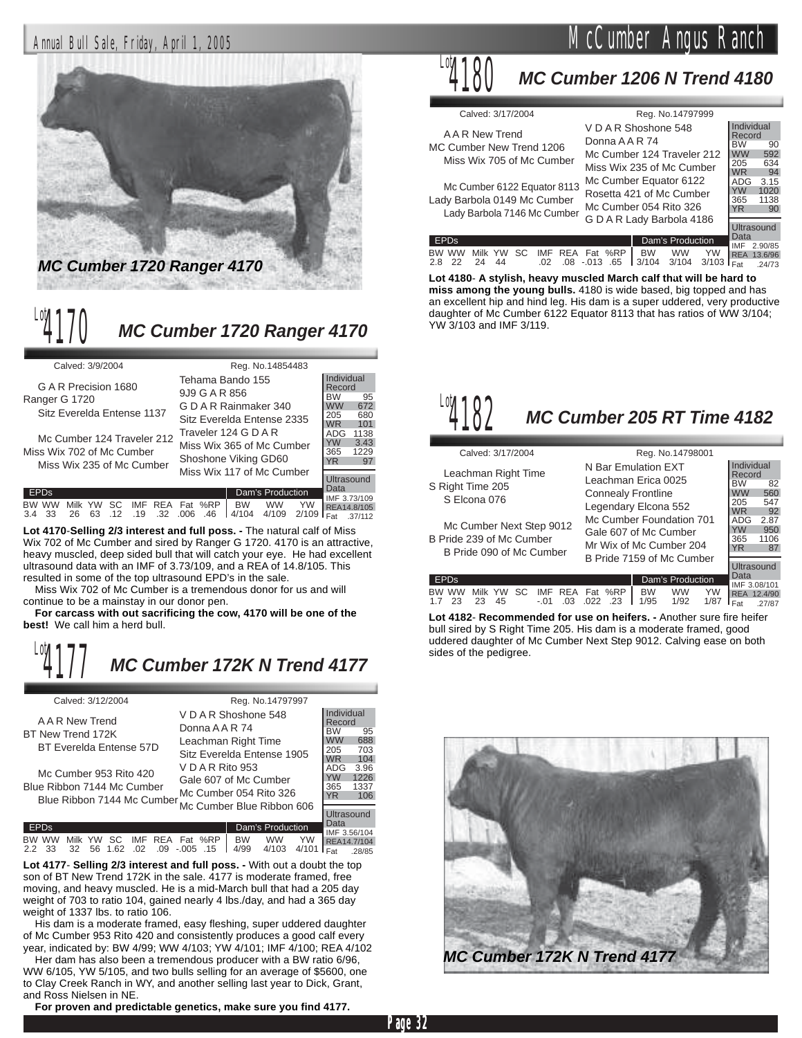MC Cumber 1720 Ranger 4170

## Lot 4170 MC Cumber 1720 Ranger 4170

Calved: 3/9/2004 — Reg. No.14854483

| Pedigree | | |
|---|---|---|
| G A R Precision 1680 | Tehama Bando 155 | |
| Ranger G 1720 | 9J9 G A R 856 | |
| Sitz Everelda Entense 1137 | G D A R Rainmaker 340 | |
| | Sitz Everelda Entense 2335 | |
| Mc Cumber 124 Traveler 212 | Traveler 124 G D A R | |
| Miss Wix 702 of Mc Cumber | Miss Wix 365 of Mc Cumber | |
| Miss Wix 235 of Mc Cumber | Shoshone Viking GD60 | |
| | Miss Wix 117 of Mc Cumber | |

| Individual Record | |
|---|---|
| BW | 95 |
| WW | 672 |
| 205 | 680 |
| WR | 101 |
| ADG | 1138 |
| YW | 3.43 |
| 365 | 1229 |
| YR | 97 |

Ultrasound Data: IMF 3.73/109; REA14.8/105; Fat .37/112

| BW | WW | Milk | YW | SC | IMF | REA | Fat | %RP |
|---|---|---|---|---|---|---|---|---|
| 3.4 | 33 | 26 | 63 | .12 | .19 | .32 | .006 | .46 |

Dam's Production:

| BW | WW | YW |
|---|---|---|
| 4/104 | 4/109 | 2/109 |

**Lot 4170-Selling 2/3 interest and full poss. -** The natural calf of Miss Wix 702 of Mc Cumber and sired by Ranger G 1720. 4170 is an attractive, heavy muscled, deep sided bull that will catch your eye. He had excellent ultrasound data with an IMF of 3.73/109, and a REA of 14.8/105. This resulted in some of the top ultrasound EPD's in the sale.

Miss Wix 702 of Mc Cumber is a tremendous donor for us and will continue to be a mainstay in our donor pen.

**For carcass with out sacrificing the cow, 4170 will be one of the best!** We call him a herd bull.

## Lot 4177 MC Cumber 172K N Trend 4177

Calved: 3/12/2004 — Reg. No.14797997

| Pedigree | | |
|---|---|---|
| A A R New Trend | V D A R Shoshone 548 | |
| BT New Trend 172K | Donna A A R 74 | |
| BT Everelda Entense 57D | Leachman Right Time | |
| | Sitz Everelda Entense 1905 | |
| Mc Cumber 953 Rito 420 | V D A R Rito 953 | |
| Blue Ribbon 7144 Mc Cumber | Gale 607 of Mc Cumber | |
| Blue Ribbon 7144 Mc Cumber | Mc Cumber 054 Rito 326 | |
| | Mc Cumber Blue Ribbon 606 | |

| Individual Record | |
|---|---|
| BW | 95 |
| WW | 688 |
| 205 | 703 |
| WR | 104 |
| ADG | 3.96 |
| YW | 1226 |
| 365 | 1337 |
| YR | 106 |

Ultrasound Data: IMF 3.56/104; REA14.7/104; Fat .28/85

| BW | WW | Milk | YW | SC | IMF | REA | Fat | %RP |
|---|---|---|---|---|---|---|---|---|
| 2.2 | 33 | 32 | 56 | 1.62 | .02 | .09 | -.005 | .15 |

Dam's Production:

| BW | WW | YW |
|---|---|---|
| 4/99 | 4/103 | 4/101 |

**Lot 4177- Selling 2/3 interest and full poss. -** With out a doubt the top son of BT New Trend 172K in the sale. 4177 is moderate framed, free moving, and heavy muscled. He is a mid-March bull that had a 205 day weight of 703 to ratio 104, gained nearly 4 lbs./day, and had a 365 day weight of 1337 lbs. to ratio 106.

His dam is a moderate framed, easy fleshing, super uddered daughter of Mc Cumber 953 Rito 420 and consistently produces a good calf every year, indicated by: BW 4/99; WW 4/103; YW 4/101; IMF 4/100; REA 4/102

Her dam has also been a tremendous producer with a BW ratio 6/96, WW 6/105, YW 5/105, and two bulls selling for an average of $5600, one to Clay Creek Ranch in WY, and another selling last year to Dick, Grant, and Ross Nielsen in NE.

**For proven and predictable genetics, make sure you find 4177.**

## Lot 4180 MC Cumber 1206 N Trend 4180

Calved: 3/17/2004 — Reg. No.14797999

| Pedigree | | |
|---|---|---|
| A A R New Trend | V D A R Shoshone 548 | |
| MC Cumber New Trend 1206 | Donna A A R 74 | |
| Miss Wix 705 of Mc Cumber | Mc Cumber 124 Traveler 212 | |
| | Miss Wix 235 of Mc Cumber | |
| Mc Cumber 6122 Equator 8113 | Mc Cumber Equator 6122 | |
| Lady Barbola 0149 Mc Cumber | Rosetta 421 of Mc Cumber | |
| Lady Barbola 7146 Mc Cumber | Mc Cumber 054 Rito 326 | |
| | G D A R Lady Barbola 4186 | |

| Individual Record | |
|---|---|
| BW | 90 |
| WW | 592 |
| 205 | 634 |
| WR | 94 |
| ADG | 3.15 |
| YW | 1020 |
| 365 | 1138 |
| YR | 90 |

Ultrasound Data: IMF 2.90/85; REA 13.6/96; Fat .24/73

| BW | WW | Milk | YW | SC | IMF | REA | Fat | %RP |
|---|---|---|---|---|---|---|---|---|
| 2.8 | 22 | 24 | 44 | | .02 | .08 | -.013 | .65 |

Dam's Production:

| BW | WW | YW |
|---|---|---|
| 3/104 | 3/104 | 3/103 |

**Lot 4180- A stylish, heavy muscled March calf that will be hard to miss among the young bulls.** 4180 is wide based, big topped and has an excellent hip and hind leg. His dam is a super uddered, very productive daughter of Mc Cumber 6122 Equator 8113 that has ratios of WW 3/104; YW 3/103 and IMF 3/119.

## Lot 4182 MC Cumber 205 RT Time 4182

Calved: 3/17/2004 — Reg. No.14798001

| Pedigree | | |
|---|---|---|
| Leachman Right Time | N Bar Emulation EXT | |
| S Right Time 205 | Leachman Erica 0025 | |
| S Elcona 076 | Connealy Frontline | |
| | Legendary Elcona 552 | |
| Mc Cumber Next Step 9012 | Mc Cumber Foundation 701 | |
| B Pride 239 of Mc Cumber | Gale 607 of Mc Cumber | |
| B Pride 090 of Mc Cumber | Mr Wix of Mc Cumber 204 | |
| | B Pride 7159 of Mc Cumber | |

| Individual Record | |
|---|---|
| BW | 82 |
| WW | 560 |
| 205 | 547 |
| WR | 92 |
| ADG | 2.87 |
| YW | 950 |
| 365 | 1106 |
| YR | 87 |

Ultrasound Data: IMF 3.08/101; REA 12.4/90; Fat .27/87

| BW | WW | Milk | YW | SC | IMF | REA | Fat | %RP |
|---|---|---|---|---|---|---|---|---|
| 1.7 | 23 | 23 | 45 | | -.01 | .03 | .022 | .23 |

Dam's Production:

| BW | WW | YW |
|---|---|---|
| 1/95 | 1/92 | 1/87 |

**Lot 4182- Recommended for use on heifers. -** Another sure fire heifer bull sired by S Right Time 205. His dam is a moderate framed, good uddered daughter of Mc Cumber Next Step 9012. Calving ease on both sides of the pedigree.

MC Cumber 172K N Trend 4177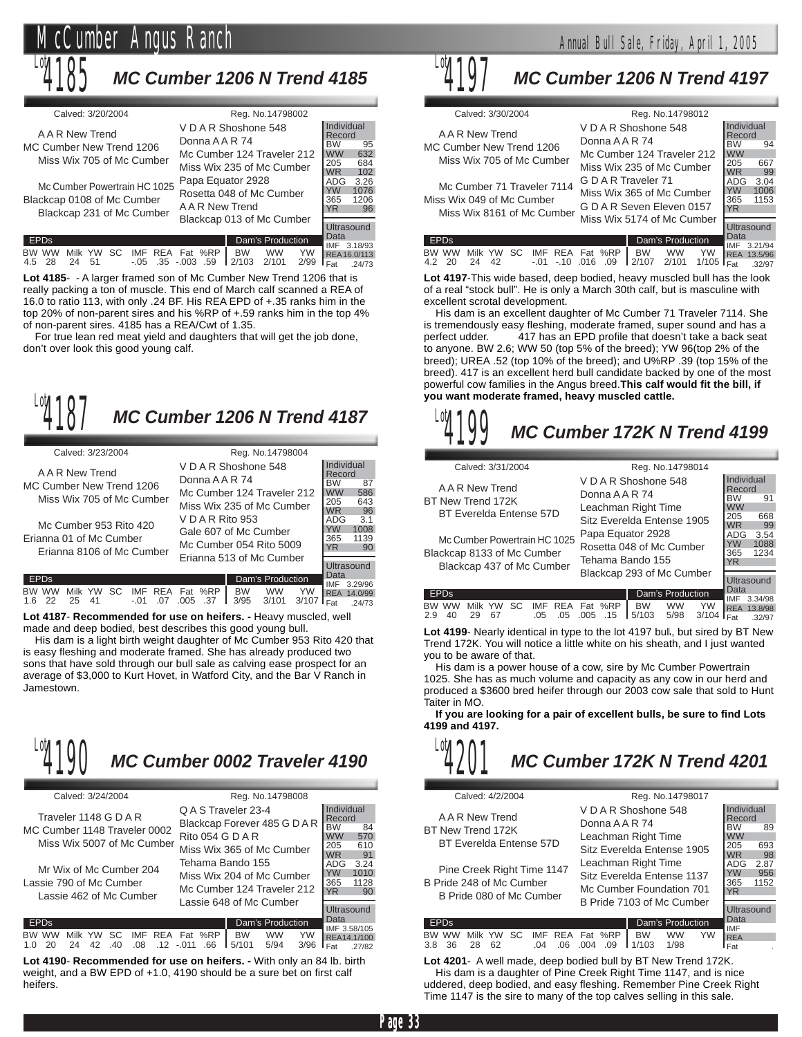## Lot 4185 — MC Cumber 1206 N Trend 4185

Calved: 3/20/2004 — Reg. No.14798002

**Pedigree**

- Sire: MC Cumber New Trend 1206
  - A A R New Trend (V D A R Shoshone 548 × Donna A A R 74)
  - Miss Wix 705 of Mc Cumber (Mc Cumber 124 Traveler 212 × Miss Wix 235 of Mc Cumber)
- Dam: Blackcap 0108 of Mc Cumber
  - Mc Cumber Powertrain HC 1025 (Papa Equator 2928 × Rosetta 048 of Mc Cumber)
  - Blackcap 231 of Mc Cumber (A A R New Trend × Blackcap 013 of Mc Cumber)

| Individual Record | |
|---|---|
| BW | 95 |
| WW | 632 |
| 205 | 684 |
| WR | 102 |
| ADG | 3.26 |
| YW | 1076 |
| 365 | 1206 |
| YR | 96 |

| Ultrasound Data | |
|---|---|
| IMF | 3.18/93 |
| REA | 16.0/113 |
| Fat | .24/73 |

| EPDs | | | | | | | | | Dam's Production | | |
|---|---|---|---|---|---|---|---|---|---|---|---|
| BW | WW | Milk | YW | SC | IMF | REA | Fat | %RP | BW | WW | YW |
| 4.5 | 28 | 24 | 51 | | -.05 | .35 | -.003 | .59 | 2/103 | 2/101 | 2/99 |

**Lot 4185**- - A larger framed son of Mc Cumber New Trend 1206 that is really packing a ton of muscle. This end of March calf scanned a REA of 16.0 to ratio 113, with only .24 BF. His REA EPD of +.35 ranks him in the top 20% of non-parent sires and his %RP of +.59 ranks him in the top 4% of non-parent sires. 4185 has a REA/Cwt of 1.35.

For true lean red meat yield and daughters that will get the job done, don't over look this good young calf.

## Lot 4187 — MC Cumber 1206 N Trend 4187

Calved: 3/23/2004 — Reg. No.14798004

**Pedigree**

- Sire: MC Cumber New Trend 1206
  - A A R New Trend (V D A R Shoshone 548 × Donna A A R 74)
  - Miss Wix 705 of Mc Cumber (Mc Cumber 124 Traveler 212 × Miss Wix 235 of Mc Cumber)
- Dam: Erianna 01 of Mc Cumber
  - Mc Cumber 953 Rito 420 (V D A R Rito 953 × Gale 607 of Mc Cumber)
  - Erianna 8106 of Mc Cumber (Mc Cumber 054 Rito 5009 × Erianna 513 of Mc Cumber)

| Individual Record | |
|---|---|
| BW | 87 |
| WW | 586 |
| 205 | 643 |
| WR | 96 |
| ADG | 3.1 |
| YW | 1008 |
| 365 | 1139 |
| YR | 90 |

| Ultrasound Data | |
|---|---|
| IMF | 3.29/96 |
| REA | 14.0/99 |
| Fat | .24/73 |

| EPDs | | | | | | | | | Dam's Production | | |
|---|---|---|---|---|---|---|---|---|---|---|---|
| BW | WW | Milk | YW | SC | IMF | REA | Fat | %RP | BW | WW | YW |
| 1.6 | 22 | 25 | 41 | | -.01 | .07 | .005 | .37 | 3/95 | 3/101 | 3/107 |

**Lot 4187**- **Recommended for use on heifers. -** Heavy muscled, well made and deep bodied, best describes this good young bull.

His dam is a light birth weight daughter of Mc Cumber 953 Rito 420 that is easy fleshing and moderate framed. She has already produced two sons that have sold through our bull sale as calving ease prospect for an average of $3,000 to Kurt Hovet, in Watford City, and the Bar V Ranch in Jamestown.

## Lot 4190 — MC Cumber 0002 Traveler 4190

Calved: 3/24/2004 — Reg. No.14798008

**Pedigree**

- Sire: MC Cumber 1148 Traveler 0002
  - Traveler 1148 G D A R (Q A S Traveler 23-4 × Blackcap Forever 485 G D A R)
  - Miss Wix 5007 of Mc Cumber (Rito 054 G D A R × Miss Wix 365 of Mc Cumber)
- Dam: Lassie 790 of Mc Cumber
  - Mr Wix of Mc Cumber 204 (Tehama Bando 155 × Miss Wix 204 of Mc Cumber)
  - Lassie 462 of Mc Cumber (Mc Cumber 124 Traveler 212 × Lassie 648 of Mc Cumber)

| Individual Record | |
|---|---|
| BW | 84 |
| WW | 570 |
| 205 | 610 |
| WR | 91 |
| ADG | 3.24 |
| YW | 1010 |
| 365 | 1128 |
| YR | 90 |

| Ultrasound Data | |
|---|---|
| IMF | 3.58/105 |
| REA | 14.1/100 |
| Fat | .27/82 |

| EPDs | | | | | | | | | Dam's Production | | |
|---|---|---|---|---|---|---|---|---|---|---|---|
| BW | WW | Milk | YW | SC | IMF | REA | Fat | %RP | BW | WW | YW |
| 1.0 | 20 | 24 | 42 | .40 | .08 | .12 | -.011 | .66 | 5/101 | 5/94 | 3/96 |

**Lot 4190**- **Recommended for use on heifers. -** With only an 84 lb. birth weight, and a BW EPD of +1.0, 4190 should be a sure bet on first calf heifers.

## Lot 4197 — MC Cumber 1206 N Trend 4197

Calved: 3/30/2004 — Reg. No.14798012

**Pedigree**

- Sire: MC Cumber New Trend 1206
  - A A R New Trend (V D A R Shoshone 548 × Donna A A R 74)
  - Miss Wix 705 of Mc Cumber (Mc Cumber 124 Traveler 212 × Miss Wix 235 of Mc Cumber)
- Dam: Miss Wix 049 of Mc Cumber
  - Mc Cumber 71 Traveler 7114 (G D A R Traveler 71 × Miss Wix 365 of Mc Cumber)
  - Miss Wix 8161 of Mc Cumber (G D A R Seven Eleven 0157 × Miss Wix 5174 of Mc Cumber)

| Individual Record | |
|---|---|
| BW | 94 |
| WW | |
| 205 | 667 |
| WR | 99 |
| ADG | 3.04 |
| YW | 1006 |
| 365 | 1153 |
| YR | |

| Ultrasound Data | |
|---|---|
| IMF | 3.21/94 |
| REA | 13.5/96 |
| Fat | .32/97 |

| EPDs | | | | | | | | | Dam's Production | | |
|---|---|---|---|---|---|---|---|---|---|---|---|
| BW | WW | Milk | YW | SC | IMF | REA | Fat | %RP | BW | WW | YW |
| 4.2 | 20 | 24 | 42 | | -.01 | -.10 | .016 | .09 | 2/107 | 2/101 | 1/105 |

**Lot 4197**-This wide based, deep bodied, heavy muscled bull has the look of a real "stock bull". He is only a March 30th calf, but is masculine with excellent scrotal development.

His dam is an excellent daughter of Mc Cumber 71 Traveler 7114. She is tremendously easy fleshing, moderate framed, super sound and has a perfect udder. 417 has an EPD profile that doesn't take a back seat to anyone. BW 2.6; WW 50 (top 5% of the breed); YW 96(top 2% of the breed); UREA .52 (top 10% of the breed); and U%RP .39 (top 15% of the breed). 417 is an excellent herd bull candidate backed by one of the most powerful cow families in the Angus breed.**This calf would fit the bill, if you want moderate framed, heavy muscled cattle.**

## Lot 4199 — MC Cumber 172K N Trend 4199

Calved: 3/31/2004 — Reg. No.14798014

**Pedigree**

- Sire: BT New Trend 172K
  - A A R New Trend (V D A R Shoshone 548 × Donna A A R 74)
  - BT Everelda Entense 57D (Leachman Right Time × Sitz Everelda Entense 1905)
- Dam: Blackcap 8133 of Mc Cumber
  - Mc Cumber Powertrain HC 1025 (Papa Equator 2928 × Rosetta 048 of Mc Cumber)
  - Blackcap 437 of Mc Cumber (Tehama Bando 155 × Blackcap 293 of Mc Cumber)

| Individual Record | |
|---|---|
| BW | 91 |
| WW | |
| 205 | 668 |
| WR | 99 |
| ADG | 3.54 |
| YW | 1088 |
| 365 | 1234 |
| YR | |

| Ultrasound Data | |
|---|---|
| IMF | 3.34/98 |
| REA | 13.8/98 |
| Fat | .32/97 |

| EPDs | | | | | | | | | Dam's Production | | |
|---|---|---|---|---|---|---|---|---|---|---|---|
| BW | WW | Milk | YW | SC | IMF | REA | Fat | %RP | BW | WW | YW |
| 2.9 | 40 | 29 | 67 | | .05 | .05 | .005 | .15 | 5/103 | 5/98 | 3/104 |

**Lot 4199**- Nearly identical in type to the lot 4197 bull, but sired by BT New Trend 172K. You will notice a little white on his sheath, and I just wanted you to be aware of that.

His dam is a power house of a cow, sire by Mc Cumber Powertrain 1025. She has as much volume and capacity as any cow in our herd and produced a $3600 bred heifer through our 2003 cow sale that sold to Hunt Taiter in MO.

**If you are looking for a pair of excellent bulls, be sure to find Lots 4199 and 4197.**

## Lot 4201 — MC Cumber 172K N Trend 4201

Calved: 4/2/2004 — Reg. No.14798017

**Pedigree**

- Sire: BT New Trend 172K
  - A A R New Trend (V D A R Shoshone 548 × Donna A A R 74)
  - BT Everelda Entense 57D (Leachman Right Time × Sitz Everelda Entense 1905)
- Dam: B Pride 248 of Mc Cumber
  - Pine Creek Right Time 1147 (Leachman Right Time × Sitz Everelda Entense 1137)
  - B Pride 080 of Mc Cumber (Mc Cumber Foundation 701 × B Pride 7103 of Mc Cumber)

| Individual Record | |
|---|---|
| BW | 89 |
| WW | |
| 205 | 693 |
| WR | 98 |
| ADG | 2.87 |
| YW | 956 |
| 365 | 1152 |
| YR | |

| Ultrasound Data | |
|---|---|
| IMF | |
| REA | |
| Fat | |

| EPDs | | | | | | | | | Dam's Production | | |
|---|---|---|---|---|---|---|---|---|---|---|---|
| BW | WW | Milk | YW | SC | IMF | REA | Fat | %RP | BW | WW | YW |
| 3.8 | 36 | 28 | 62 | | .04 | .06 | .004 | .09 | 1/103 | 1/98 | |

**Lot 4201**- A well made, deep bodied bull by BT New Trend 172K.

His dam is a daughter of Pine Creek Right Time 1147, and is nice uddered, deep bodied, and easy fleshing. Remember Pine Creek Right Time 1147 is the sire to many of the top calves selling in this sale.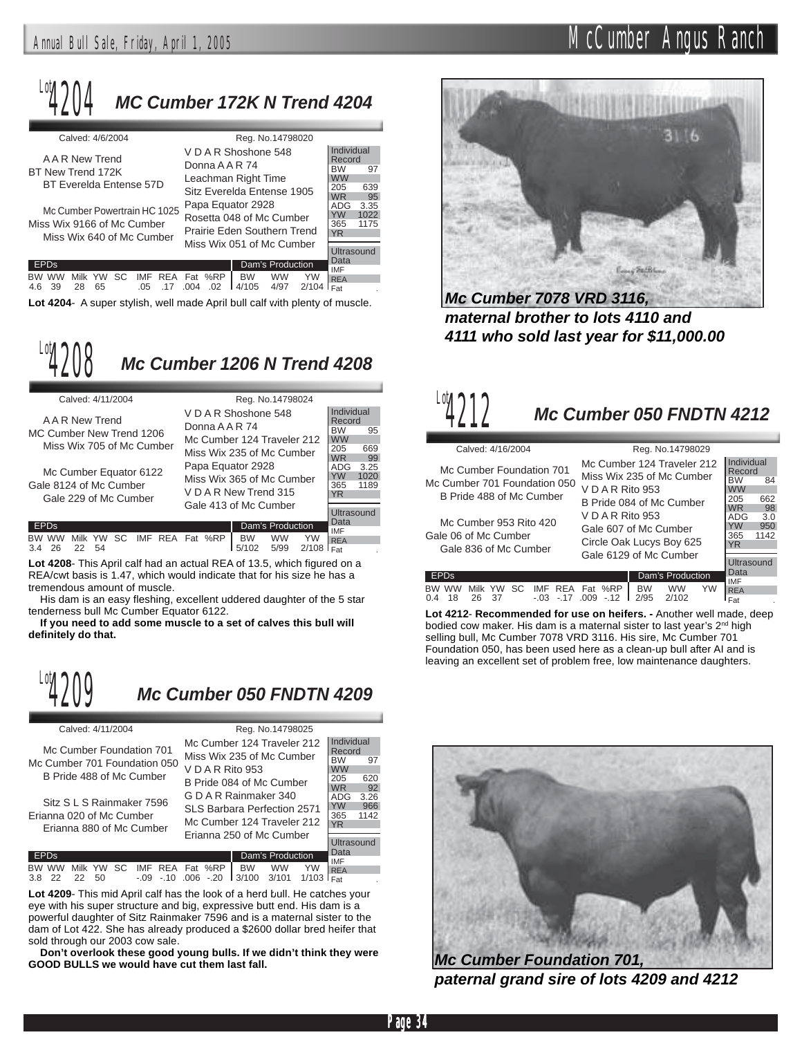## Lot 4204 — MC Cumber 172K N Trend 4204

Calved: 4/6/2004 Reg. No.14798020

**Pedigree:**
- A A R New Trend
  - V D A R Shoshone 548
  - Donna A A R 74
- BT New Trend 172K
- BT Everelda Entense 57D
  - Leachman Right Time
  - Sitz Everelda Entense 1905
- Mc Cumber Powertrain HC 1025
  - Papa Equator 2928
  - Rosetta 048 of Mc Cumber
- Miss Wix 9166 of Mc Cumber
- Miss Wix 640 of Mc Cumber
  - Prairie Eden Southern Trend
  - Miss Wix 051 of Mc Cumber

| Individual Record | |
|---|---|
| BW | 97 |
| WW | |
| 205 | 639 |
| WR | 95 |
| ADG | 3.35 |
| YW | 1022 |
| 365 | 1175 |
| YR | |

| EPDs | | | | | | | | |
|---|---|---|---|---|---|---|---|---|
| BW | WW | Milk | YW | SC | IMF | REA | Fat | %RP |
| 4.6 | 39 | 28 | 65 | | .05 | .17 | .004 | .02 |

| Dam's Production | | |
|---|---|---|
| BW | WW | YW |
| 4/105 | 4/97 | 2/104 |

Ultrasound Data: IMF, REA, Fat

**Lot 4204**- A super stylish, well made April bull calf with plenty of muscle.

## Lot 4208 — Mc Cumber 1206 N Trend 4208

Calved: 4/11/2004 Reg. No.14798024

**Pedigree:**
- A A R New Trend
  - V D A R Shoshone 548
  - Donna A A R 74
- MC Cumber New Trend 1206
- Miss Wix 705 of Mc Cumber
  - Mc Cumber 124 Traveler 212
  - Miss Wix 235 of Mc Cumber
- Mc Cumber Equator 6122
  - Papa Equator 2928
  - Miss Wix 365 of Mc Cumber
- Gale 8124 of Mc Cumber
- Gale 229 of Mc Cumber
  - V D A R New Trend 315
  - Gale 413 of Mc Cumber

| Individual Record | |
|---|---|
| BW | 95 |
| WW | |
| 205 | 669 |
| WR | 99 |
| ADG | 3.25 |
| YW | 1020 |
| 365 | 1189 |
| YR | |

| EPDs | | | | | | | | |
|---|---|---|---|---|---|---|---|---|
| BW | WW | Milk | YW | SC | IMF | REA | Fat | %RP |
| 3.4 | 26 | 22 | 54 | | | | | |

| Dam's Production | | |
|---|---|---|
| BW | WW | YW |
| 5/102 | 5/99 | 2/108 |

Ultrasound Data: IMF, REA, Fat

**Lot 4208**- This April calf had an actual REA of 13.5, which figured on a REA/cwt basis is 1.47, which would indicate that for his size he has a tremendous amount of muscle.

His dam is an easy fleshing, excellent uddered daughter of the 5 star tenderness bull Mc Cumber Equator 6122.

**If you need to add some muscle to a set of calves this bull will definitely do that.**

## Lot 4209 — Mc Cumber 050 FNDTN 4209

Calved: 4/11/2004 Reg. No.14798025

**Pedigree:**
- Mc Cumber Foundation 701
  - Mc Cumber 124 Traveler 212
  - Miss Wix 235 of Mc Cumber
- Mc Cumber 701 Foundation 050
- B Pride 488 of Mc Cumber
  - V D A R Rito 953
  - B Pride 084 of Mc Cumber
- Sitz S L S Rainmaker 7596
  - G D A R Rainmaker 340
  - SLS Barbara Perfection 2571
- Erianna 020 of Mc Cumber
- Erianna 880 of Mc Cumber
  - Mc Cumber 124 Traveler 212
  - Erianna 250 of Mc Cumber

| Individual Record | |
|---|---|
| BW | 97 |
| WW | |
| 205 | 620 |
| WR | 92 |
| ADG | 3.26 |
| YW | 966 |
| 365 | 1142 |
| YR | |

| EPDs | | | | | | | | |
|---|---|---|---|---|---|---|---|---|
| BW | WW | Milk | YW | SC | IMF | REA | Fat | %RP |
| 3.8 | 22 | 22 | 50 | | -.09 | -.10 | .006 | -.20 |

| Dam's Production | | |
|---|---|---|
| BW | WW | YW |
| 3/100 | 3/101 | 1/103 |

Ultrasound Data: IMF, REA, Fat

**Lot 4209**- This mid April calf has the look of a herd bull. He catches your eye with his super structure and big, expressive butt end. His dam is a powerful daughter of Sitz Rainmaker 7596 and is a maternal sister to the dam of Lot 422. She has already produced a $2600 dollar bred heifer that sold through our 2003 cow sale.

**Don't overlook these good young bulls. If we didn't think they were GOOD BULLS we would have cut them last fall.**

***Mc Cumber 7078 VRD 3116, maternal brother to lots 4110 and 4111 who sold last year for $11,000.00***

## Lot 4212 — Mc Cumber 050 FNDTN 4212

Calved: 4/16/2004 Reg. No.14798029

**Pedigree:**
- Mc Cumber Foundation 701
  - Mc Cumber 124 Traveler 212
  - Miss Wix 235 of Mc Cumber
- Mc Cumber 701 Foundation 050
- B Pride 488 of Mc Cumber
  - V D A R Rito 953
  - B Pride 084 of Mc Cumber
- Mc Cumber 953 Rito 420
  - V D A R Rito 953
  - Gale 607 of Mc Cumber
- Gale 06 of Mc Cumber
- Gale 836 of Mc Cumber
  - Circle Oak Lucys Boy 625
  - Gale 6129 of Mc Cumber

| Individual Record | |
|---|---|
| BW | 84 |
| WW | |
| 205 | 662 |
| WR | 98 |
| ADG | 3.0 |
| YW | 950 |
| 365 | 1142 |
| YR | |

| EPDs | | | | | | | | |
|---|---|---|---|---|---|---|---|---|
| BW | WW | Milk | YW | SC | IMF | REA | Fat | %RP |
| 0.4 | 18 | 26 | 37 | | -.03 | -.17 | .009 | -.12 |

| Dam's Production | | |
|---|---|---|
| BW | WW | YW |
| 2/95 | 2/102 | |

Ultrasound Data: IMF, REA, Fat

**Lot 4212**- **Recommended for use on heifers. -** Another well made, deep bodied cow maker. His dam is a maternal sister to last year's 2nd high selling bull, Mc Cumber 7078 VRD 3116. His sire, Mc Cumber 701 Foundation 050, has been used here as a clean-up bull after AI and is leaving an excellent set of problem free, low maintenance daughters.

***Mc Cumber Foundation 701, paternal grand sire of lots 4209 and 4212***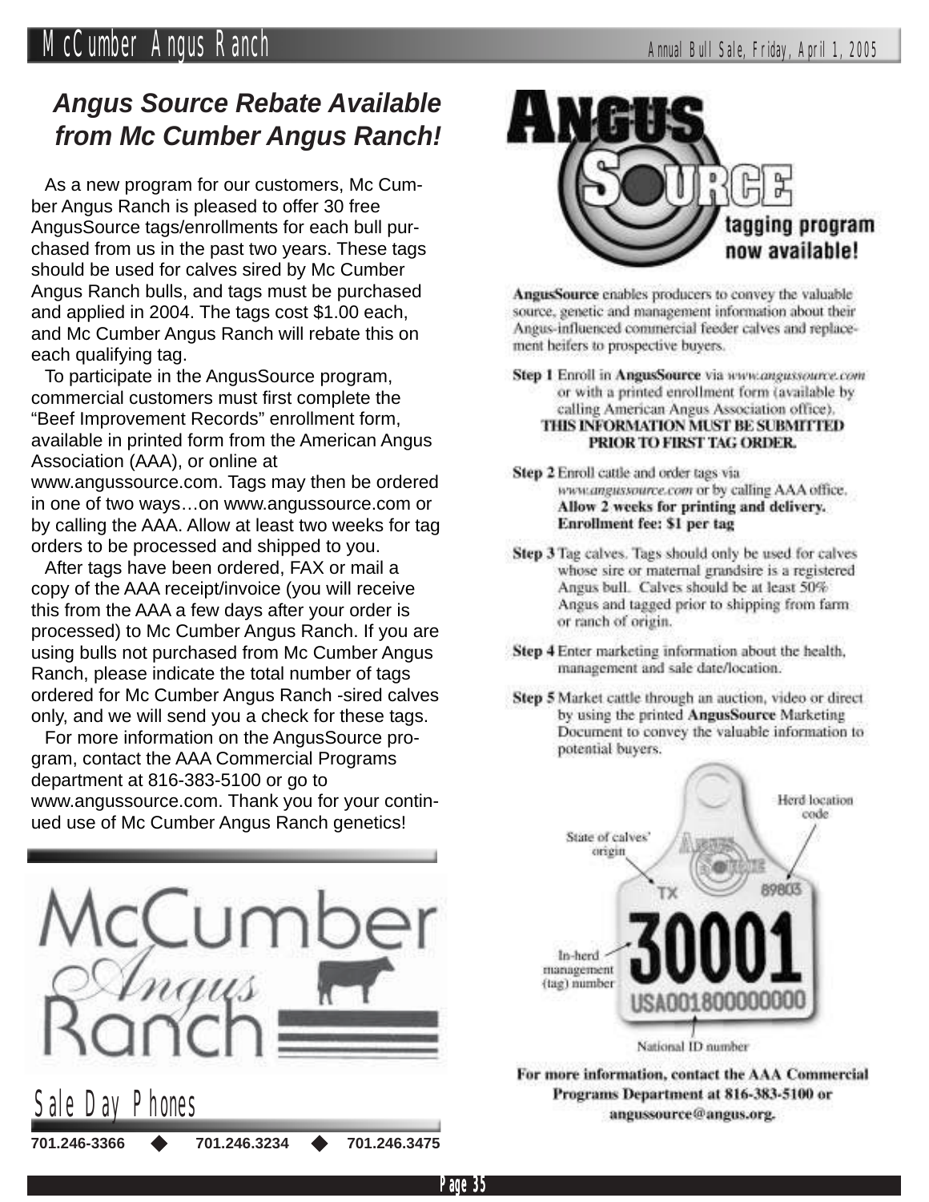## *Angus Source Rebate Available from Mc Cumber Angus Ranch!*

As a new program for our customers, Mc Cumber Angus Ranch is pleased to offer 30 free AngusSource tags/enrollments for each bull purchased from us in the past two years. These tags should be used for calves sired by Mc Cumber Angus Ranch bulls, and tags must be purchased and applied in 2004. The tags cost $1.00 each, and Mc Cumber Angus Ranch will rebate this on each qualifying tag.

To participate in the AngusSource program, commercial customers must first complete the "Beef Improvement Records" enrollment form, available in printed form from the American Angus Association (AAA), or online at www.angussource.com. Tags may then be ordered in one of two ways…on www.angussource.com or by calling the AAA. Allow at least two weeks for tag orders to be processed and shipped to you.

After tags have been ordered, FAX or mail a copy of the AAA receipt/invoice (you will receive this from the AAA a few days after your order is processed) to Mc Cumber Angus Ranch. If you are using bulls not purchased from Mc Cumber Angus Ranch, please indicate the total number of tags ordered for Mc Cumber Angus Ranch -sired calves only, and we will send you a check for these tags.

For more information on the AngusSource program, contact the AAA Commercial Programs department at 816-383-5100 or go to www.angussource.com. Thank you for your continued use of Mc Cumber Angus Ranch genetics!

McCumber Angus Ranch

### Sale Day Phones

701.246-3366 ◆ 701.246.3234 ◆ 701.246.3475

# Angus Source

**tagging program now available!**

**AngusSource** enables producers to convey the valuable source, genetic and management information about their Angus-influenced commercial feeder calves and replacement heifers to prospective buyers.

**Step 1** Enroll in **AngusSource** via *www.angussource.com* or with a printed enrollment form (available by calling American Angus Association office).
**THIS INFORMATION MUST BE SUBMITTED PRIOR TO FIRST TAG ORDER.**

**Step 2** Enroll cattle and order tags via *www.angussource.com* or by calling AAA office. **Allow 2 weeks for printing and delivery. Enrollment fee: $1 per tag**

**Step 3** Tag calves. Tags should only be used for calves whose sire or maternal grandsire is a registered Angus bull. Calves should be at least 50% Angus and tagged prior to shipping from farm or ranch of origin.

**Step 4** Enter marketing information about the health, management and sale date/location.

**Step 5** Market cattle through an auction, video or direct by using the printed **AngusSource** Marketing Document to convey the valuable information to potential buyers.

State of calves' origin — TX
Herd location code — 89803
In-herd management (tag) number — 30001
National ID number — USA001800000000

**For more information, contact the AAA Commercial Programs Department at 816-383-5100 or angussource@angus.org.**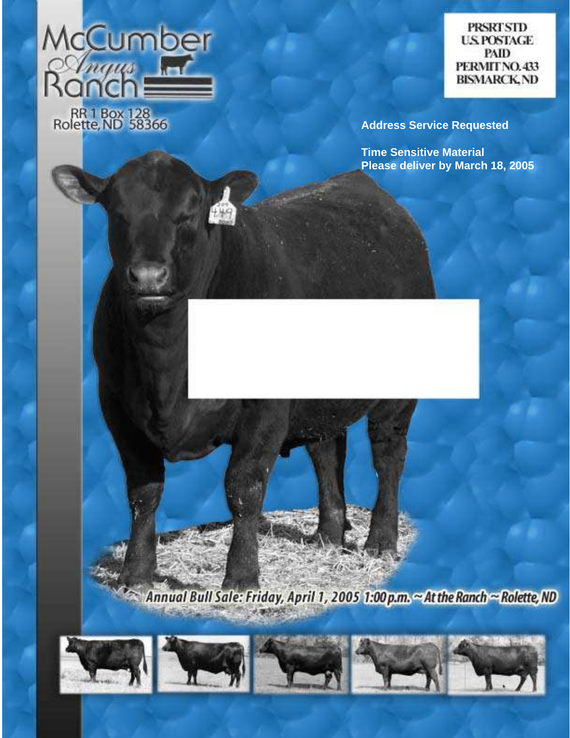McCumber Angus Ranch

RR 1 Box 128
Rolette, ND 58366

PRSRT STD
U.S. POSTAGE
PAID
PERMIT NO. 433
BISMARCK, ND

**Address Service Requested**

**Time Sensitive Material**
**Please deliver by March 18, 2005**

*Annual Bull Sale: Friday, April 1, 2005 1:00 p.m. ~ At the Ranch ~ Rolette, ND*